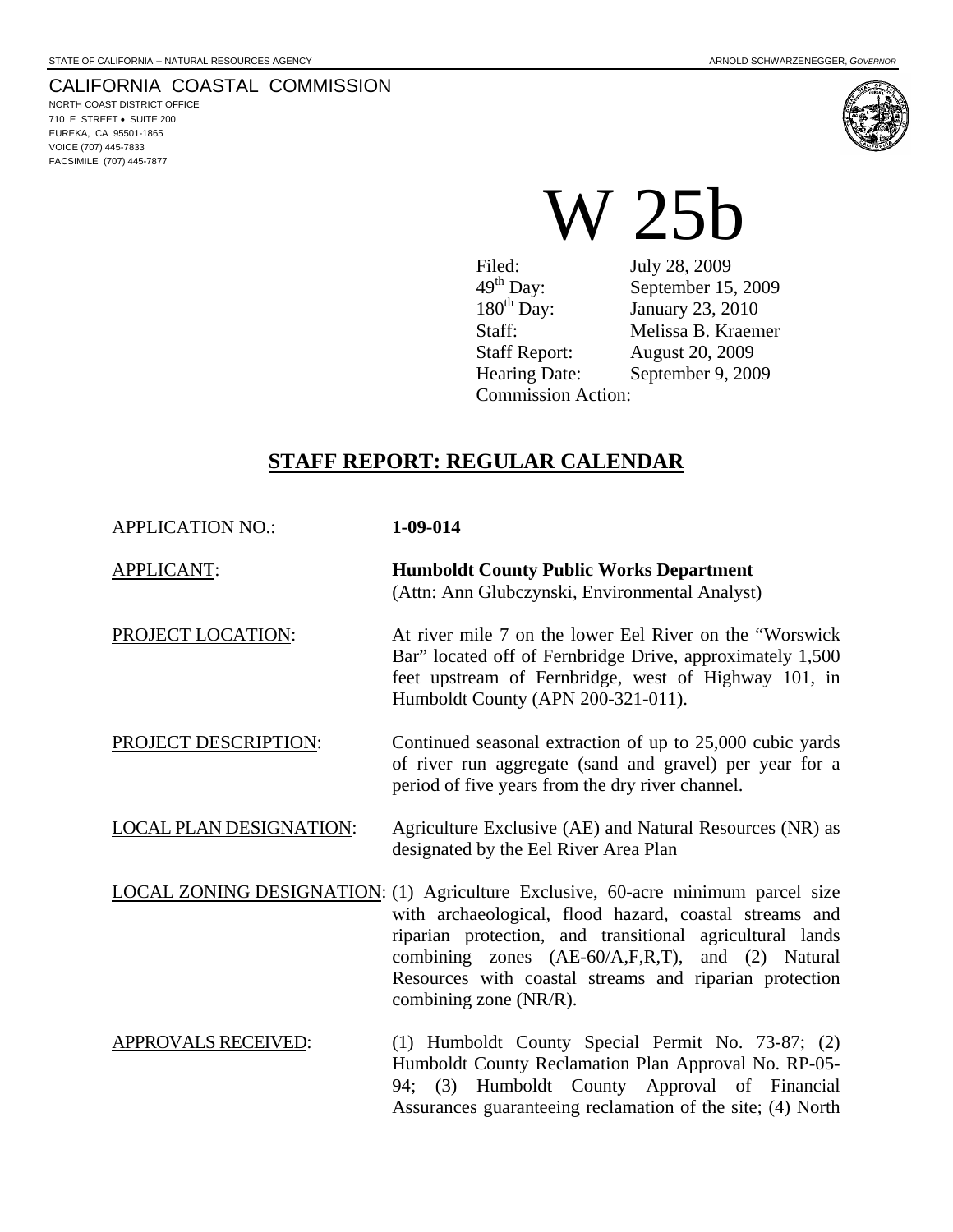STATE OF CALIFORNIA -- NATURAL RESOURCES AGENCY ARNOLD SCHWARZENEGGER, *GOVERNOR*

CALIFORNIA COASTAL COMMISSION
NORTH COAST DISTRICT OFFICE
710 E STREET • SUITE 200
EUREKA, CA 95501-1865
VOICE (707) 445-7833
FACSIMILE (707) 445-7877

# W 25b

| | |
|---|---|
| Filed: | July 28, 2009 |
| 49th Day: | September 15, 2009 |
| 180th Day: | January 23, 2010 |
| Staff: | Melissa B. Kraemer |
| Staff Report: | August 20, 2009 |
| Hearing Date: | September 9, 2009 |
| Commission Action: | |

## STAFF REPORT: REGULAR CALENDAR

APPLICATION NO.: **1-09-014**

APPLICANT: **Humboldt County Public Works Department**
(Attn: Ann Glubczynski, Environmental Analyst)

PROJECT LOCATION: At river mile 7 on the lower Eel River on the "Worswick Bar" located off of Fernbridge Drive, approximately 1,500 feet upstream of Fernbridge, west of Highway 101, in Humboldt County (APN 200-321-011).

PROJECT DESCRIPTION: Continued seasonal extraction of up to 25,000 cubic yards of river run aggregate (sand and gravel) per year for a period of five years from the dry river channel.

LOCAL PLAN DESIGNATION: Agriculture Exclusive (AE) and Natural Resources (NR) as designated by the Eel River Area Plan

LOCAL ZONING DESIGNATION: (1) Agriculture Exclusive, 60-acre minimum parcel size with archaeological, flood hazard, coastal streams and riparian protection, and transitional agricultural lands combining zones (AE-60/A,F,R,T), and (2) Natural Resources with coastal streams and riparian protection combining zone (NR/R).

APPROVALS RECEIVED: (1) Humboldt County Special Permit No. 73-87; (2) Humboldt County Reclamation Plan Approval No. RP-05-94; (3) Humboldt County Approval of Financial Assurances guaranteeing reclamation of the site; (4) North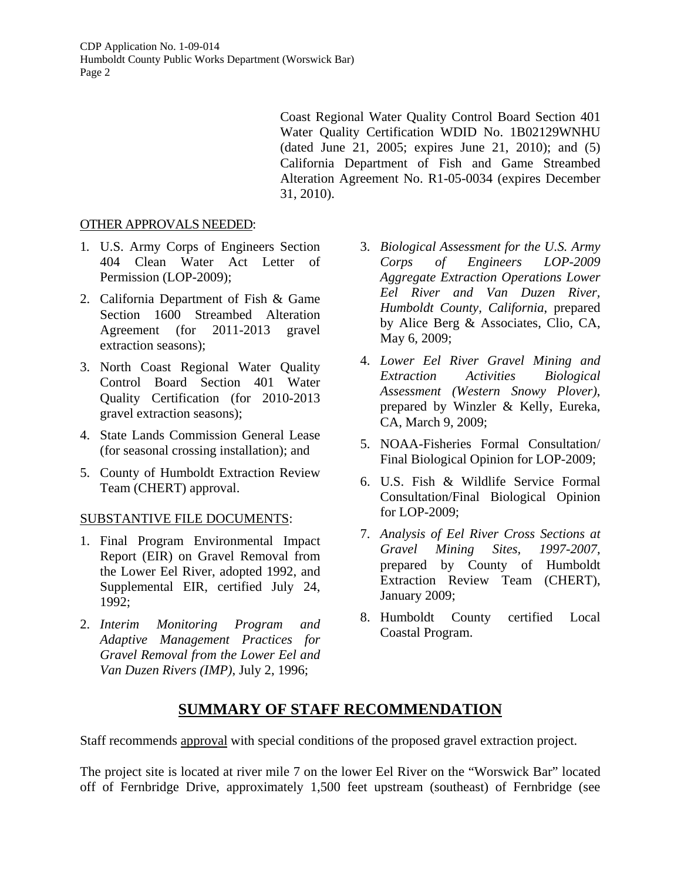Coast Regional Water Quality Control Board Section 401 Water Quality Certification WDID No. 1B02129WNHU (dated June 21, 2005; expires June 21, 2010); and (5) California Department of Fish and Game Streambed Alteration Agreement No. R1-05-0034 (expires December 31, 2010).

OTHER APPROVALS NEEDED:

1. U.S. Army Corps of Engineers Section 404 Clean Water Act Letter of Permission (LOP-2009);
2. California Department of Fish & Game Section 1600 Streambed Alteration Agreement (for 2011-2013 gravel extraction seasons);
3. North Coast Regional Water Quality Control Board Section 401 Water Quality Certification (for 2010-2013 gravel extraction seasons);
4. State Lands Commission General Lease (for seasonal crossing installation); and
5. County of Humboldt Extraction Review Team (CHERT) approval.

SUBSTANTIVE FILE DOCUMENTS:

1. Final Program Environmental Impact Report (EIR) on Gravel Removal from the Lower Eel River, adopted 1992, and Supplemental EIR, certified July 24, 1992;
2. *Interim Monitoring Program and Adaptive Management Practices for Gravel Removal from the Lower Eel and Van Duzen Rivers (IMP)*, July 2, 1996;
3. *Biological Assessment for the U.S. Army Corps of Engineers LOP-2009 Aggregate Extraction Operations Lower Eel River and Van Duzen River, Humboldt County, California*, prepared by Alice Berg & Associates, Clio, CA, May 6, 2009;
4. *Lower Eel River Gravel Mining and Extraction Activities Biological Assessment (Western Snowy Plover)*, prepared by Winzler & Kelly, Eureka, CA, March 9, 2009;
5. NOAA-Fisheries Formal Consultation/ Final Biological Opinion for LOP-2009;
6. U.S. Fish & Wildlife Service Formal Consultation/Final Biological Opinion for LOP-2009;
7. *Analysis of Eel River Cross Sections at Gravel Mining Sites, 1997-2007*, prepared by County of Humboldt Extraction Review Team (CHERT), January 2009;
8. Humboldt County certified Local Coastal Program.

## SUMMARY OF STAFF RECOMMENDATION

Staff recommends approval with special conditions of the proposed gravel extraction project.

The project site is located at river mile 7 on the lower Eel River on the "Worswick Bar" located off of Fernbridge Drive, approximately 1,500 feet upstream (southeast) of Fernbridge (see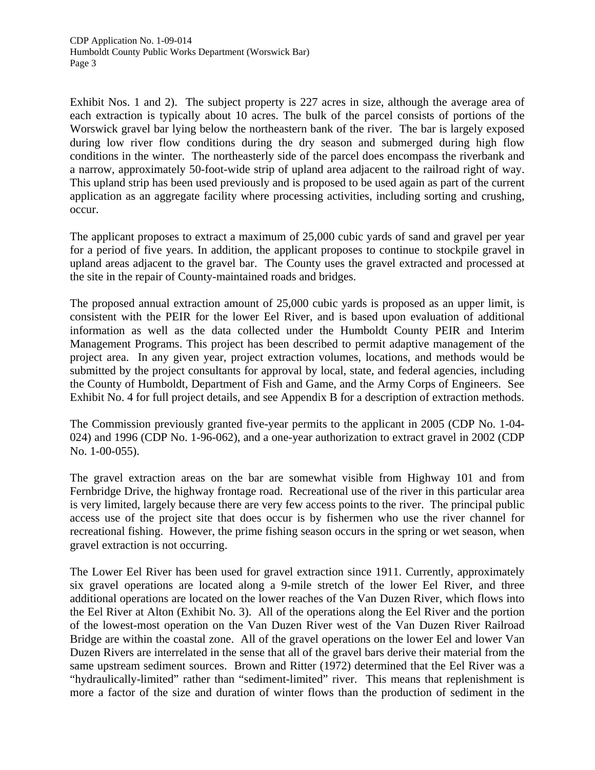Exhibit Nos. 1 and 2). The subject property is 227 acres in size, although the average area of each extraction is typically about 10 acres. The bulk of the parcel consists of portions of the Worswick gravel bar lying below the northeastern bank of the river. The bar is largely exposed during low river flow conditions during the dry season and submerged during high flow conditions in the winter. The northeasterly side of the parcel does encompass the riverbank and a narrow, approximately 50-foot-wide strip of upland area adjacent to the railroad right of way. This upland strip has been used previously and is proposed to be used again as part of the current application as an aggregate facility where processing activities, including sorting and crushing, occur.

The applicant proposes to extract a maximum of 25,000 cubic yards of sand and gravel per year for a period of five years. In addition, the applicant proposes to continue to stockpile gravel in upland areas adjacent to the gravel bar. The County uses the gravel extracted and processed at the site in the repair of County-maintained roads and bridges.

The proposed annual extraction amount of 25,000 cubic yards is proposed as an upper limit, is consistent with the PEIR for the lower Eel River, and is based upon evaluation of additional information as well as the data collected under the Humboldt County PEIR and Interim Management Programs. This project has been described to permit adaptive management of the project area. In any given year, project extraction volumes, locations, and methods would be submitted by the project consultants for approval by local, state, and federal agencies, including the County of Humboldt, Department of Fish and Game, and the Army Corps of Engineers. See Exhibit No. 4 for full project details, and see Appendix B for a description of extraction methods.

The Commission previously granted five-year permits to the applicant in 2005 (CDP No. 1-04-024) and 1996 (CDP No. 1-96-062), and a one-year authorization to extract gravel in 2002 (CDP No. 1-00-055).

The gravel extraction areas on the bar are somewhat visible from Highway 101 and from Fernbridge Drive, the highway frontage road. Recreational use of the river in this particular area is very limited, largely because there are very few access points to the river. The principal public access use of the project site that does occur is by fishermen who use the river channel for recreational fishing. However, the prime fishing season occurs in the spring or wet season, when gravel extraction is not occurring.

The Lower Eel River has been used for gravel extraction since 1911. Currently, approximately six gravel operations are located along a 9-mile stretch of the lower Eel River, and three additional operations are located on the lower reaches of the Van Duzen River, which flows into the Eel River at Alton (Exhibit No. 3). All of the operations along the Eel River and the portion of the lowest-most operation on the Van Duzen River west of the Van Duzen River Railroad Bridge are within the coastal zone. All of the gravel operations on the lower Eel and lower Van Duzen Rivers are interrelated in the sense that all of the gravel bars derive their material from the same upstream sediment sources. Brown and Ritter (1972) determined that the Eel River was a "hydraulically-limited" rather than "sediment-limited" river. This means that replenishment is more a factor of the size and duration of winter flows than the production of sediment in the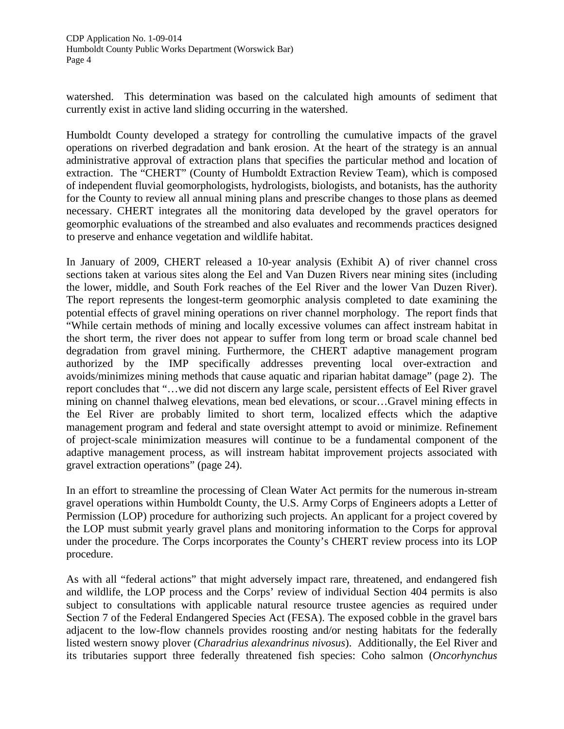watershed. This determination was based on the calculated high amounts of sediment that currently exist in active land sliding occurring in the watershed.

Humboldt County developed a strategy for controlling the cumulative impacts of the gravel operations on riverbed degradation and bank erosion. At the heart of the strategy is an annual administrative approval of extraction plans that specifies the particular method and location of extraction. The "CHERT" (County of Humboldt Extraction Review Team), which is composed of independent fluvial geomorphologists, hydrologists, biologists, and botanists, has the authority for the County to review all annual mining plans and prescribe changes to those plans as deemed necessary. CHERT integrates all the monitoring data developed by the gravel operators for geomorphic evaluations of the streambed and also evaluates and recommends practices designed to preserve and enhance vegetation and wildlife habitat.

In January of 2009, CHERT released a 10-year analysis (Exhibit A) of river channel cross sections taken at various sites along the Eel and Van Duzen Rivers near mining sites (including the lower, middle, and South Fork reaches of the Eel River and the lower Van Duzen River). The report represents the longest-term geomorphic analysis completed to date examining the potential effects of gravel mining operations on river channel morphology. The report finds that "While certain methods of mining and locally excessive volumes can affect instream habitat in the short term, the river does not appear to suffer from long term or broad scale channel bed degradation from gravel mining. Furthermore, the CHERT adaptive management program authorized by the IMP specifically addresses preventing local over-extraction and avoids/minimizes mining methods that cause aquatic and riparian habitat damage" (page 2). The report concludes that "…we did not discern any large scale, persistent effects of Eel River gravel mining on channel thalweg elevations, mean bed elevations, or scour…Gravel mining effects in the Eel River are probably limited to short term, localized effects which the adaptive management program and federal and state oversight attempt to avoid or minimize. Refinement of project-scale minimization measures will continue to be a fundamental component of the adaptive management process, as will instream habitat improvement projects associated with gravel extraction operations" (page 24).

In an effort to streamline the processing of Clean Water Act permits for the numerous in-stream gravel operations within Humboldt County, the U.S. Army Corps of Engineers adopts a Letter of Permission (LOP) procedure for authorizing such projects. An applicant for a project covered by the LOP must submit yearly gravel plans and monitoring information to the Corps for approval under the procedure. The Corps incorporates the County's CHERT review process into its LOP procedure.

As with all "federal actions" that might adversely impact rare, threatened, and endangered fish and wildlife, the LOP process and the Corps' review of individual Section 404 permits is also subject to consultations with applicable natural resource trustee agencies as required under Section 7 of the Federal Endangered Species Act (FESA). The exposed cobble in the gravel bars adjacent to the low-flow channels provides roosting and/or nesting habitats for the federally listed western snowy plover (*Charadrius alexandrinus nivosus*). Additionally, the Eel River and its tributaries support three federally threatened fish species: Coho salmon (*Oncorhynchus*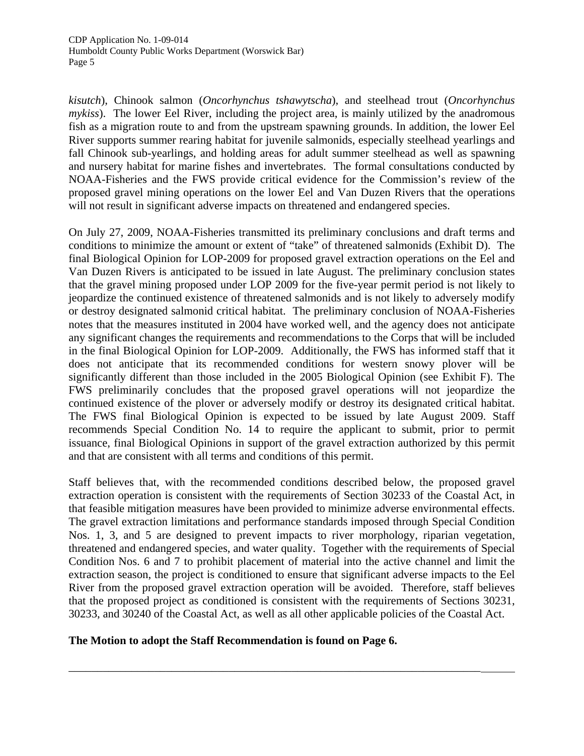*kisutch*), Chinook salmon (*Oncorhynchus tshawytscha*), and steelhead trout (*Oncorhynchus mykiss*). The lower Eel River, including the project area, is mainly utilized by the anadromous fish as a migration route to and from the upstream spawning grounds. In addition, the lower Eel River supports summer rearing habitat for juvenile salmonids, especially steelhead yearlings and fall Chinook sub-yearlings, and holding areas for adult summer steelhead as well as spawning and nursery habitat for marine fishes and invertebrates. The formal consultations conducted by NOAA-Fisheries and the FWS provide critical evidence for the Commission's review of the proposed gravel mining operations on the lower Eel and Van Duzen Rivers that the operations will not result in significant adverse impacts on threatened and endangered species.

On July 27, 2009, NOAA-Fisheries transmitted its preliminary conclusions and draft terms and conditions to minimize the amount or extent of "take" of threatened salmonids (Exhibit D). The final Biological Opinion for LOP-2009 for proposed gravel extraction operations on the Eel and Van Duzen Rivers is anticipated to be issued in late August. The preliminary conclusion states that the gravel mining proposed under LOP 2009 for the five-year permit period is not likely to jeopardize the continued existence of threatened salmonids and is not likely to adversely modify or destroy designated salmonid critical habitat. The preliminary conclusion of NOAA-Fisheries notes that the measures instituted in 2004 have worked well, and the agency does not anticipate any significant changes the requirements and recommendations to the Corps that will be included in the final Biological Opinion for LOP-2009. Additionally, the FWS has informed staff that it does not anticipate that its recommended conditions for western snowy plover will be significantly different than those included in the 2005 Biological Opinion (see Exhibit F). The FWS preliminarily concludes that the proposed gravel operations will not jeopardize the continued existence of the plover or adversely modify or destroy its designated critical habitat. The FWS final Biological Opinion is expected to be issued by late August 2009. Staff recommends Special Condition No. 14 to require the applicant to submit, prior to permit issuance, final Biological Opinions in support of the gravel extraction authorized by this permit and that are consistent with all terms and conditions of this permit.

Staff believes that, with the recommended conditions described below, the proposed gravel extraction operation is consistent with the requirements of Section 30233 of the Coastal Act, in that feasible mitigation measures have been provided to minimize adverse environmental effects. The gravel extraction limitations and performance standards imposed through Special Condition Nos. 1, 3, and 5 are designed to prevent impacts to river morphology, riparian vegetation, threatened and endangered species, and water quality. Together with the requirements of Special Condition Nos. 6 and 7 to prohibit placement of material into the active channel and limit the extraction season, the project is conditioned to ensure that significant adverse impacts to the Eel River from the proposed gravel extraction operation will be avoided. Therefore, staff believes that the proposed project as conditioned is consistent with the requirements of Sections 30231, 30233, and 30240 of the Coastal Act, as well as all other applicable policies of the Coastal Act.

**The Motion to adopt the Staff Recommendation is found on Page 6.**

---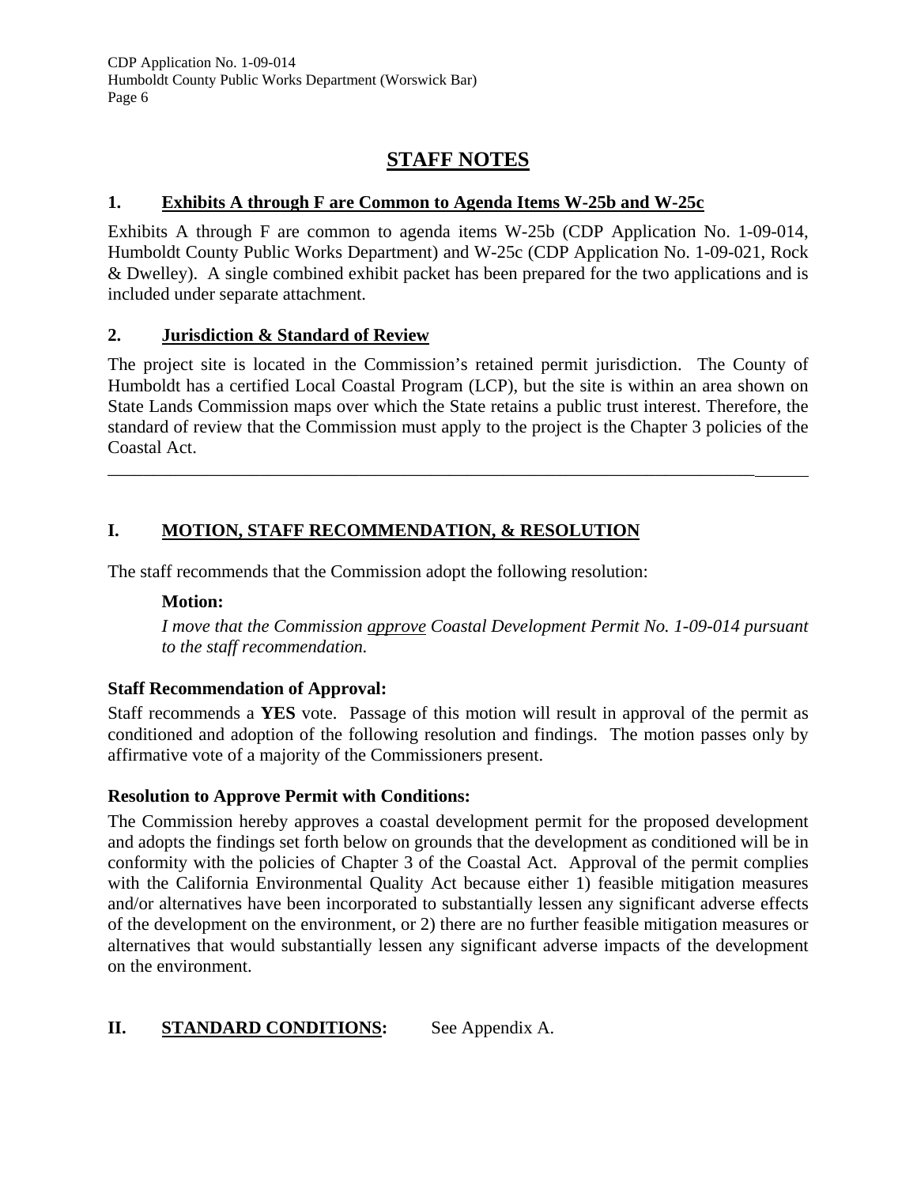# STAFF NOTES

## 1. Exhibits A through F are Common to Agenda Items W-25b and W-25c

Exhibits A through F are common to agenda items W-25b (CDP Application No. 1-09-014, Humboldt County Public Works Department) and W-25c (CDP Application No. 1-09-021, Rock & Dwelley). A single combined exhibit packet has been prepared for the two applications and is included under separate attachment.

## 2. Jurisdiction & Standard of Review

The project site is located in the Commission's retained permit jurisdiction. The County of Humboldt has a certified Local Coastal Program (LCP), but the site is within an area shown on State Lands Commission maps over which the State retains a public trust interest. Therefore, the standard of review that the Commission must apply to the project is the Chapter 3 policies of the Coastal Act.

---

## I. MOTION, STAFF RECOMMENDATION, & RESOLUTION

The staff recommends that the Commission adopt the following resolution:

**Motion:**

*I move that the Commission approve Coastal Development Permit No. 1-09-014 pursuant to the staff recommendation.*

**Staff Recommendation of Approval:**

Staff recommends a **YES** vote. Passage of this motion will result in approval of the permit as conditioned and adoption of the following resolution and findings. The motion passes only by affirmative vote of a majority of the Commissioners present.

**Resolution to Approve Permit with Conditions:**

The Commission hereby approves a coastal development permit for the proposed development and adopts the findings set forth below on grounds that the development as conditioned will be in conformity with the policies of Chapter 3 of the Coastal Act. Approval of the permit complies with the California Environmental Quality Act because either 1) feasible mitigation measures and/or alternatives have been incorporated to substantially lessen any significant adverse effects of the development on the environment, or 2) there are no further feasible mitigation measures or alternatives that would substantially lessen any significant adverse impacts of the development on the environment.

## II. STANDARD CONDITIONS: See Appendix A.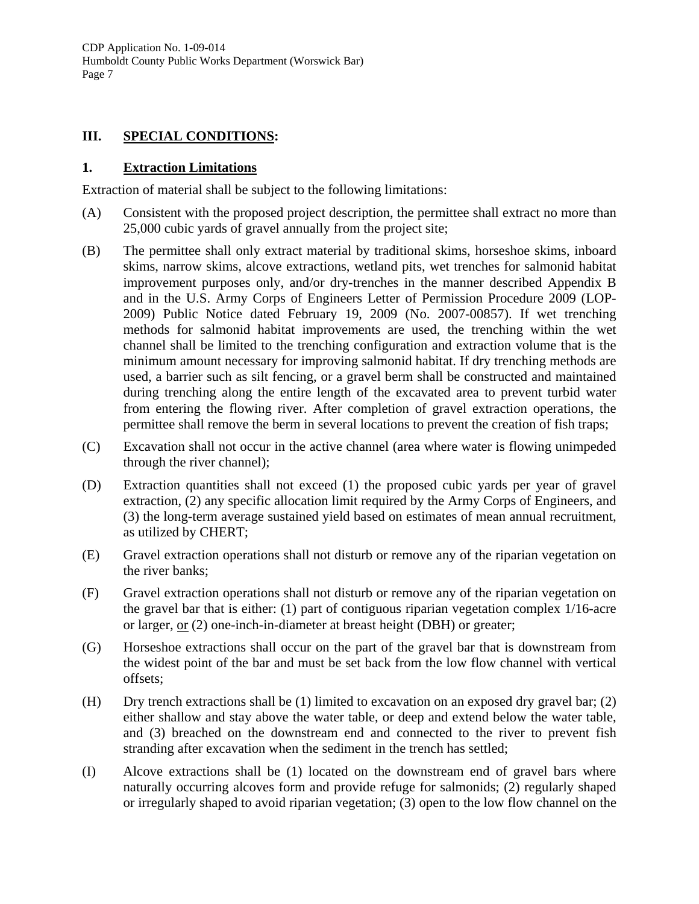## III. <u>SPECIAL CONDITIONS</u>:

### 1. <u>Extraction Limitations</u>

Extraction of material shall be subject to the following limitations:

(A) Consistent with the proposed project description, the permittee shall extract no more than 25,000 cubic yards of gravel annually from the project site;

(B) The permittee shall only extract material by traditional skims, horseshoe skims, inboard skims, narrow skims, alcove extractions, wetland pits, wet trenches for salmonid habitat improvement purposes only, and/or dry-trenches in the manner described Appendix B and in the U.S. Army Corps of Engineers Letter of Permission Procedure 2009 (LOP-2009) Public Notice dated February 19, 2009 (No. 2007-00857). If wet trenching methods for salmonid habitat improvements are used, the trenching within the wet channel shall be limited to the trenching configuration and extraction volume that is the minimum amount necessary for improving salmonid habitat. If dry trenching methods are used, a barrier such as silt fencing, or a gravel berm shall be constructed and maintained during trenching along the entire length of the excavated area to prevent turbid water from entering the flowing river. After completion of gravel extraction operations, the permittee shall remove the berm in several locations to prevent the creation of fish traps;

(C) Excavation shall not occur in the active channel (area where water is flowing unimpeded through the river channel);

(D) Extraction quantities shall not exceed (1) the proposed cubic yards per year of gravel extraction, (2) any specific allocation limit required by the Army Corps of Engineers, and (3) the long-term average sustained yield based on estimates of mean annual recruitment, as utilized by CHERT;

(E) Gravel extraction operations shall not disturb or remove any of the riparian vegetation on the river banks;

(F) Gravel extraction operations shall not disturb or remove any of the riparian vegetation on the gravel bar that is either: (1) part of contiguous riparian vegetation complex 1/16-acre or larger, <u>or</u> (2) one-inch-in-diameter at breast height (DBH) or greater;

(G) Horseshoe extractions shall occur on the part of the gravel bar that is downstream from the widest point of the bar and must be set back from the low flow channel with vertical offsets;

(H) Dry trench extractions shall be (1) limited to excavation on an exposed dry gravel bar; (2) either shallow and stay above the water table, or deep and extend below the water table, and (3) breached on the downstream end and connected to the river to prevent fish stranding after excavation when the sediment in the trench has settled;

(I) Alcove extractions shall be (1) located on the downstream end of gravel bars where naturally occurring alcoves form and provide refuge for salmonids; (2) regularly shaped or irregularly shaped to avoid riparian vegetation; (3) open to the low flow channel on the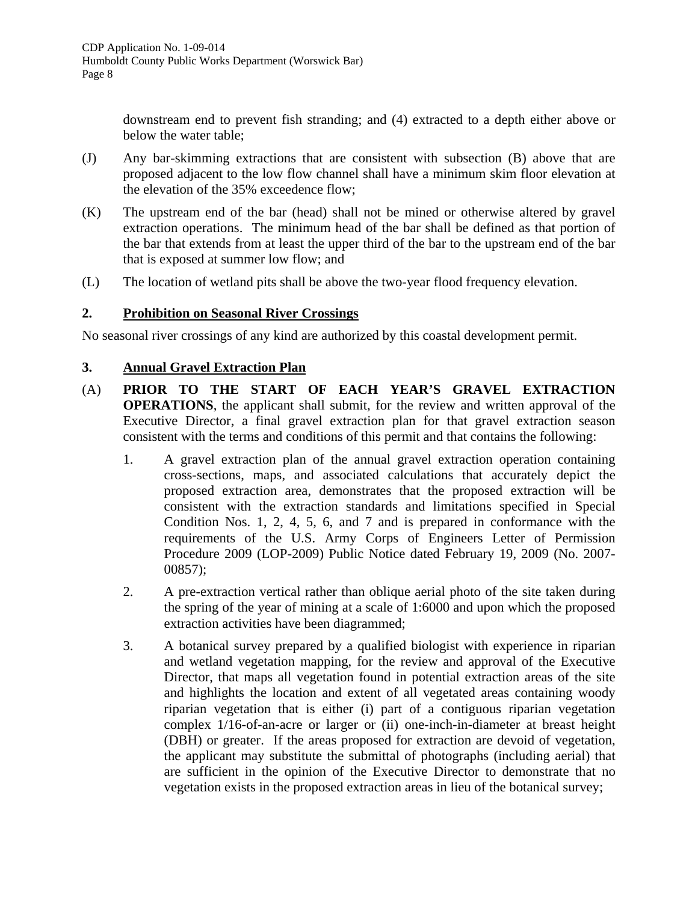downstream end to prevent fish stranding; and (4) extracted to a depth either above or below the water table;

(J) Any bar-skimming extractions that are consistent with subsection (B) above that are proposed adjacent to the low flow channel shall have a minimum skim floor elevation at the elevation of the 35% exceedence flow;

(K) The upstream end of the bar (head) shall not be mined or otherwise altered by gravel extraction operations. The minimum head of the bar shall be defined as that portion of the bar that extends from at least the upper third of the bar to the upstream end of the bar that is exposed at summer low flow; and

(L) The location of wetland pits shall be above the two-year flood frequency elevation.

**2. Prohibition on Seasonal River Crossings**

No seasonal river crossings of any kind are authorized by this coastal development permit.

**3. Annual Gravel Extraction Plan**

(A) **PRIOR TO THE START OF EACH YEAR'S GRAVEL EXTRACTION OPERATIONS**, the applicant shall submit, for the review and written approval of the Executive Director, a final gravel extraction plan for that gravel extraction season consistent with the terms and conditions of this permit and that contains the following:

1. A gravel extraction plan of the annual gravel extraction operation containing cross-sections, maps, and associated calculations that accurately depict the proposed extraction area, demonstrates that the proposed extraction will be consistent with the extraction standards and limitations specified in Special Condition Nos. 1, 2, 4, 5, 6, and 7 and is prepared in conformance with the requirements of the U.S. Army Corps of Engineers Letter of Permission Procedure 2009 (LOP-2009) Public Notice dated February 19, 2009 (No. 2007-00857);

2. A pre-extraction vertical rather than oblique aerial photo of the site taken during the spring of the year of mining at a scale of 1:6000 and upon which the proposed extraction activities have been diagrammed;

3. A botanical survey prepared by a qualified biologist with experience in riparian and wetland vegetation mapping, for the review and approval of the Executive Director, that maps all vegetation found in potential extraction areas of the site and highlights the location and extent of all vegetated areas containing woody riparian vegetation that is either (i) part of a contiguous riparian vegetation complex 1/16-of-an-acre or larger or (ii) one-inch-in-diameter at breast height (DBH) or greater. If the areas proposed for extraction are devoid of vegetation, the applicant may substitute the submittal of photographs (including aerial) that are sufficient in the opinion of the Executive Director to demonstrate that no vegetation exists in the proposed extraction areas in lieu of the botanical survey;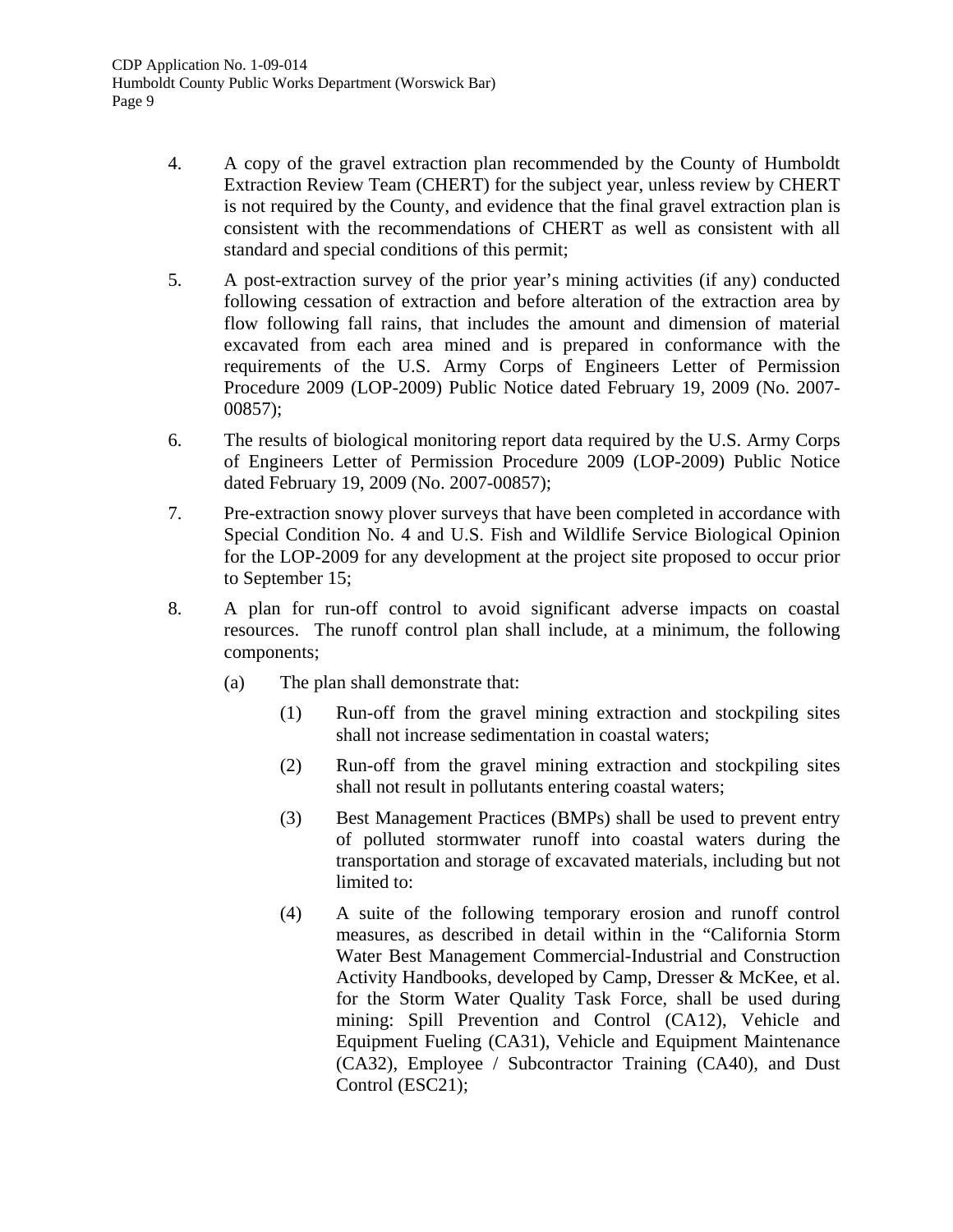4. A copy of the gravel extraction plan recommended by the County of Humboldt Extraction Review Team (CHERT) for the subject year, unless review by CHERT is not required by the County, and evidence that the final gravel extraction plan is consistent with the recommendations of CHERT as well as consistent with all standard and special conditions of this permit;

5. A post-extraction survey of the prior year's mining activities (if any) conducted following cessation of extraction and before alteration of the extraction area by flow following fall rains, that includes the amount and dimension of material excavated from each area mined and is prepared in conformance with the requirements of the U.S. Army Corps of Engineers Letter of Permission Procedure 2009 (LOP-2009) Public Notice dated February 19, 2009 (No. 2007-00857);

6. The results of biological monitoring report data required by the U.S. Army Corps of Engineers Letter of Permission Procedure 2009 (LOP-2009) Public Notice dated February 19, 2009 (No. 2007-00857);

7. Pre-extraction snowy plover surveys that have been completed in accordance with Special Condition No. 4 and U.S. Fish and Wildlife Service Biological Opinion for the LOP-2009 for any development at the project site proposed to occur prior to September 15;

8. A plan for run-off control to avoid significant adverse impacts on coastal resources. The runoff control plan shall include, at a minimum, the following components;

   (a) The plan shall demonstrate that:

      (1) Run-off from the gravel mining extraction and stockpiling sites shall not increase sedimentation in coastal waters;

      (2) Run-off from the gravel mining extraction and stockpiling sites shall not result in pollutants entering coastal waters;

      (3) Best Management Practices (BMPs) shall be used to prevent entry of polluted stormwater runoff into coastal waters during the transportation and storage of excavated materials, including but not limited to:

      (4) A suite of the following temporary erosion and runoff control measures, as described in detail within in the "California Storm Water Best Management Commercial-Industrial and Construction Activity Handbooks, developed by Camp, Dresser & McKee, et al. for the Storm Water Quality Task Force, shall be used during mining: Spill Prevention and Control (CA12), Vehicle and Equipment Fueling (CA31), Vehicle and Equipment Maintenance (CA32), Employee / Subcontractor Training (CA40), and Dust Control (ESC21);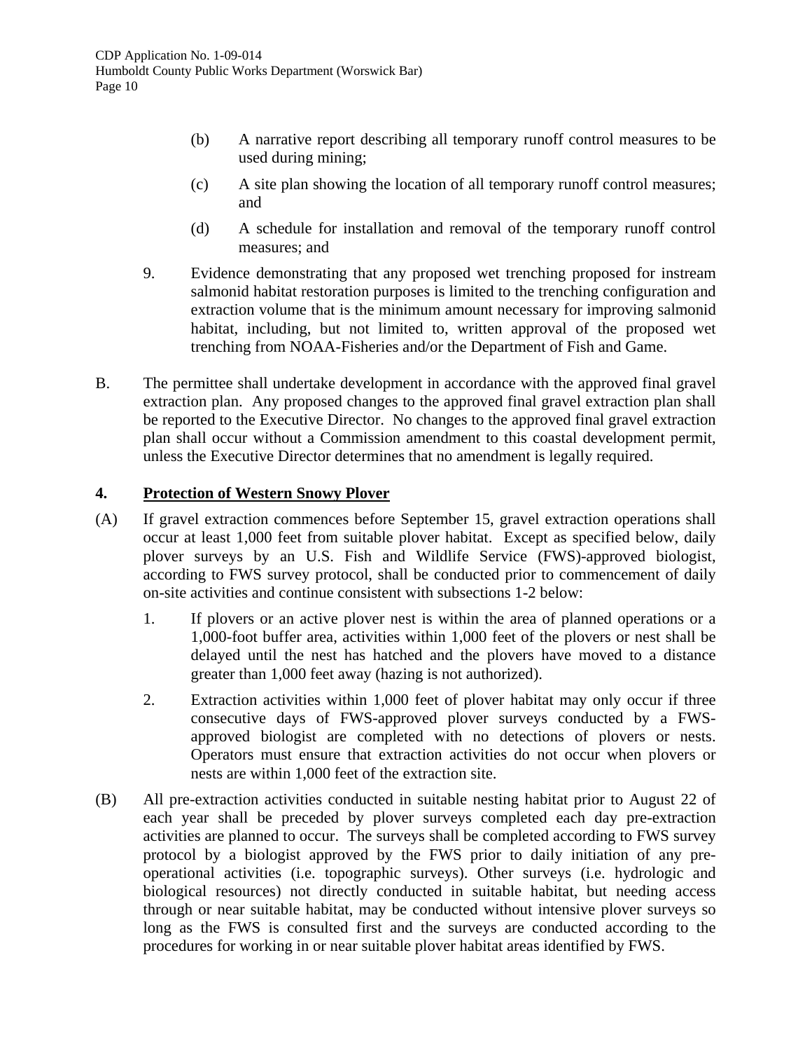(b) A narrative report describing all temporary runoff control measures to be used during mining;

(c) A site plan showing the location of all temporary runoff control measures; and

(d) A schedule for installation and removal of the temporary runoff control measures; and

9. Evidence demonstrating that any proposed wet trenching proposed for instream salmonid habitat restoration purposes is limited to the trenching configuration and extraction volume that is the minimum amount necessary for improving salmonid habitat, including, but not limited to, written approval of the proposed wet trenching from NOAA-Fisheries and/or the Department of Fish and Game.

B. The permittee shall undertake development in accordance with the approved final gravel extraction plan. Any proposed changes to the approved final gravel extraction plan shall be reported to the Executive Director. No changes to the approved final gravel extraction plan shall occur without a Commission amendment to this coastal development permit, unless the Executive Director determines that no amendment is legally required.

**4. <u>Protection of Western Snowy Plover</u>**

(A) If gravel extraction commences before September 15, gravel extraction operations shall occur at least 1,000 feet from suitable plover habitat. Except as specified below, daily plover surveys by an U.S. Fish and Wildlife Service (FWS)-approved biologist, according to FWS survey protocol, shall be conducted prior to commencement of daily on-site activities and continue consistent with subsections 1-2 below:

1. If plovers or an active plover nest is within the area of planned operations or a 1,000-foot buffer area, activities within 1,000 feet of the plovers or nest shall be delayed until the nest has hatched and the plovers have moved to a distance greater than 1,000 feet away (hazing is not authorized).

2. Extraction activities within 1,000 feet of plover habitat may only occur if three consecutive days of FWS-approved plover surveys conducted by a FWS-approved biologist are completed with no detections of plovers or nests. Operators must ensure that extraction activities do not occur when plovers or nests are within 1,000 feet of the extraction site.

(B) All pre-extraction activities conducted in suitable nesting habitat prior to August 22 of each year shall be preceded by plover surveys completed each day pre-extraction activities are planned to occur. The surveys shall be completed according to FWS survey protocol by a biologist approved by the FWS prior to daily initiation of any pre-operational activities (i.e. topographic surveys). Other surveys (i.e. hydrologic and biological resources) not directly conducted in suitable habitat, but needing access through or near suitable habitat, may be conducted without intensive plover surveys so long as the FWS is consulted first and the surveys are conducted according to the procedures for working in or near suitable plover habitat areas identified by FWS.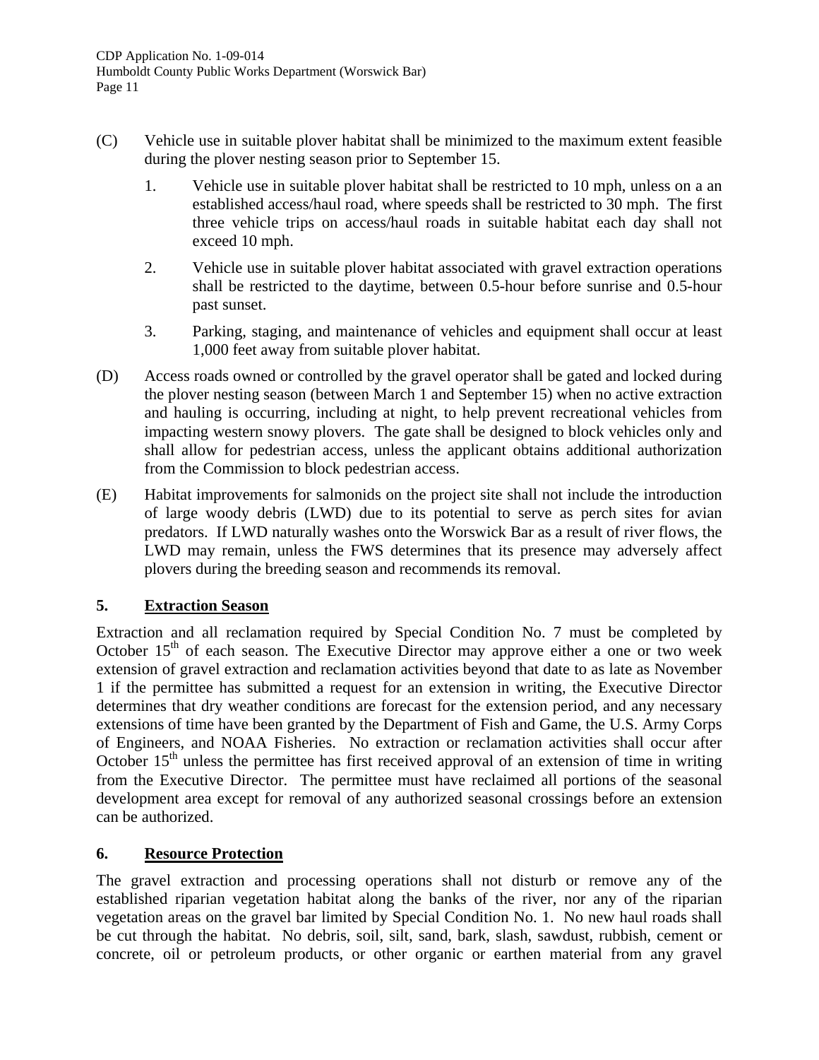(C) Vehicle use in suitable plover habitat shall be minimized to the maximum extent feasible during the plover nesting season prior to September 15.

1. Vehicle use in suitable plover habitat shall be restricted to 10 mph, unless on a an established access/haul road, where speeds shall be restricted to 30 mph. The first three vehicle trips on access/haul roads in suitable habitat each day shall not exceed 10 mph.

2. Vehicle use in suitable plover habitat associated with gravel extraction operations shall be restricted to the daytime, between 0.5-hour before sunrise and 0.5-hour past sunset.

3. Parking, staging, and maintenance of vehicles and equipment shall occur at least 1,000 feet away from suitable plover habitat.

(D) Access roads owned or controlled by the gravel operator shall be gated and locked during the plover nesting season (between March 1 and September 15) when no active extraction and hauling is occurring, including at night, to help prevent recreational vehicles from impacting western snowy plovers. The gate shall be designed to block vehicles only and shall allow for pedestrian access, unless the applicant obtains additional authorization from the Commission to block pedestrian access.

(E) Habitat improvements for salmonids on the project site shall not include the introduction of large woody debris (LWD) due to its potential to serve as perch sites for avian predators. If LWD naturally washes onto the Worswick Bar as a result of river flows, the LWD may remain, unless the FWS determines that its presence may adversely affect plovers during the breeding season and recommends its removal.

## 5. Extraction Season

Extraction and all reclamation required by Special Condition No. 7 must be completed by October 15th of each season. The Executive Director may approve either a one or two week extension of gravel extraction and reclamation activities beyond that date to as late as November 1 if the permittee has submitted a request for an extension in writing, the Executive Director determines that dry weather conditions are forecast for the extension period, and any necessary extensions of time have been granted by the Department of Fish and Game, the U.S. Army Corps of Engineers, and NOAA Fisheries. No extraction or reclamation activities shall occur after October 15th unless the permittee has first received approval of an extension of time in writing from the Executive Director. The permittee must have reclaimed all portions of the seasonal development area except for removal of any authorized seasonal crossings before an extension can be authorized.

## 6. Resource Protection

The gravel extraction and processing operations shall not disturb or remove any of the established riparian vegetation habitat along the banks of the river, nor any of the riparian vegetation areas on the gravel bar limited by Special Condition No. 1. No new haul roads shall be cut through the habitat. No debris, soil, silt, sand, bark, slash, sawdust, rubbish, cement or concrete, oil or petroleum products, or other organic or earthen material from any gravel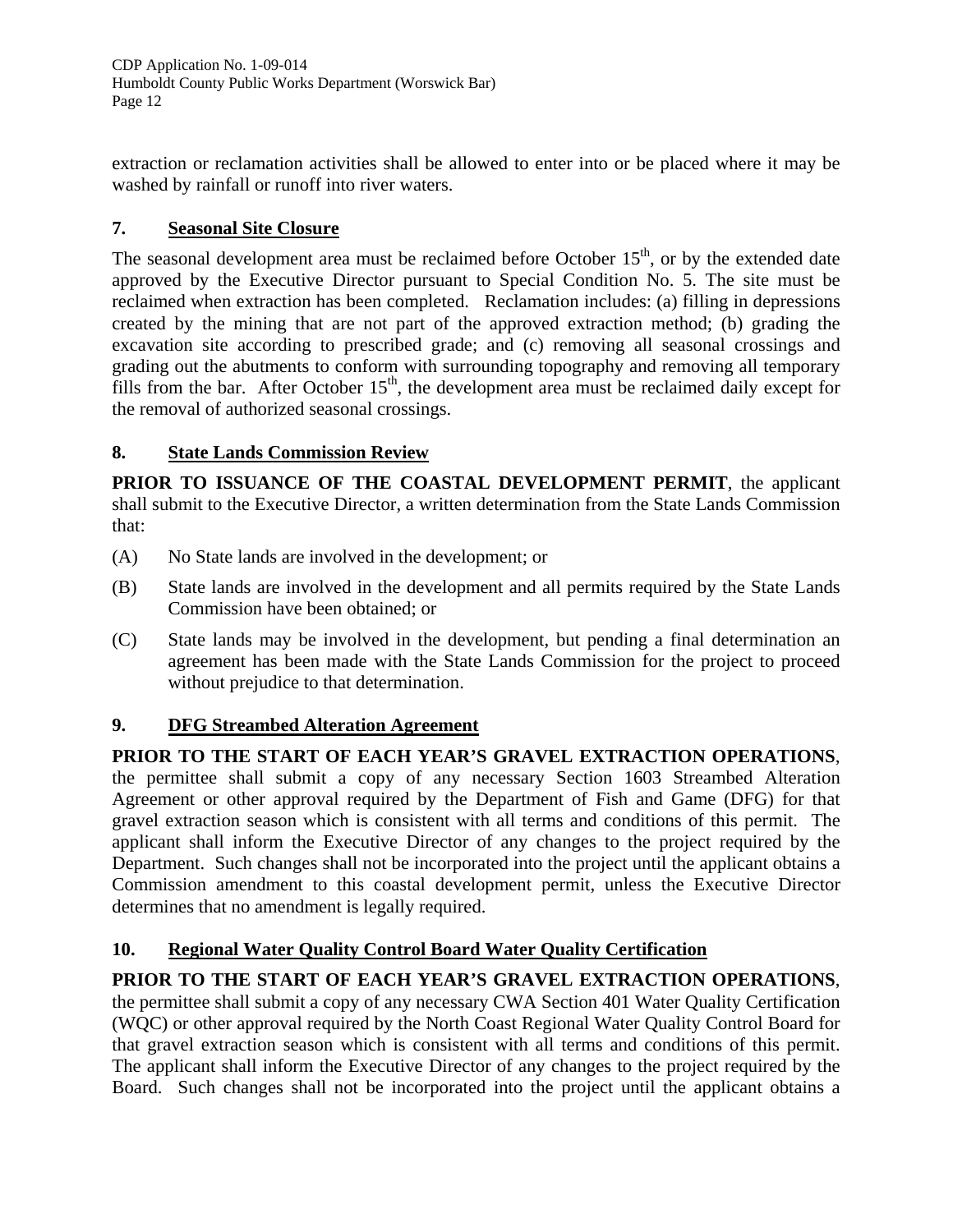extraction or reclamation activities shall be allowed to enter into or be placed where it may be washed by rainfall or runoff into river waters.

### 7. Seasonal Site Closure

The seasonal development area must be reclaimed before October 15th, or by the extended date approved by the Executive Director pursuant to Special Condition No. 5. The site must be reclaimed when extraction has been completed. Reclamation includes: (a) filling in depressions created by the mining that are not part of the approved extraction method; (b) grading the excavation site according to prescribed grade; and (c) removing all seasonal crossings and grading out the abutments to conform with surrounding topography and removing all temporary fills from the bar. After October 15th, the development area must be reclaimed daily except for the removal of authorized seasonal crossings.

### 8. State Lands Commission Review

**PRIOR TO ISSUANCE OF THE COASTAL DEVELOPMENT PERMIT**, the applicant shall submit to the Executive Director, a written determination from the State Lands Commission that:

(A) No State lands are involved in the development; or

(B) State lands are involved in the development and all permits required by the State Lands Commission have been obtained; or

(C) State lands may be involved in the development, but pending a final determination an agreement has been made with the State Lands Commission for the project to proceed without prejudice to that determination.

### 9. DFG Streambed Alteration Agreement

**PRIOR TO THE START OF EACH YEAR'S GRAVEL EXTRACTION OPERATIONS**, the permittee shall submit a copy of any necessary Section 1603 Streambed Alteration Agreement or other approval required by the Department of Fish and Game (DFG) for that gravel extraction season which is consistent with all terms and conditions of this permit. The applicant shall inform the Executive Director of any changes to the project required by the Department. Such changes shall not be incorporated into the project until the applicant obtains a Commission amendment to this coastal development permit, unless the Executive Director determines that no amendment is legally required.

### 10. Regional Water Quality Control Board Water Quality Certification

**PRIOR TO THE START OF EACH YEAR'S GRAVEL EXTRACTION OPERATIONS**, the permittee shall submit a copy of any necessary CWA Section 401 Water Quality Certification (WQC) or other approval required by the North Coast Regional Water Quality Control Board for that gravel extraction season which is consistent with all terms and conditions of this permit. The applicant shall inform the Executive Director of any changes to the project required by the Board. Such changes shall not be incorporated into the project until the applicant obtains a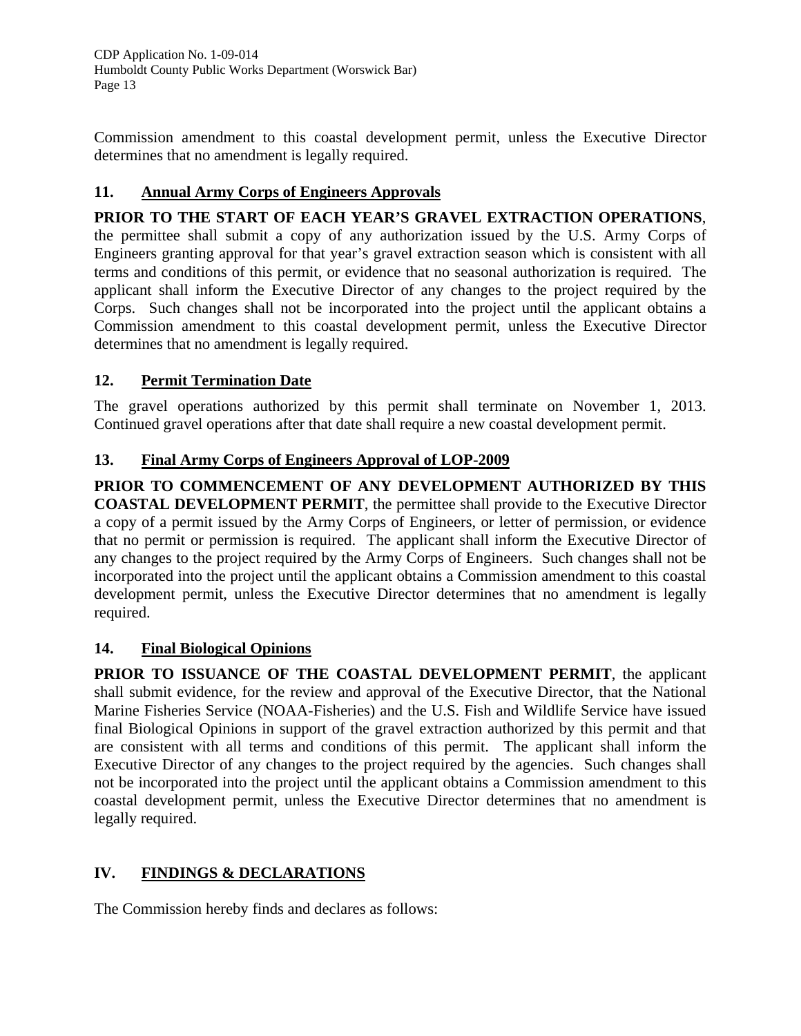Commission amendment to this coastal development permit, unless the Executive Director determines that no amendment is legally required.

### 11. Annual Army Corps of Engineers Approvals

**PRIOR TO THE START OF EACH YEAR'S GRAVEL EXTRACTION OPERATIONS**, the permittee shall submit a copy of any authorization issued by the U.S. Army Corps of Engineers granting approval for that year's gravel extraction season which is consistent with all terms and conditions of this permit, or evidence that no seasonal authorization is required. The applicant shall inform the Executive Director of any changes to the project required by the Corps. Such changes shall not be incorporated into the project until the applicant obtains a Commission amendment to this coastal development permit, unless the Executive Director determines that no amendment is legally required.

### 12. Permit Termination Date

The gravel operations authorized by this permit shall terminate on November 1, 2013. Continued gravel operations after that date shall require a new coastal development permit.

### 13. Final Army Corps of Engineers Approval of LOP-2009

**PRIOR TO COMMENCEMENT OF ANY DEVELOPMENT AUTHORIZED BY THIS COASTAL DEVELOPMENT PERMIT**, the permittee shall provide to the Executive Director a copy of a permit issued by the Army Corps of Engineers, or letter of permission, or evidence that no permit or permission is required. The applicant shall inform the Executive Director of any changes to the project required by the Army Corps of Engineers. Such changes shall not be incorporated into the project until the applicant obtains a Commission amendment to this coastal development permit, unless the Executive Director determines that no amendment is legally required.

### 14. Final Biological Opinions

**PRIOR TO ISSUANCE OF THE COASTAL DEVELOPMENT PERMIT**, the applicant shall submit evidence, for the review and approval of the Executive Director, that the National Marine Fisheries Service (NOAA-Fisheries) and the U.S. Fish and Wildlife Service have issued final Biological Opinions in support of the gravel extraction authorized by this permit and that are consistent with all terms and conditions of this permit. The applicant shall inform the Executive Director of any changes to the project required by the agencies. Such changes shall not be incorporated into the project until the applicant obtains a Commission amendment to this coastal development permit, unless the Executive Director determines that no amendment is legally required.

## IV. FINDINGS & DECLARATIONS

The Commission hereby finds and declares as follows: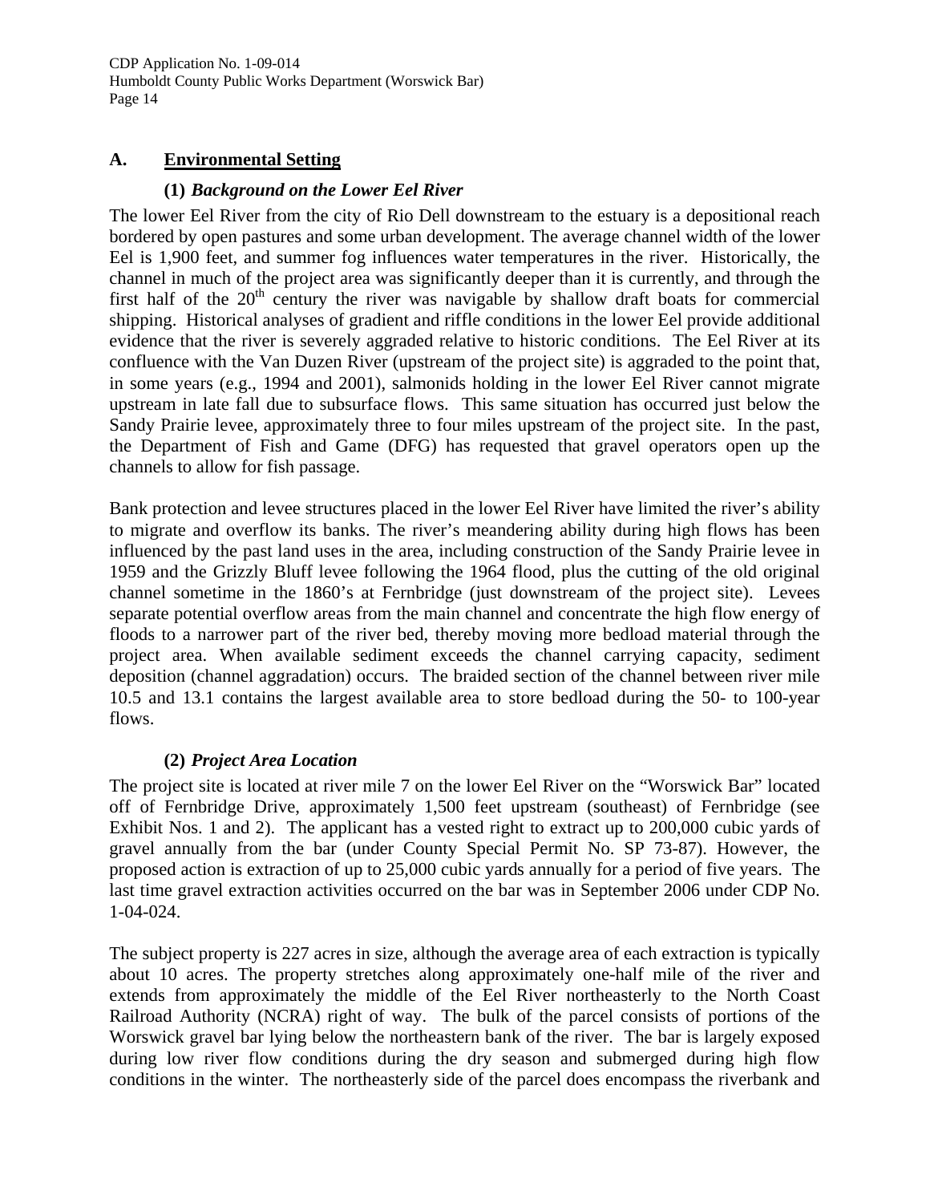## A. Environmental Setting

### (1) *Background on the Lower Eel River*

The lower Eel River from the city of Rio Dell downstream to the estuary is a depositional reach bordered by open pastures and some urban development. The average channel width of the lower Eel is 1,900 feet, and summer fog influences water temperatures in the river. Historically, the channel in much of the project area was significantly deeper than it is currently, and through the first half of the 20th century the river was navigable by shallow draft boats for commercial shipping. Historical analyses of gradient and riffle conditions in the lower Eel provide additional evidence that the river is severely aggraded relative to historic conditions. The Eel River at its confluence with the Van Duzen River (upstream of the project site) is aggraded to the point that, in some years (e.g., 1994 and 2001), salmonids holding in the lower Eel River cannot migrate upstream in late fall due to subsurface flows. This same situation has occurred just below the Sandy Prairie levee, approximately three to four miles upstream of the project site. In the past, the Department of Fish and Game (DFG) has requested that gravel operators open up the channels to allow for fish passage.

Bank protection and levee structures placed in the lower Eel River have limited the river's ability to migrate and overflow its banks. The river's meandering ability during high flows has been influenced by the past land uses in the area, including construction of the Sandy Prairie levee in 1959 and the Grizzly Bluff levee following the 1964 flood, plus the cutting of the old original channel sometime in the 1860's at Fernbridge (just downstream of the project site). Levees separate potential overflow areas from the main channel and concentrate the high flow energy of floods to a narrower part of the river bed, thereby moving more bedload material through the project area. When available sediment exceeds the channel carrying capacity, sediment deposition (channel aggradation) occurs. The braided section of the channel between river mile 10.5 and 13.1 contains the largest available area to store bedload during the 50- to 100-year flows.

### (2) *Project Area Location*

The project site is located at river mile 7 on the lower Eel River on the "Worswick Bar" located off of Fernbridge Drive, approximately 1,500 feet upstream (southeast) of Fernbridge (see Exhibit Nos. 1 and 2). The applicant has a vested right to extract up to 200,000 cubic yards of gravel annually from the bar (under County Special Permit No. SP 73-87). However, the proposed action is extraction of up to 25,000 cubic yards annually for a period of five years. The last time gravel extraction activities occurred on the bar was in September 2006 under CDP No. 1-04-024.

The subject property is 227 acres in size, although the average area of each extraction is typically about 10 acres. The property stretches along approximately one-half mile of the river and extends from approximately the middle of the Eel River northeasterly to the North Coast Railroad Authority (NCRA) right of way. The bulk of the parcel consists of portions of the Worswick gravel bar lying below the northeastern bank of the river. The bar is largely exposed during low river flow conditions during the dry season and submerged during high flow conditions in the winter. The northeasterly side of the parcel does encompass the riverbank and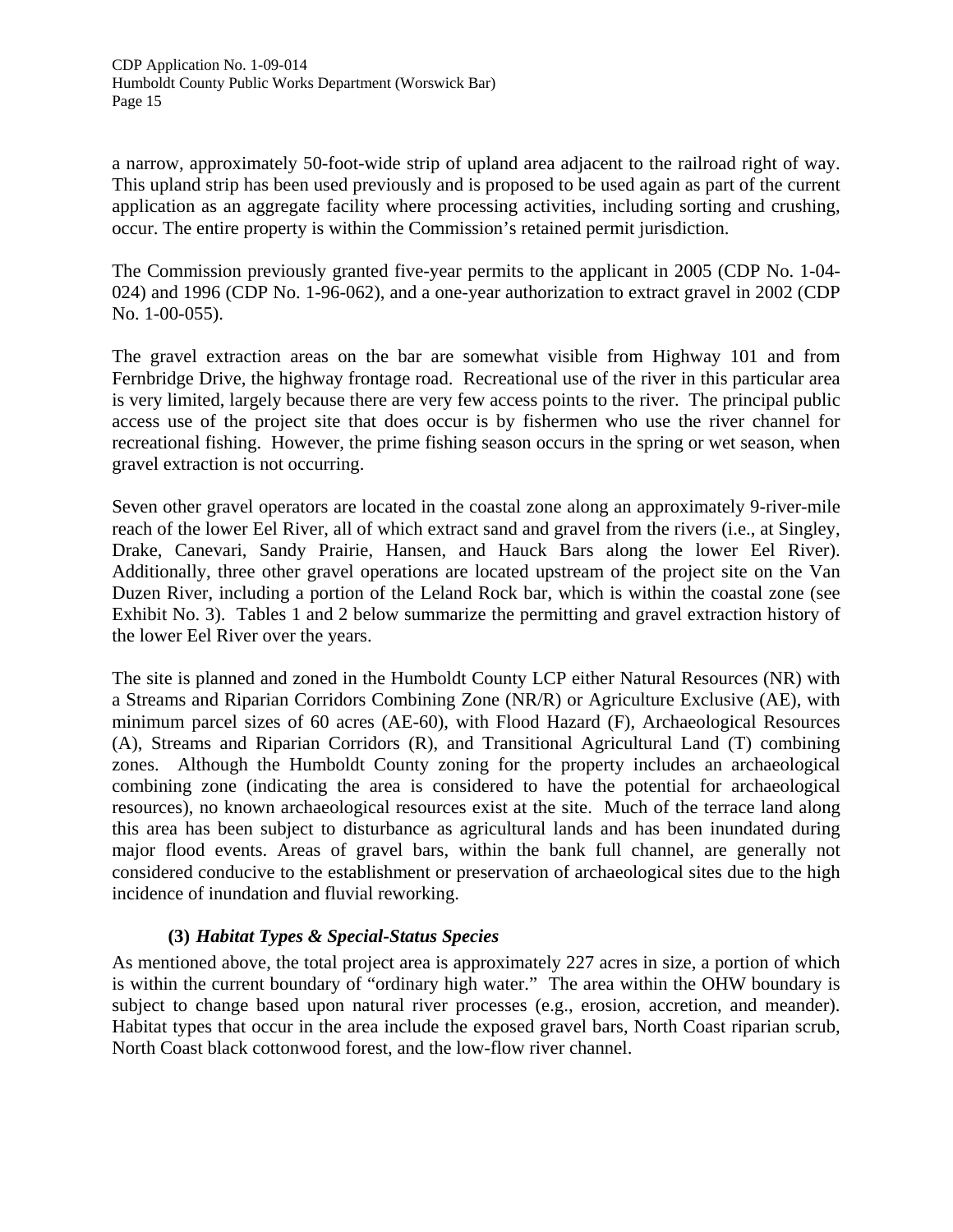a narrow, approximately 50-foot-wide strip of upland area adjacent to the railroad right of way. This upland strip has been used previously and is proposed to be used again as part of the current application as an aggregate facility where processing activities, including sorting and crushing, occur. The entire property is within the Commission's retained permit jurisdiction.

The Commission previously granted five-year permits to the applicant in 2005 (CDP No. 1-04-024) and 1996 (CDP No. 1-96-062), and a one-year authorization to extract gravel in 2002 (CDP No. 1-00-055).

The gravel extraction areas on the bar are somewhat visible from Highway 101 and from Fernbridge Drive, the highway frontage road. Recreational use of the river in this particular area is very limited, largely because there are very few access points to the river. The principal public access use of the project site that does occur is by fishermen who use the river channel for recreational fishing. However, the prime fishing season occurs in the spring or wet season, when gravel extraction is not occurring.

Seven other gravel operators are located in the coastal zone along an approximately 9-river-mile reach of the lower Eel River, all of which extract sand and gravel from the rivers (i.e., at Singley, Drake, Canevari, Sandy Prairie, Hansen, and Hauck Bars along the lower Eel River). Additionally, three other gravel operations are located upstream of the project site on the Van Duzen River, including a portion of the Leland Rock bar, which is within the coastal zone (see Exhibit No. 3). Tables 1 and 2 below summarize the permitting and gravel extraction history of the lower Eel River over the years.

The site is planned and zoned in the Humboldt County LCP either Natural Resources (NR) with a Streams and Riparian Corridors Combining Zone (NR/R) or Agriculture Exclusive (AE), with minimum parcel sizes of 60 acres (AE-60), with Flood Hazard (F), Archaeological Resources (A), Streams and Riparian Corridors (R), and Transitional Agricultural Land (T) combining zones. Although the Humboldt County zoning for the property includes an archaeological combining zone (indicating the area is considered to have the potential for archaeological resources), no known archaeological resources exist at the site. Much of the terrace land along this area has been subject to disturbance as agricultural lands and has been inundated during major flood events. Areas of gravel bars, within the bank full channel, are generally not considered conducive to the establishment or preservation of archaeological sites due to the high incidence of inundation and fluvial reworking.

**(3)** ***Habitat Types & Special-Status Species***

As mentioned above, the total project area is approximately 227 acres in size, a portion of which is within the current boundary of "ordinary high water." The area within the OHW boundary is subject to change based upon natural river processes (e.g., erosion, accretion, and meander). Habitat types that occur in the area include the exposed gravel bars, North Coast riparian scrub, North Coast black cottonwood forest, and the low-flow river channel.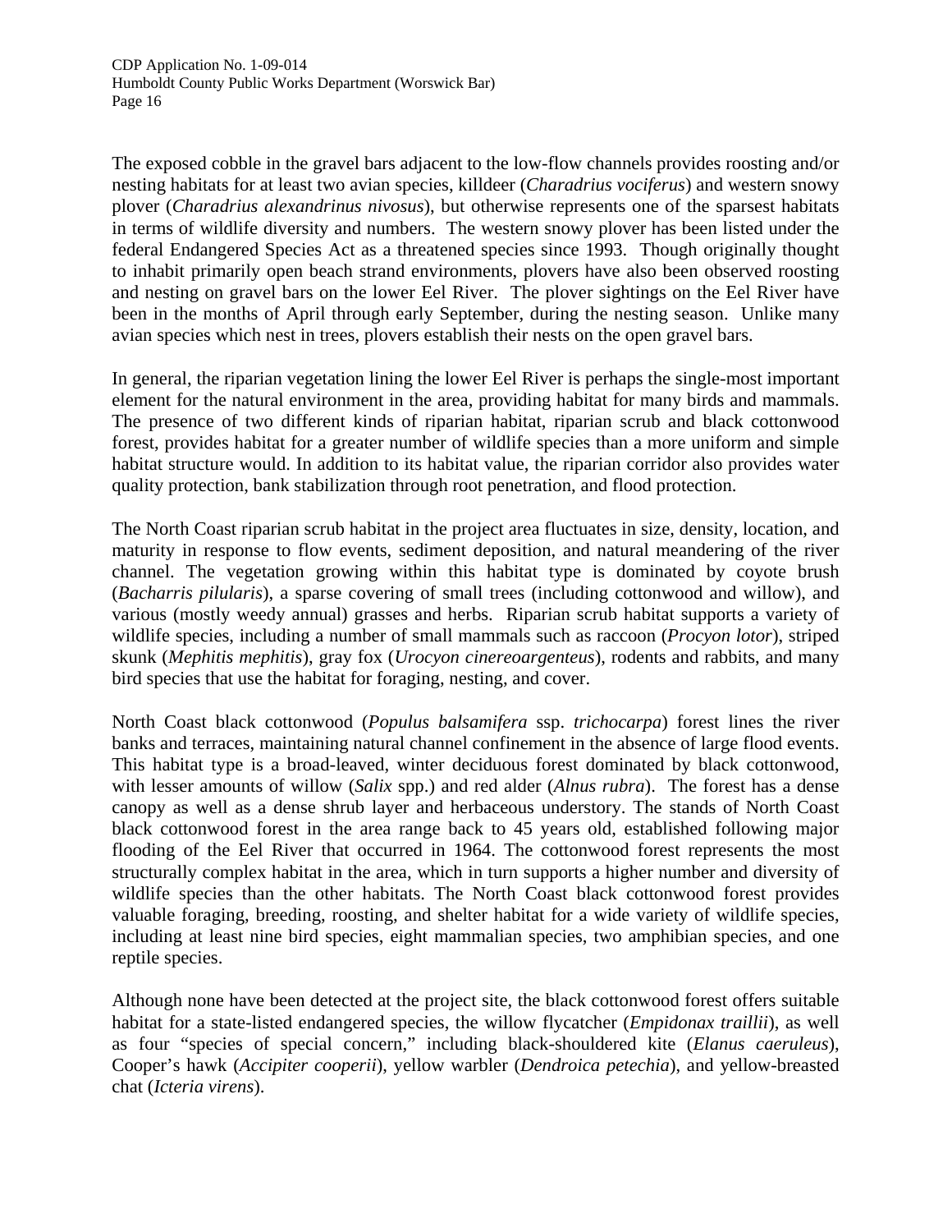The exposed cobble in the gravel bars adjacent to the low-flow channels provides roosting and/or nesting habitats for at least two avian species, killdeer (*Charadrius vociferus*) and western snowy plover (*Charadrius alexandrinus nivosus*), but otherwise represents one of the sparsest habitats in terms of wildlife diversity and numbers. The western snowy plover has been listed under the federal Endangered Species Act as a threatened species since 1993. Though originally thought to inhabit primarily open beach strand environments, plovers have also been observed roosting and nesting on gravel bars on the lower Eel River. The plover sightings on the Eel River have been in the months of April through early September, during the nesting season. Unlike many avian species which nest in trees, plovers establish their nests on the open gravel bars.

In general, the riparian vegetation lining the lower Eel River is perhaps the single-most important element for the natural environment in the area, providing habitat for many birds and mammals. The presence of two different kinds of riparian habitat, riparian scrub and black cottonwood forest, provides habitat for a greater number of wildlife species than a more uniform and simple habitat structure would. In addition to its habitat value, the riparian corridor also provides water quality protection, bank stabilization through root penetration, and flood protection.

The North Coast riparian scrub habitat in the project area fluctuates in size, density, location, and maturity in response to flow events, sediment deposition, and natural meandering of the river channel. The vegetation growing within this habitat type is dominated by coyote brush (*Bacharris pilularis*), a sparse covering of small trees (including cottonwood and willow), and various (mostly weedy annual) grasses and herbs. Riparian scrub habitat supports a variety of wildlife species, including a number of small mammals such as raccoon (*Procyon lotor*), striped skunk (*Mephitis mephitis*), gray fox (*Urocyon cinereoargenteus*), rodents and rabbits, and many bird species that use the habitat for foraging, nesting, and cover.

North Coast black cottonwood (*Populus balsamifera* ssp. *trichocarpa*) forest lines the river banks and terraces, maintaining natural channel confinement in the absence of large flood events. This habitat type is a broad-leaved, winter deciduous forest dominated by black cottonwood, with lesser amounts of willow (*Salix* spp.) and red alder (*Alnus rubra*). The forest has a dense canopy as well as a dense shrub layer and herbaceous understory. The stands of North Coast black cottonwood forest in the area range back to 45 years old, established following major flooding of the Eel River that occurred in 1964. The cottonwood forest represents the most structurally complex habitat in the area, which in turn supports a higher number and diversity of wildlife species than the other habitats. The North Coast black cottonwood forest provides valuable foraging, breeding, roosting, and shelter habitat for a wide variety of wildlife species, including at least nine bird species, eight mammalian species, two amphibian species, and one reptile species.

Although none have been detected at the project site, the black cottonwood forest offers suitable habitat for a state-listed endangered species, the willow flycatcher (*Empidonax traillii*), as well as four "species of special concern," including black-shouldered kite (*Elanus caeruleus*), Cooper's hawk (*Accipiter cooperii*), yellow warbler (*Dendroica petechia*), and yellow-breasted chat (*Icteria virens*).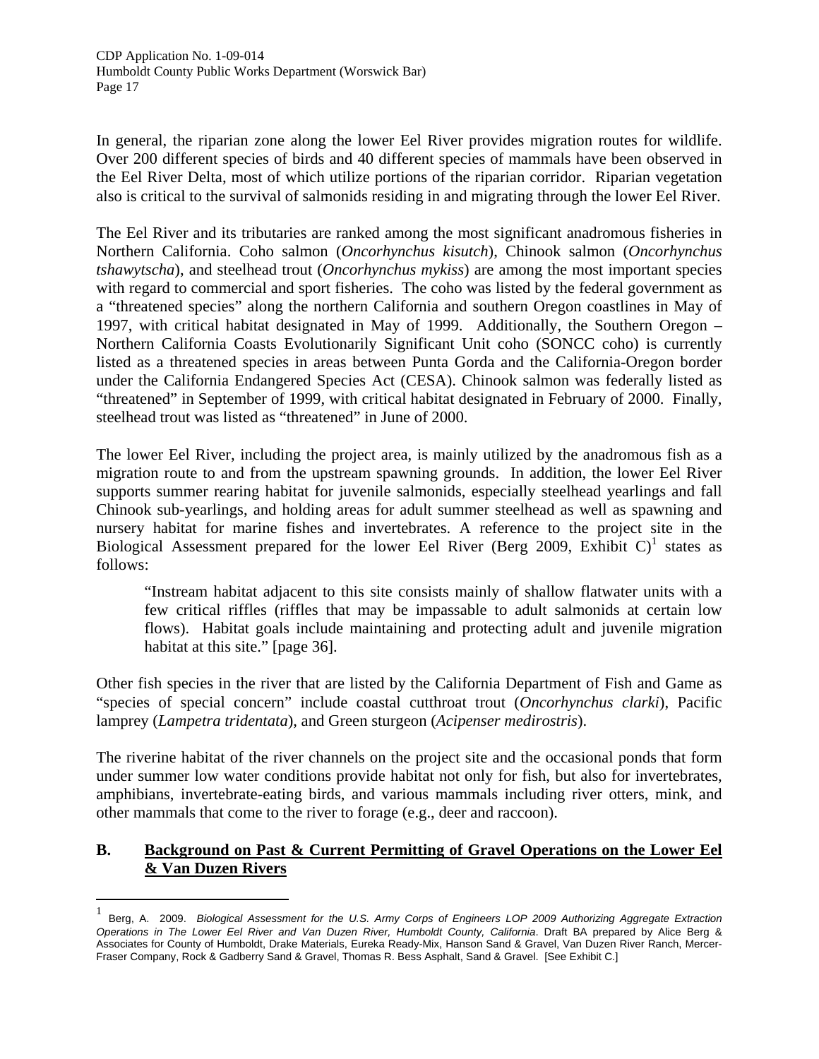In general, the riparian zone along the lower Eel River provides migration routes for wildlife. Over 200 different species of birds and 40 different species of mammals have been observed in the Eel River Delta, most of which utilize portions of the riparian corridor. Riparian vegetation also is critical to the survival of salmonids residing in and migrating through the lower Eel River.

The Eel River and its tributaries are ranked among the most significant anadromous fisheries in Northern California. Coho salmon (*Oncorhynchus kisutch*), Chinook salmon (*Oncorhynchus tshawytscha*), and steelhead trout (*Oncorhynchus mykiss*) are among the most important species with regard to commercial and sport fisheries. The coho was listed by the federal government as a "threatened species" along the northern California and southern Oregon coastlines in May of 1997, with critical habitat designated in May of 1999. Additionally, the Southern Oregon – Northern California Coasts Evolutionarily Significant Unit coho (SONCC coho) is currently listed as a threatened species in areas between Punta Gorda and the California-Oregon border under the California Endangered Species Act (CESA). Chinook salmon was federally listed as "threatened" in September of 1999, with critical habitat designated in February of 2000. Finally, steelhead trout was listed as "threatened" in June of 2000.

The lower Eel River, including the project area, is mainly utilized by the anadromous fish as a migration route to and from the upstream spawning grounds. In addition, the lower Eel River supports summer rearing habitat for juvenile salmonids, especially steelhead yearlings and fall Chinook sub-yearlings, and holding areas for adult summer steelhead as well as spawning and nursery habitat for marine fishes and invertebrates. A reference to the project site in the Biological Assessment prepared for the lower Eel River (Berg 2009, Exhibit C)[1] states as follows:

> "Instream habitat adjacent to this site consists mainly of shallow flatwater units with a few critical riffles (riffles that may be impassable to adult salmonids at certain low flows). Habitat goals include maintaining and protecting adult and juvenile migration habitat at this site." [page 36].

Other fish species in the river that are listed by the California Department of Fish and Game as "species of special concern" include coastal cutthroat trout (*Oncorhynchus clarki*), Pacific lamprey (*Lampetra tridentata*), and Green sturgeon (*Acipenser medirostris*).

The riverine habitat of the river channels on the project site and the occasional ponds that form under summer low water conditions provide habitat not only for fish, but also for invertebrates, amphibians, invertebrate-eating birds, and various mammals including river otters, mink, and other mammals that come to the river to forage (e.g., deer and raccoon).

## B. Background on Past & Current Permitting of Gravel Operations on the Lower Eel & Van Duzen Rivers

---

[1] Berg, A. 2009. *Biological Assessment for the U.S. Army Corps of Engineers LOP 2009 Authorizing Aggregate Extraction Operations in The Lower Eel River and Van Duzen River, Humboldt County, California*. Draft BA prepared by Alice Berg & Associates for County of Humboldt, Drake Materials, Eureka Ready-Mix, Hanson Sand & Gravel, Van Duzen River Ranch, Mercer-Fraser Company, Rock & Gadberry Sand & Gravel, Thomas R. Bess Asphalt, Sand & Gravel. [See Exhibit C.]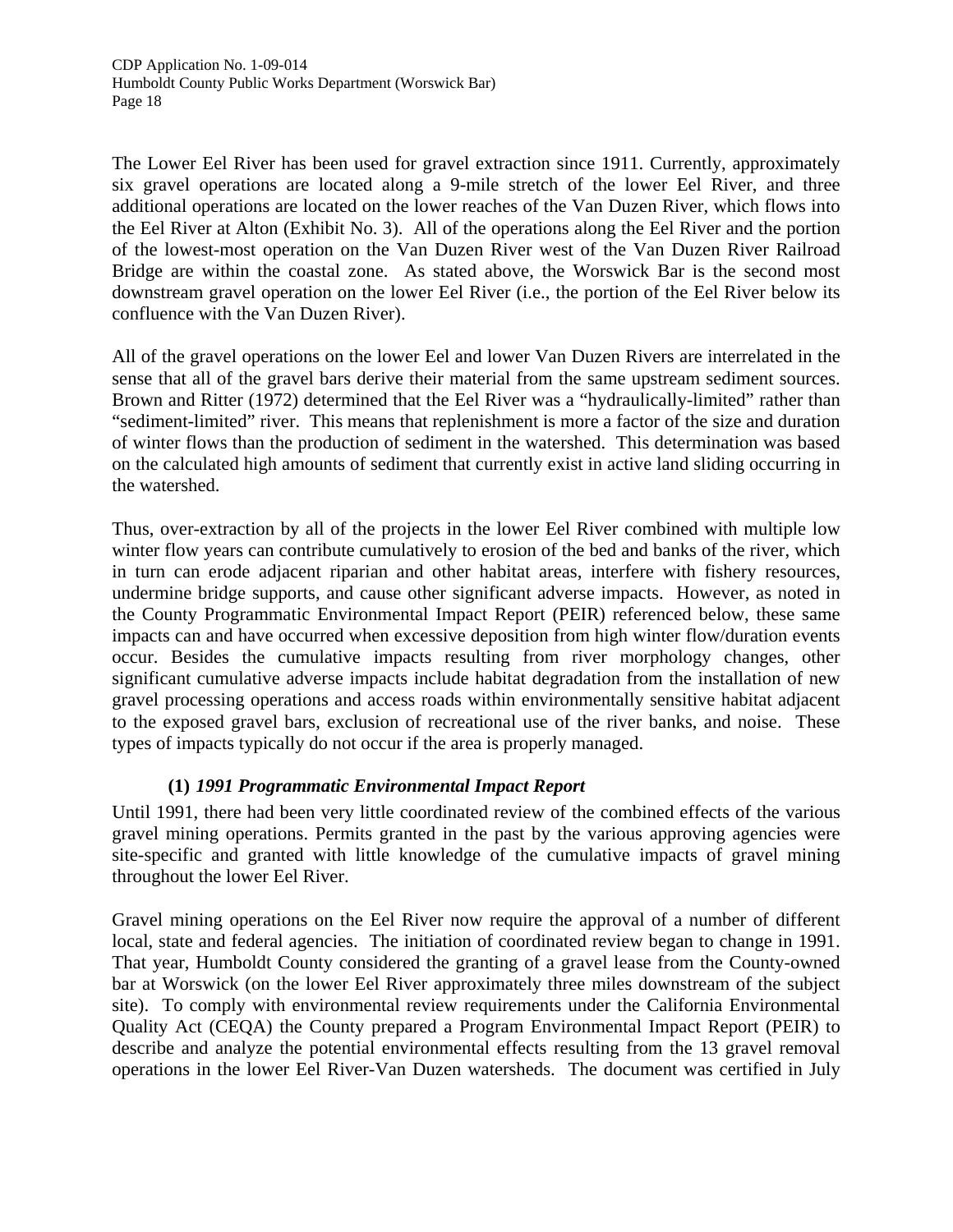The Lower Eel River has been used for gravel extraction since 1911. Currently, approximately six gravel operations are located along a 9-mile stretch of the lower Eel River, and three additional operations are located on the lower reaches of the Van Duzen River, which flows into the Eel River at Alton (Exhibit No. 3). All of the operations along the Eel River and the portion of the lowest-most operation on the Van Duzen River west of the Van Duzen River Railroad Bridge are within the coastal zone. As stated above, the Worswick Bar is the second most downstream gravel operation on the lower Eel River (i.e., the portion of the Eel River below its confluence with the Van Duzen River).

All of the gravel operations on the lower Eel and lower Van Duzen Rivers are interrelated in the sense that all of the gravel bars derive their material from the same upstream sediment sources. Brown and Ritter (1972) determined that the Eel River was a "hydraulically-limited" rather than "sediment-limited" river. This means that replenishment is more a factor of the size and duration of winter flows than the production of sediment in the watershed. This determination was based on the calculated high amounts of sediment that currently exist in active land sliding occurring in the watershed.

Thus, over-extraction by all of the projects in the lower Eel River combined with multiple low winter flow years can contribute cumulatively to erosion of the bed and banks of the river, which in turn can erode adjacent riparian and other habitat areas, interfere with fishery resources, undermine bridge supports, and cause other significant adverse impacts. However, as noted in the County Programmatic Environmental Impact Report (PEIR) referenced below, these same impacts can and have occurred when excessive deposition from high winter flow/duration events occur. Besides the cumulative impacts resulting from river morphology changes, other significant cumulative adverse impacts include habitat degradation from the installation of new gravel processing operations and access roads within environmentally sensitive habitat adjacent to the exposed gravel bars, exclusion of recreational use of the river banks, and noise. These types of impacts typically do not occur if the area is properly managed.

**(1)** ***1991 Programmatic Environmental Impact Report***

Until 1991, there had been very little coordinated review of the combined effects of the various gravel mining operations. Permits granted in the past by the various approving agencies were site-specific and granted with little knowledge of the cumulative impacts of gravel mining throughout the lower Eel River.

Gravel mining operations on the Eel River now require the approval of a number of different local, state and federal agencies. The initiation of coordinated review began to change in 1991. That year, Humboldt County considered the granting of a gravel lease from the County-owned bar at Worswick (on the lower Eel River approximately three miles downstream of the subject site). To comply with environmental review requirements under the California Environmental Quality Act (CEQA) the County prepared a Program Environmental Impact Report (PEIR) to describe and analyze the potential environmental effects resulting from the 13 gravel removal operations in the lower Eel River-Van Duzen watersheds. The document was certified in July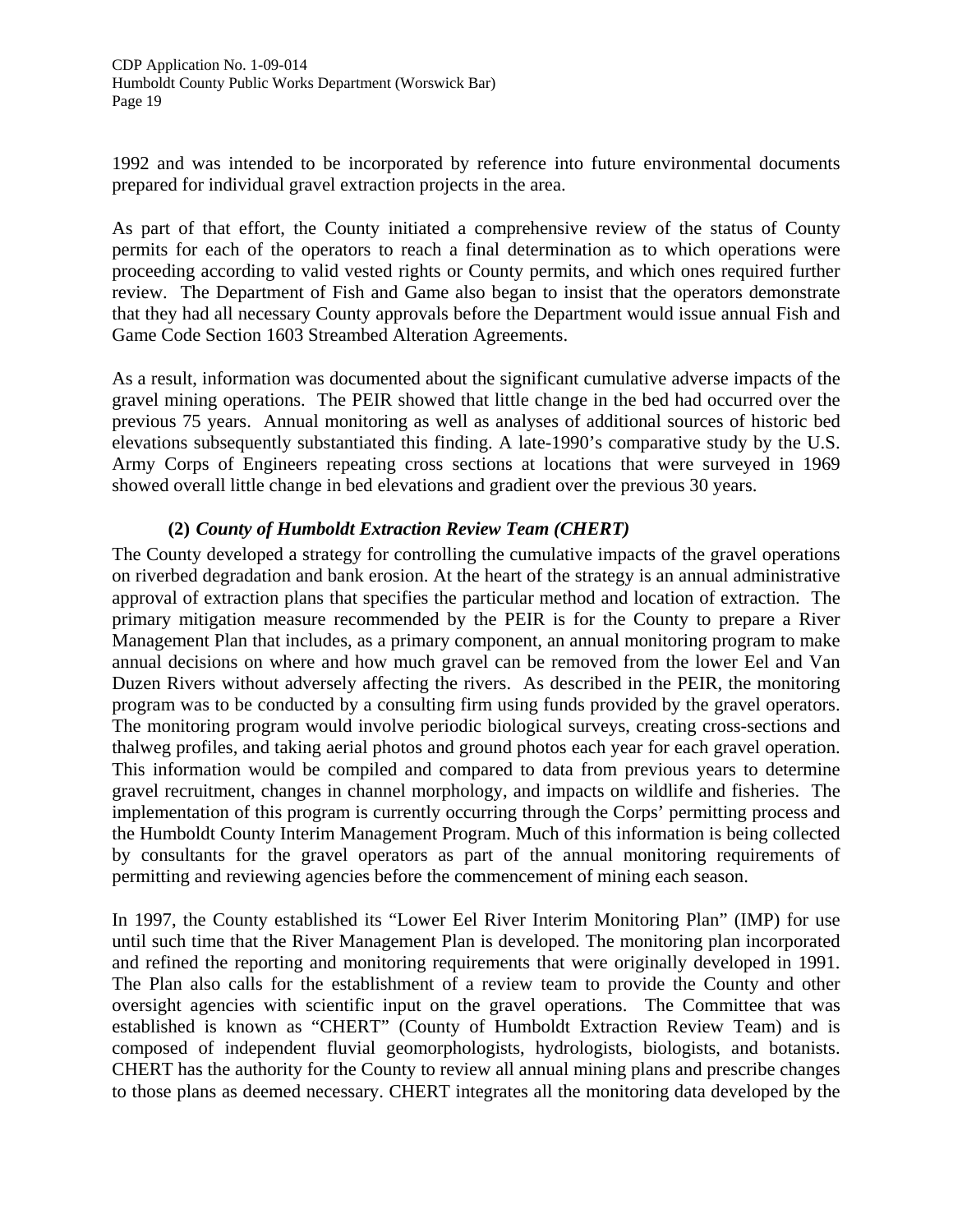1992 and was intended to be incorporated by reference into future environmental documents prepared for individual gravel extraction projects in the area.

As part of that effort, the County initiated a comprehensive review of the status of County permits for each of the operators to reach a final determination as to which operations were proceeding according to valid vested rights or County permits, and which ones required further review. The Department of Fish and Game also began to insist that the operators demonstrate that they had all necessary County approvals before the Department would issue annual Fish and Game Code Section 1603 Streambed Alteration Agreements.

As a result, information was documented about the significant cumulative adverse impacts of the gravel mining operations. The PEIR showed that little change in the bed had occurred over the previous 75 years. Annual monitoring as well as analyses of additional sources of historic bed elevations subsequently substantiated this finding. A late-1990's comparative study by the U.S. Army Corps of Engineers repeating cross sections at locations that were surveyed in 1969 showed overall little change in bed elevations and gradient over the previous 30 years.

#### (2) *County of Humboldt Extraction Review Team (CHERT)*

The County developed a strategy for controlling the cumulative impacts of the gravel operations on riverbed degradation and bank erosion. At the heart of the strategy is an annual administrative approval of extraction plans that specifies the particular method and location of extraction. The primary mitigation measure recommended by the PEIR is for the County to prepare a River Management Plan that includes, as a primary component, an annual monitoring program to make annual decisions on where and how much gravel can be removed from the lower Eel and Van Duzen Rivers without adversely affecting the rivers. As described in the PEIR, the monitoring program was to be conducted by a consulting firm using funds provided by the gravel operators. The monitoring program would involve periodic biological surveys, creating cross-sections and thalweg profiles, and taking aerial photos and ground photos each year for each gravel operation. This information would be compiled and compared to data from previous years to determine gravel recruitment, changes in channel morphology, and impacts on wildlife and fisheries. The implementation of this program is currently occurring through the Corps' permitting process and the Humboldt County Interim Management Program. Much of this information is being collected by consultants for the gravel operators as part of the annual monitoring requirements of permitting and reviewing agencies before the commencement of mining each season.

In 1997, the County established its "Lower Eel River Interim Monitoring Plan" (IMP) for use until such time that the River Management Plan is developed. The monitoring plan incorporated and refined the reporting and monitoring requirements that were originally developed in 1991. The Plan also calls for the establishment of a review team to provide the County and other oversight agencies with scientific input on the gravel operations. The Committee that was established is known as "CHERT" (County of Humboldt Extraction Review Team) and is composed of independent fluvial geomorphologists, hydrologists, biologists, and botanists. CHERT has the authority for the County to review all annual mining plans and prescribe changes to those plans as deemed necessary. CHERT integrates all the monitoring data developed by the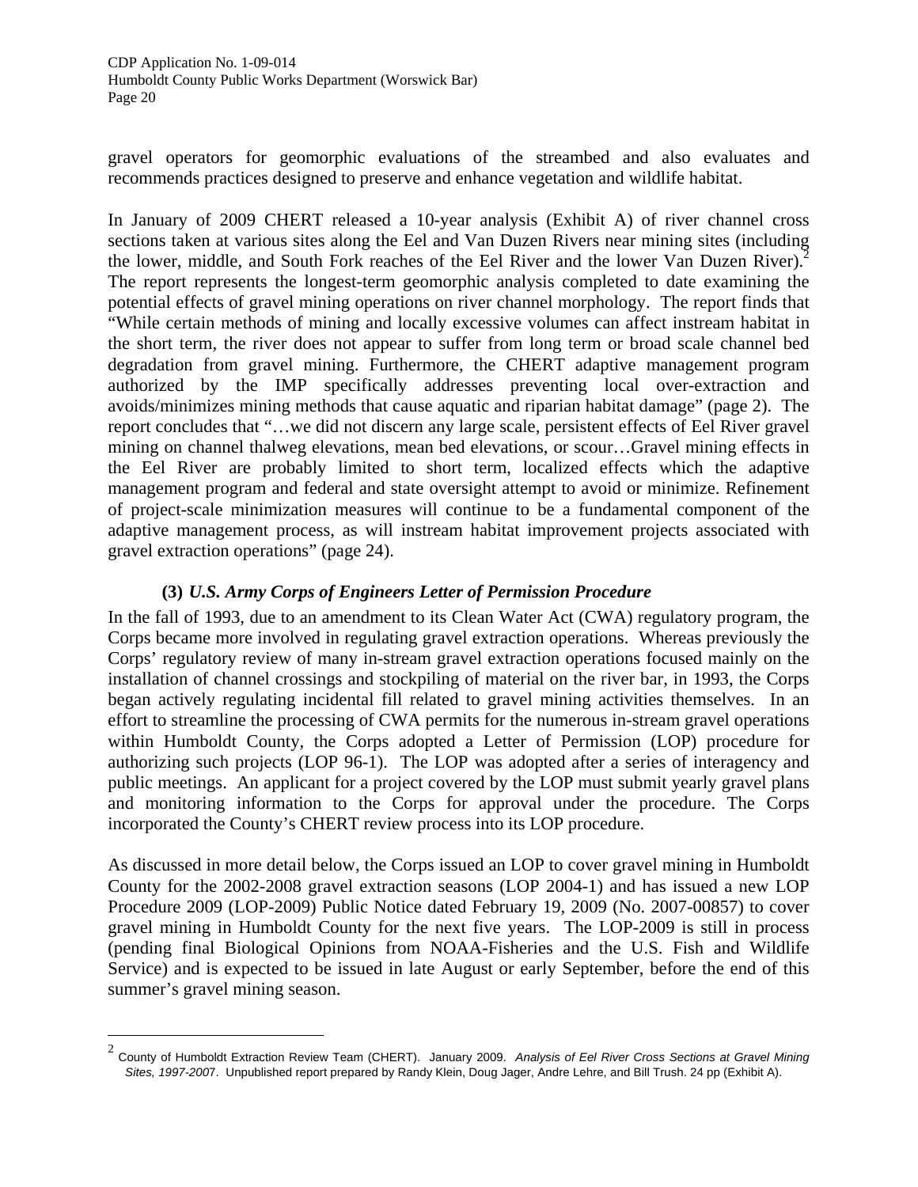gravel operators for geomorphic evaluations of the streambed and also evaluates and recommends practices designed to preserve and enhance vegetation and wildlife habitat.

In January of 2009 CHERT released a 10-year analysis (Exhibit A) of river channel cross sections taken at various sites along the Eel and Van Duzen Rivers near mining sites (including the lower, middle, and South Fork reaches of the Eel River and the lower Van Duzen River).[2] The report represents the longest-term geomorphic analysis completed to date examining the potential effects of gravel mining operations on river channel morphology. The report finds that "While certain methods of mining and locally excessive volumes can affect instream habitat in the short term, the river does not appear to suffer from long term or broad scale channel bed degradation from gravel mining. Furthermore, the CHERT adaptive management program authorized by the IMP specifically addresses preventing local over-extraction and avoids/minimizes mining methods that cause aquatic and riparian habitat damage" (page 2). The report concludes that "…we did not discern any large scale, persistent effects of Eel River gravel mining on channel thalweg elevations, mean bed elevations, or scour…Gravel mining effects in the Eel River are probably limited to short term, localized effects which the adaptive management program and federal and state oversight attempt to avoid or minimize. Refinement of project-scale minimization measures will continue to be a fundamental component of the adaptive management process, as will instream habitat improvement projects associated with gravel extraction operations" (page 24).

**(3)** ***U.S. Army Corps of Engineers Letter of Permission Procedure***

In the fall of 1993, due to an amendment to its Clean Water Act (CWA) regulatory program, the Corps became more involved in regulating gravel extraction operations. Whereas previously the Corps' regulatory review of many in-stream gravel extraction operations focused mainly on the installation of channel crossings and stockpiling of material on the river bar, in 1993, the Corps began actively regulating incidental fill related to gravel mining activities themselves. In an effort to streamline the processing of CWA permits for the numerous in-stream gravel operations within Humboldt County, the Corps adopted a Letter of Permission (LOP) procedure for authorizing such projects (LOP 96-1). The LOP was adopted after a series of interagency and public meetings. An applicant for a project covered by the LOP must submit yearly gravel plans and monitoring information to the Corps for approval under the procedure. The Corps incorporated the County's CHERT review process into its LOP procedure.

As discussed in more detail below, the Corps issued an LOP to cover gravel mining in Humboldt County for the 2002-2008 gravel extraction seasons (LOP 2004-1) and has issued a new LOP Procedure 2009 (LOP-2009) Public Notice dated February 19, 2009 (No. 2007-00857) to cover gravel mining in Humboldt County for the next five years. The LOP-2009 is still in process (pending final Biological Opinions from NOAA-Fisheries and the U.S. Fish and Wildlife Service) and is expected to be issued in late August or early September, before the end of this summer's gravel mining season.

---

[2] County of Humboldt Extraction Review Team (CHERT). January 2009. *Analysis of Eel River Cross Sections at Gravel Mining Sites, 1997-2007*. Unpublished report prepared by Randy Klein, Doug Jager, Andre Lehre, and Bill Trush. 24 pp (Exhibit A).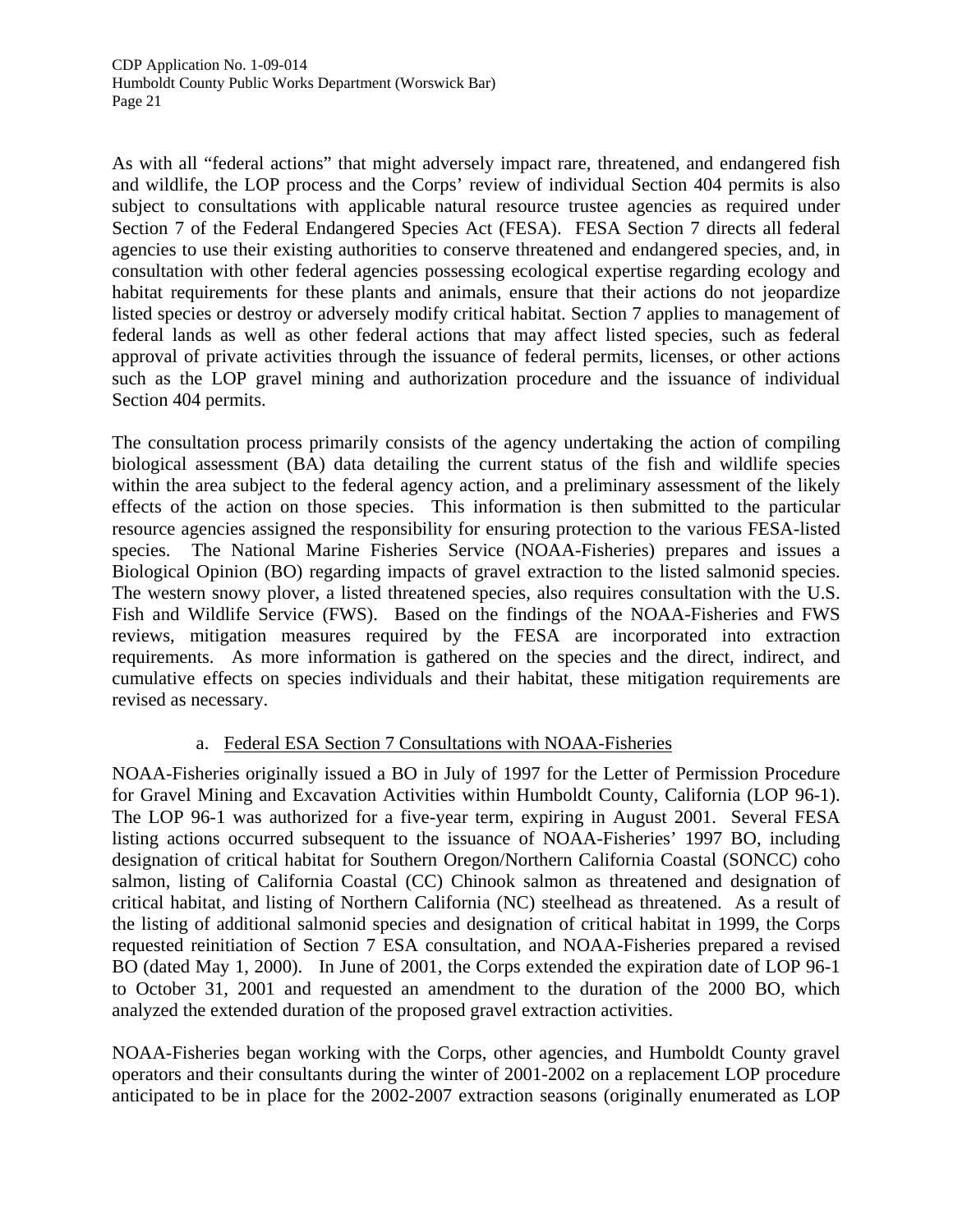As with all “federal actions” that might adversely impact rare, threatened, and endangered fish and wildlife, the LOP process and the Corps’ review of individual Section 404 permits is also subject to consultations with applicable natural resource trustee agencies as required under Section 7 of the Federal Endangered Species Act (FESA). FESA Section 7 directs all federal agencies to use their existing authorities to conserve threatened and endangered species, and, in consultation with other federal agencies possessing ecological expertise regarding ecology and habitat requirements for these plants and animals, ensure that their actions do not jeopardize listed species or destroy or adversely modify critical habitat. Section 7 applies to management of federal lands as well as other federal actions that may affect listed species, such as federal approval of private activities through the issuance of federal permits, licenses, or other actions such as the LOP gravel mining and authorization procedure and the issuance of individual Section 404 permits.

The consultation process primarily consists of the agency undertaking the action of compiling biological assessment (BA) data detailing the current status of the fish and wildlife species within the area subject to the federal agency action, and a preliminary assessment of the likely effects of the action on those species. This information is then submitted to the particular resource agencies assigned the responsibility for ensuring protection to the various FESA-listed species. The National Marine Fisheries Service (NOAA-Fisheries) prepares and issues a Biological Opinion (BO) regarding impacts of gravel extraction to the listed salmonid species. The western snowy plover, a listed threatened species, also requires consultation with the U.S. Fish and Wildlife Service (FWS). Based on the findings of the NOAA-Fisheries and FWS reviews, mitigation measures required by the FESA are incorporated into extraction requirements. As more information is gathered on the species and the direct, indirect, and cumulative effects on species individuals and their habitat, these mitigation requirements are revised as necessary.

a. Federal ESA Section 7 Consultations with NOAA-Fisheries

NOAA-Fisheries originally issued a BO in July of 1997 for the Letter of Permission Procedure for Gravel Mining and Excavation Activities within Humboldt County, California (LOP 96-1). The LOP 96-1 was authorized for a five-year term, expiring in August 2001. Several FESA listing actions occurred subsequent to the issuance of NOAA-Fisheries’ 1997 BO, including designation of critical habitat for Southern Oregon/Northern California Coastal (SONCC) coho salmon, listing of California Coastal (CC) Chinook salmon as threatened and designation of critical habitat, and listing of Northern California (NC) steelhead as threatened. As a result of the listing of additional salmonid species and designation of critical habitat in 1999, the Corps requested reinitiation of Section 7 ESA consultation, and NOAA-Fisheries prepared a revised BO (dated May 1, 2000). In June of 2001, the Corps extended the expiration date of LOP 96-1 to October 31, 2001 and requested an amendment to the duration of the 2000 BO, which analyzed the extended duration of the proposed gravel extraction activities.

NOAA-Fisheries began working with the Corps, other agencies, and Humboldt County gravel operators and their consultants during the winter of 2001-2002 on a replacement LOP procedure anticipated to be in place for the 2002-2007 extraction seasons (originally enumerated as LOP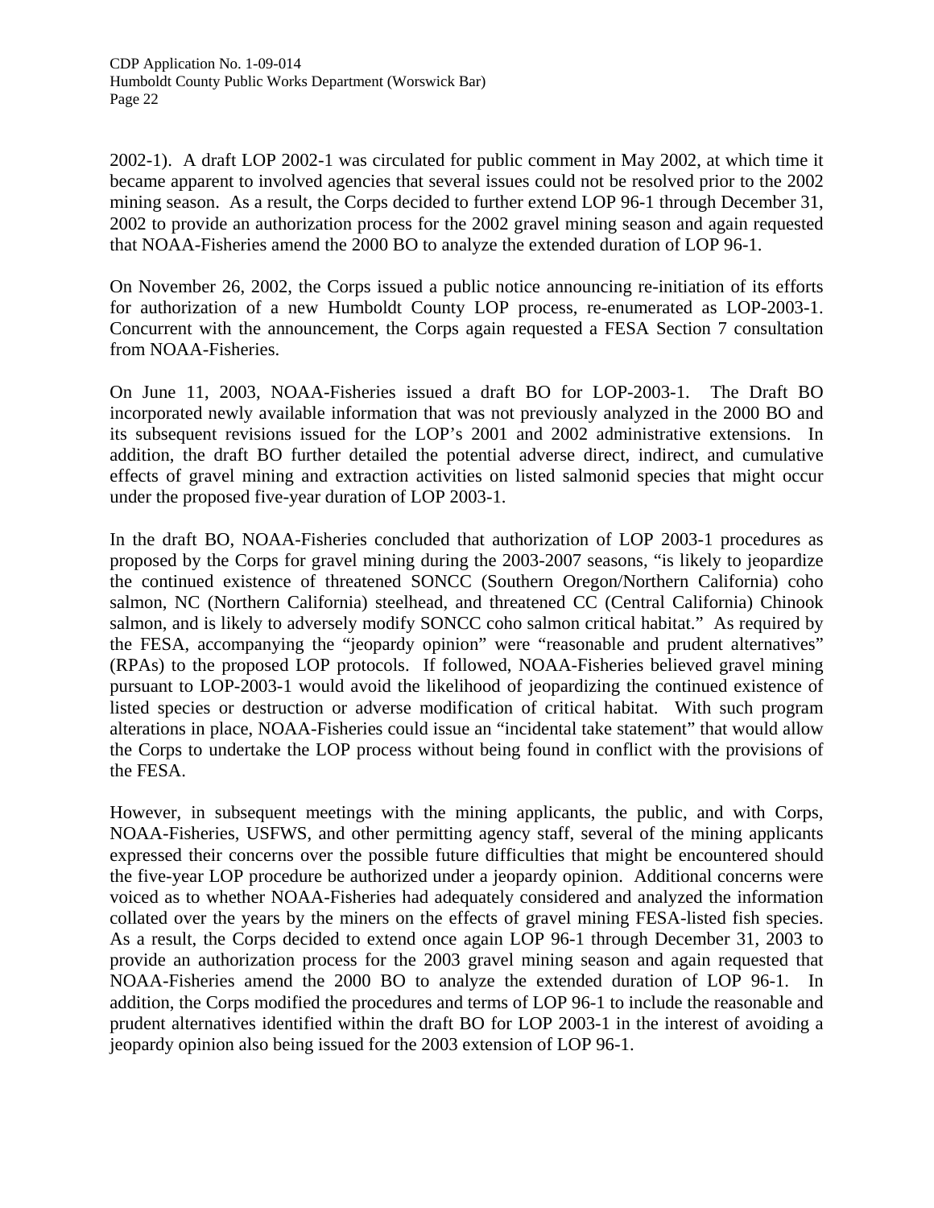2002-1). A draft LOP 2002-1 was circulated for public comment in May 2002, at which time it became apparent to involved agencies that several issues could not be resolved prior to the 2002 mining season. As a result, the Corps decided to further extend LOP 96-1 through December 31, 2002 to provide an authorization process for the 2002 gravel mining season and again requested that NOAA-Fisheries amend the 2000 BO to analyze the extended duration of LOP 96-1.

On November 26, 2002, the Corps issued a public notice announcing re-initiation of its efforts for authorization of a new Humboldt County LOP process, re-enumerated as LOP-2003-1. Concurrent with the announcement, the Corps again requested a FESA Section 7 consultation from NOAA-Fisheries.

On June 11, 2003, NOAA-Fisheries issued a draft BO for LOP-2003-1. The Draft BO incorporated newly available information that was not previously analyzed in the 2000 BO and its subsequent revisions issued for the LOP's 2001 and 2002 administrative extensions. In addition, the draft BO further detailed the potential adverse direct, indirect, and cumulative effects of gravel mining and extraction activities on listed salmonid species that might occur under the proposed five-year duration of LOP 2003-1.

In the draft BO, NOAA-Fisheries concluded that authorization of LOP 2003-1 procedures as proposed by the Corps for gravel mining during the 2003-2007 seasons, "is likely to jeopardize the continued existence of threatened SONCC (Southern Oregon/Northern California) coho salmon, NC (Northern California) steelhead, and threatened CC (Central California) Chinook salmon, and is likely to adversely modify SONCC coho salmon critical habitat." As required by the FESA, accompanying the "jeopardy opinion" were "reasonable and prudent alternatives" (RPAs) to the proposed LOP protocols. If followed, NOAA-Fisheries believed gravel mining pursuant to LOP-2003-1 would avoid the likelihood of jeopardizing the continued existence of listed species or destruction or adverse modification of critical habitat. With such program alterations in place, NOAA-Fisheries could issue an "incidental take statement" that would allow the Corps to undertake the LOP process without being found in conflict with the provisions of the FESA.

However, in subsequent meetings with the mining applicants, the public, and with Corps, NOAA-Fisheries, USFWS, and other permitting agency staff, several of the mining applicants expressed their concerns over the possible future difficulties that might be encountered should the five-year LOP procedure be authorized under a jeopardy opinion. Additional concerns were voiced as to whether NOAA-Fisheries had adequately considered and analyzed the information collated over the years by the miners on the effects of gravel mining FESA-listed fish species. As a result, the Corps decided to extend once again LOP 96-1 through December 31, 2003 to provide an authorization process for the 2003 gravel mining season and again requested that NOAA-Fisheries amend the 2000 BO to analyze the extended duration of LOP 96-1. In addition, the Corps modified the procedures and terms of LOP 96-1 to include the reasonable and prudent alternatives identified within the draft BO for LOP 2003-1 in the interest of avoiding a jeopardy opinion also being issued for the 2003 extension of LOP 96-1.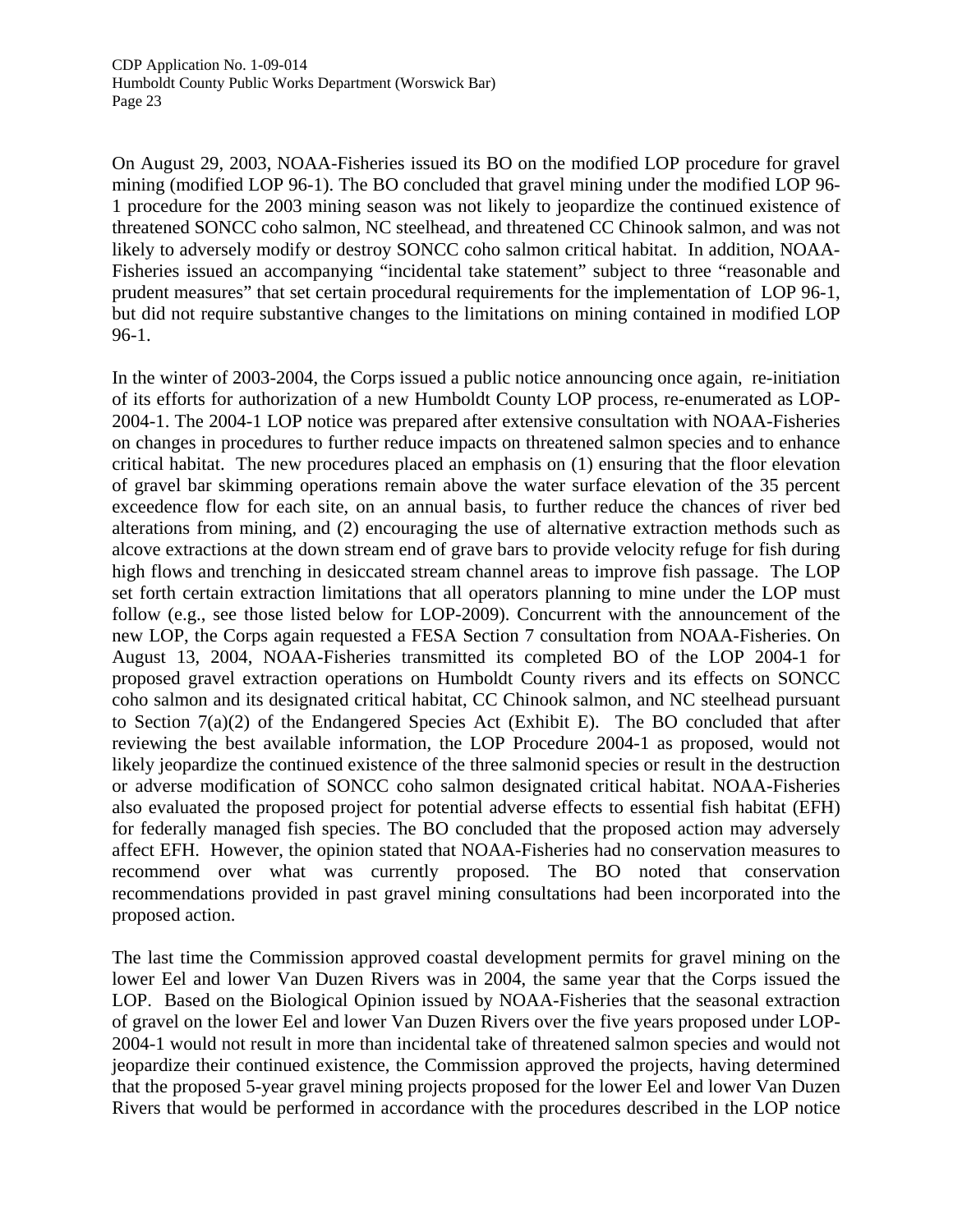On August 29, 2003, NOAA-Fisheries issued its BO on the modified LOP procedure for gravel mining (modified LOP 96-1). The BO concluded that gravel mining under the modified LOP 96-1 procedure for the 2003 mining season was not likely to jeopardize the continued existence of threatened SONCC coho salmon, NC steelhead, and threatened CC Chinook salmon, and was not likely to adversely modify or destroy SONCC coho salmon critical habitat. In addition, NOAA-Fisheries issued an accompanying "incidental take statement" subject to three "reasonable and prudent measures" that set certain procedural requirements for the implementation of LOP 96-1, but did not require substantive changes to the limitations on mining contained in modified LOP 96-1.

In the winter of 2003-2004, the Corps issued a public notice announcing once again, re-initiation of its efforts for authorization of a new Humboldt County LOP process, re-enumerated as LOP-2004-1. The 2004-1 LOP notice was prepared after extensive consultation with NOAA-Fisheries on changes in procedures to further reduce impacts on threatened salmon species and to enhance critical habitat. The new procedures placed an emphasis on (1) ensuring that the floor elevation of gravel bar skimming operations remain above the water surface elevation of the 35 percent exceedence flow for each site, on an annual basis, to further reduce the chances of river bed alterations from mining, and (2) encouraging the use of alternative extraction methods such as alcove extractions at the down stream end of grave bars to provide velocity refuge for fish during high flows and trenching in desiccated stream channel areas to improve fish passage. The LOP set forth certain extraction limitations that all operators planning to mine under the LOP must follow (e.g., see those listed below for LOP-2009). Concurrent with the announcement of the new LOP, the Corps again requested a FESA Section 7 consultation from NOAA-Fisheries. On August 13, 2004, NOAA-Fisheries transmitted its completed BO of the LOP 2004-1 for proposed gravel extraction operations on Humboldt County rivers and its effects on SONCC coho salmon and its designated critical habitat, CC Chinook salmon, and NC steelhead pursuant to Section 7(a)(2) of the Endangered Species Act (Exhibit E). The BO concluded that after reviewing the best available information, the LOP Procedure 2004-1 as proposed, would not likely jeopardize the continued existence of the three salmonid species or result in the destruction or adverse modification of SONCC coho salmon designated critical habitat. NOAA-Fisheries also evaluated the proposed project for potential adverse effects to essential fish habitat (EFH) for federally managed fish species. The BO concluded that the proposed action may adversely affect EFH. However, the opinion stated that NOAA-Fisheries had no conservation measures to recommend over what was currently proposed. The BO noted that conservation recommendations provided in past gravel mining consultations had been incorporated into the proposed action.

The last time the Commission approved coastal development permits for gravel mining on the lower Eel and lower Van Duzen Rivers was in 2004, the same year that the Corps issued the LOP. Based on the Biological Opinion issued by NOAA-Fisheries that the seasonal extraction of gravel on the lower Eel and lower Van Duzen Rivers over the five years proposed under LOP-2004-1 would not result in more than incidental take of threatened salmon species and would not jeopardize their continued existence, the Commission approved the projects, having determined that the proposed 5-year gravel mining projects proposed for the lower Eel and lower Van Duzen Rivers that would be performed in accordance with the procedures described in the LOP notice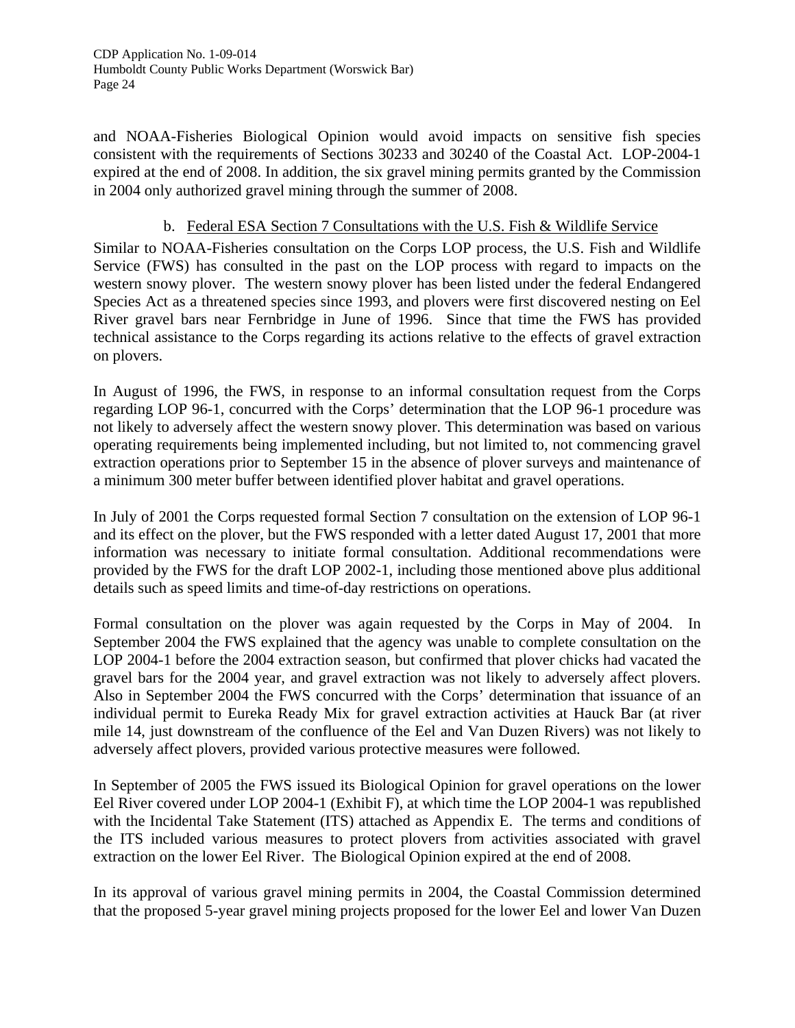and NOAA-Fisheries Biological Opinion would avoid impacts on sensitive fish species consistent with the requirements of Sections 30233 and 30240 of the Coastal Act. LOP-2004-1 expired at the end of 2008. In addition, the six gravel mining permits granted by the Commission in 2004 only authorized gravel mining through the summer of 2008.

b. Federal ESA Section 7 Consultations with the U.S. Fish & Wildlife Service

Similar to NOAA-Fisheries consultation on the Corps LOP process, the U.S. Fish and Wildlife Service (FWS) has consulted in the past on the LOP process with regard to impacts on the western snowy plover. The western snowy plover has been listed under the federal Endangered Species Act as a threatened species since 1993, and plovers were first discovered nesting on Eel River gravel bars near Fernbridge in June of 1996. Since that time the FWS has provided technical assistance to the Corps regarding its actions relative to the effects of gravel extraction on plovers.

In August of 1996, the FWS, in response to an informal consultation request from the Corps regarding LOP 96-1, concurred with the Corps' determination that the LOP 96-1 procedure was not likely to adversely affect the western snowy plover. This determination was based on various operating requirements being implemented including, but not limited to, not commencing gravel extraction operations prior to September 15 in the absence of plover surveys and maintenance of a minimum 300 meter buffer between identified plover habitat and gravel operations.

In July of 2001 the Corps requested formal Section 7 consultation on the extension of LOP 96-1 and its effect on the plover, but the FWS responded with a letter dated August 17, 2001 that more information was necessary to initiate formal consultation. Additional recommendations were provided by the FWS for the draft LOP 2002-1, including those mentioned above plus additional details such as speed limits and time-of-day restrictions on operations.

Formal consultation on the plover was again requested by the Corps in May of 2004. In September 2004 the FWS explained that the agency was unable to complete consultation on the LOP 2004-1 before the 2004 extraction season, but confirmed that plover chicks had vacated the gravel bars for the 2004 year, and gravel extraction was not likely to adversely affect plovers. Also in September 2004 the FWS concurred with the Corps' determination that issuance of an individual permit to Eureka Ready Mix for gravel extraction activities at Hauck Bar (at river mile 14, just downstream of the confluence of the Eel and Van Duzen Rivers) was not likely to adversely affect plovers, provided various protective measures were followed.

In September of 2005 the FWS issued its Biological Opinion for gravel operations on the lower Eel River covered under LOP 2004-1 (Exhibit F), at which time the LOP 2004-1 was republished with the Incidental Take Statement (ITS) attached as Appendix E. The terms and conditions of the ITS included various measures to protect plovers from activities associated with gravel extraction on the lower Eel River. The Biological Opinion expired at the end of 2008.

In its approval of various gravel mining permits in 2004, the Coastal Commission determined that the proposed 5-year gravel mining projects proposed for the lower Eel and lower Van Duzen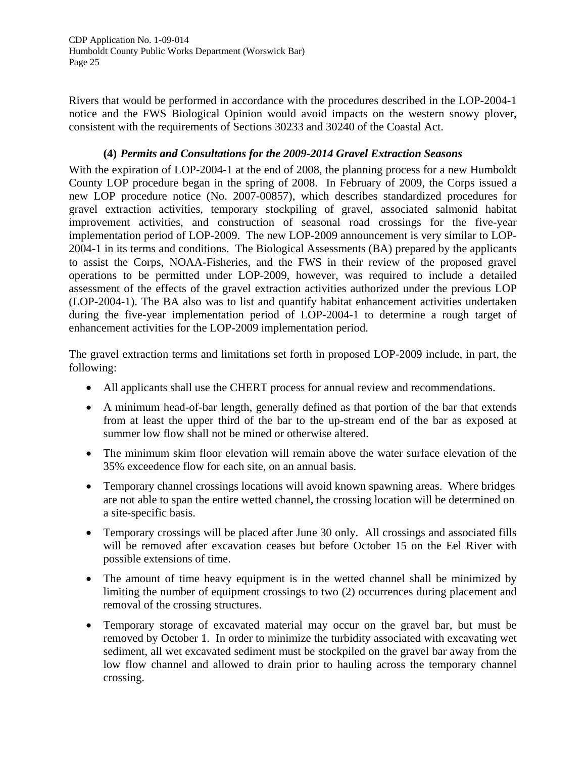Rivers that would be performed in accordance with the procedures described in the LOP-2004-1 notice and the FWS Biological Opinion would avoid impacts on the western snowy plover, consistent with the requirements of Sections 30233 and 30240 of the Coastal Act.

**(4)** ***Permits and Consultations for the 2009-2014 Gravel Extraction Seasons***

With the expiration of LOP-2004-1 at the end of 2008, the planning process for a new Humboldt County LOP procedure began in the spring of 2008. In February of 2009, the Corps issued a new LOP procedure notice (No. 2007-00857), which describes standardized procedures for gravel extraction activities, temporary stockpiling of gravel, associated salmonid habitat improvement activities, and construction of seasonal road crossings for the five-year implementation period of LOP-2009. The new LOP-2009 announcement is very similar to LOP-2004-1 in its terms and conditions. The Biological Assessments (BA) prepared by the applicants to assist the Corps, NOAA-Fisheries, and the FWS in their review of the proposed gravel operations to be permitted under LOP-2009, however, was required to include a detailed assessment of the effects of the gravel extraction activities authorized under the previous LOP (LOP-2004-1). The BA also was to list and quantify habitat enhancement activities undertaken during the five-year implementation period of LOP-2004-1 to determine a rough target of enhancement activities for the LOP-2009 implementation period.

The gravel extraction terms and limitations set forth in proposed LOP-2009 include, in part, the following:

- All applicants shall use the CHERT process for annual review and recommendations.
- A minimum head-of-bar length, generally defined as that portion of the bar that extends from at least the upper third of the bar to the up-stream end of the bar as exposed at summer low flow shall not be mined or otherwise altered.
- The minimum skim floor elevation will remain above the water surface elevation of the 35% exceedence flow for each site, on an annual basis.
- Temporary channel crossings locations will avoid known spawning areas. Where bridges are not able to span the entire wetted channel, the crossing location will be determined on a site-specific basis.
- Temporary crossings will be placed after June 30 only. All crossings and associated fills will be removed after excavation ceases but before October 15 on the Eel River with possible extensions of time.
- The amount of time heavy equipment is in the wetted channel shall be minimized by limiting the number of equipment crossings to two (2) occurrences during placement and removal of the crossing structures.
- Temporary storage of excavated material may occur on the gravel bar, but must be removed by October 1. In order to minimize the turbidity associated with excavating wet sediment, all wet excavated sediment must be stockpiled on the gravel bar away from the low flow channel and allowed to drain prior to hauling across the temporary channel crossing.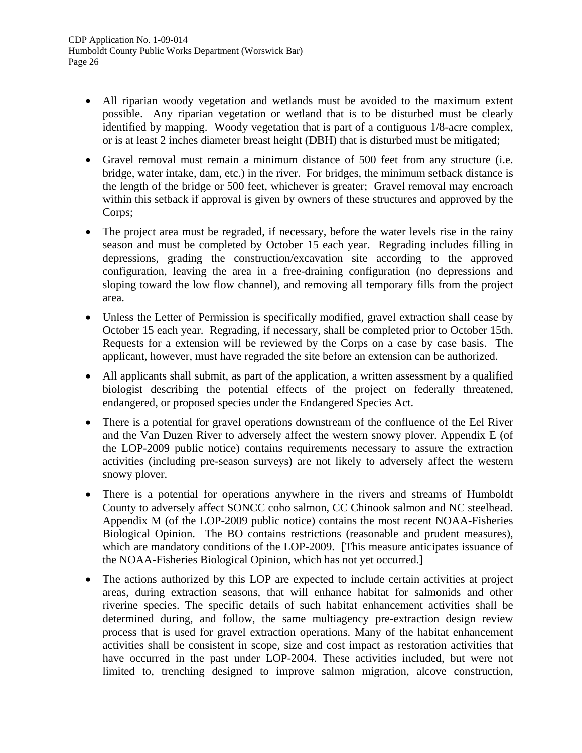- All riparian woody vegetation and wetlands must be avoided to the maximum extent possible. Any riparian vegetation or wetland that is to be disturbed must be clearly identified by mapping. Woody vegetation that is part of a contiguous 1/8-acre complex, or is at least 2 inches diameter breast height (DBH) that is disturbed must be mitigated;

- Gravel removal must remain a minimum distance of 500 feet from any structure (i.e. bridge, water intake, dam, etc.) in the river. For bridges, the minimum setback distance is the length of the bridge or 500 feet, whichever is greater; Gravel removal may encroach within this setback if approval is given by owners of these structures and approved by the Corps;

- The project area must be regraded, if necessary, before the water levels rise in the rainy season and must be completed by October 15 each year. Regrading includes filling in depressions, grading the construction/excavation site according to the approved configuration, leaving the area in a free-draining configuration (no depressions and sloping toward the low flow channel), and removing all temporary fills from the project area.

- Unless the Letter of Permission is specifically modified, gravel extraction shall cease by October 15 each year. Regrading, if necessary, shall be completed prior to October 15th. Requests for a extension will be reviewed by the Corps on a case by case basis. The applicant, however, must have regraded the site before an extension can be authorized.

- All applicants shall submit, as part of the application, a written assessment by a qualified biologist describing the potential effects of the project on federally threatened, endangered, or proposed species under the Endangered Species Act.

- There is a potential for gravel operations downstream of the confluence of the Eel River and the Van Duzen River to adversely affect the western snowy plover. Appendix E (of the LOP-2009 public notice) contains requirements necessary to assure the extraction activities (including pre-season surveys) are not likely to adversely affect the western snowy plover.

- There is a potential for operations anywhere in the rivers and streams of Humboldt County to adversely affect SONCC coho salmon, CC Chinook salmon and NC steelhead. Appendix M (of the LOP-2009 public notice) contains the most recent NOAA-Fisheries Biological Opinion. The BO contains restrictions (reasonable and prudent measures), which are mandatory conditions of the LOP-2009. [This measure anticipates issuance of the NOAA-Fisheries Biological Opinion, which has not yet occurred.]

- The actions authorized by this LOP are expected to include certain activities at project areas, during extraction seasons, that will enhance habitat for salmonids and other riverine species. The specific details of such habitat enhancement activities shall be determined during, and follow, the same multiagency pre-extraction design review process that is used for gravel extraction operations. Many of the habitat enhancement activities shall be consistent in scope, size and cost impact as restoration activities that have occurred in the past under LOP-2004. These activities included, but were not limited to, trenching designed to improve salmon migration, alcove construction,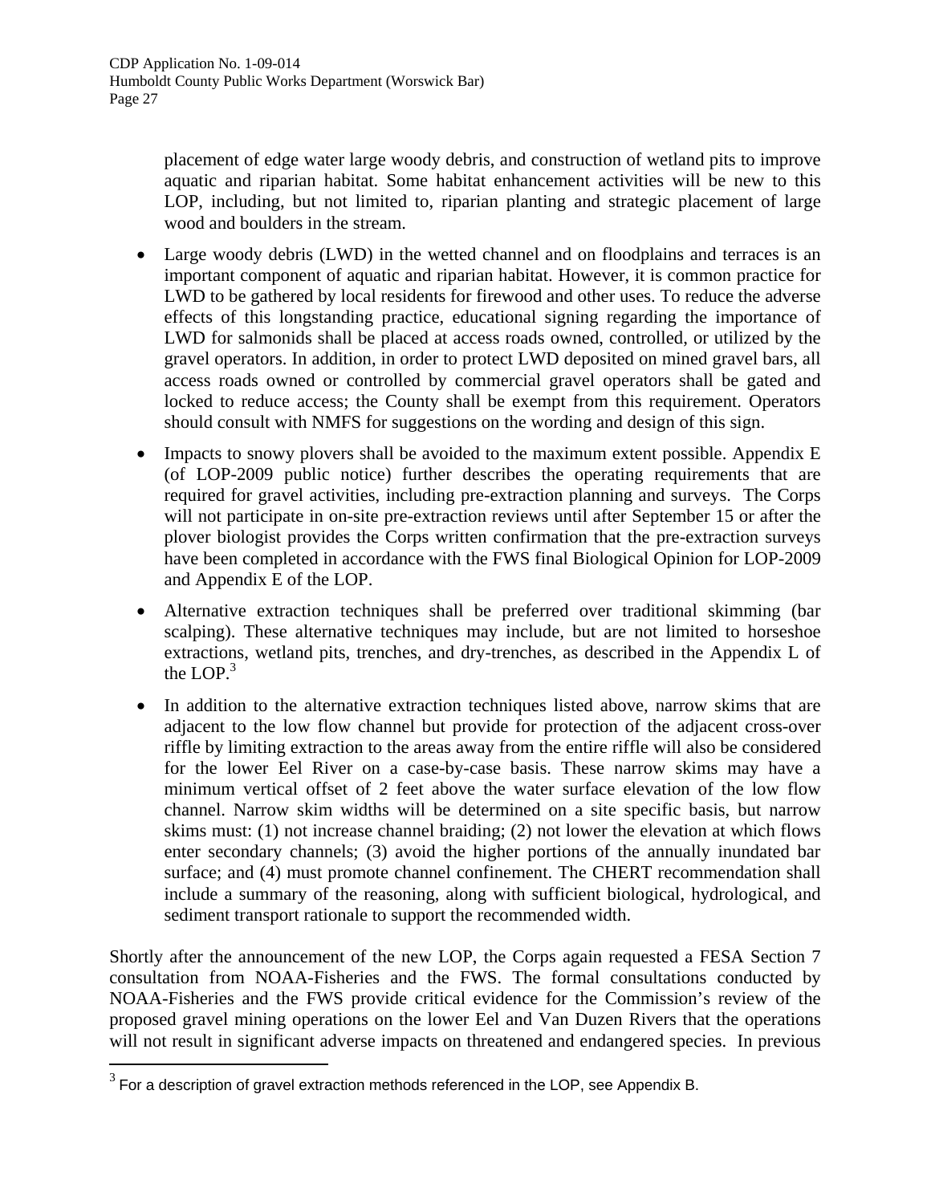placement of edge water large woody debris, and construction of wetland pits to improve aquatic and riparian habitat. Some habitat enhancement activities will be new to this LOP, including, but not limited to, riparian planting and strategic placement of large wood and boulders in the stream.

- Large woody debris (LWD) in the wetted channel and on floodplains and terraces is an important component of aquatic and riparian habitat. However, it is common practice for LWD to be gathered by local residents for firewood and other uses. To reduce the adverse effects of this longstanding practice, educational signing regarding the importance of LWD for salmonids shall be placed at access roads owned, controlled, or utilized by the gravel operators. In addition, in order to protect LWD deposited on mined gravel bars, all access roads owned or controlled by commercial gravel operators shall be gated and locked to reduce access; the County shall be exempt from this requirement. Operators should consult with NMFS for suggestions on the wording and design of this sign.
- Impacts to snowy plovers shall be avoided to the maximum extent possible. Appendix E (of LOP-2009 public notice) further describes the operating requirements that are required for gravel activities, including pre-extraction planning and surveys. The Corps will not participate in on-site pre-extraction reviews until after September 15 or after the plover biologist provides the Corps written confirmation that the pre-extraction surveys have been completed in accordance with the FWS final Biological Opinion for LOP-2009 and Appendix E of the LOP.
- Alternative extraction techniques shall be preferred over traditional skimming (bar scalping). These alternative techniques may include, but are not limited to horseshoe extractions, wetland pits, trenches, and dry-trenches, as described in the Appendix L of the LOP.[3]
- In addition to the alternative extraction techniques listed above, narrow skims that are adjacent to the low flow channel but provide for protection of the adjacent cross-over riffle by limiting extraction to the areas away from the entire riffle will also be considered for the lower Eel River on a case-by-case basis. These narrow skims may have a minimum vertical offset of 2 feet above the water surface elevation of the low flow channel. Narrow skim widths will be determined on a site specific basis, but narrow skims must: (1) not increase channel braiding; (2) not lower the elevation at which flows enter secondary channels; (3) avoid the higher portions of the annually inundated bar surface; and (4) must promote channel confinement. The CHERT recommendation shall include a summary of the reasoning, along with sufficient biological, hydrological, and sediment transport rationale to support the recommended width.

Shortly after the announcement of the new LOP, the Corps again requested a FESA Section 7 consultation from NOAA-Fisheries and the FWS. The formal consultations conducted by NOAA-Fisheries and the FWS provide critical evidence for the Commission's review of the proposed gravel mining operations on the lower Eel and Van Duzen Rivers that the operations will not result in significant adverse impacts on threatened and endangered species. In previous

[3] For a description of gravel extraction methods referenced in the LOP, see Appendix B.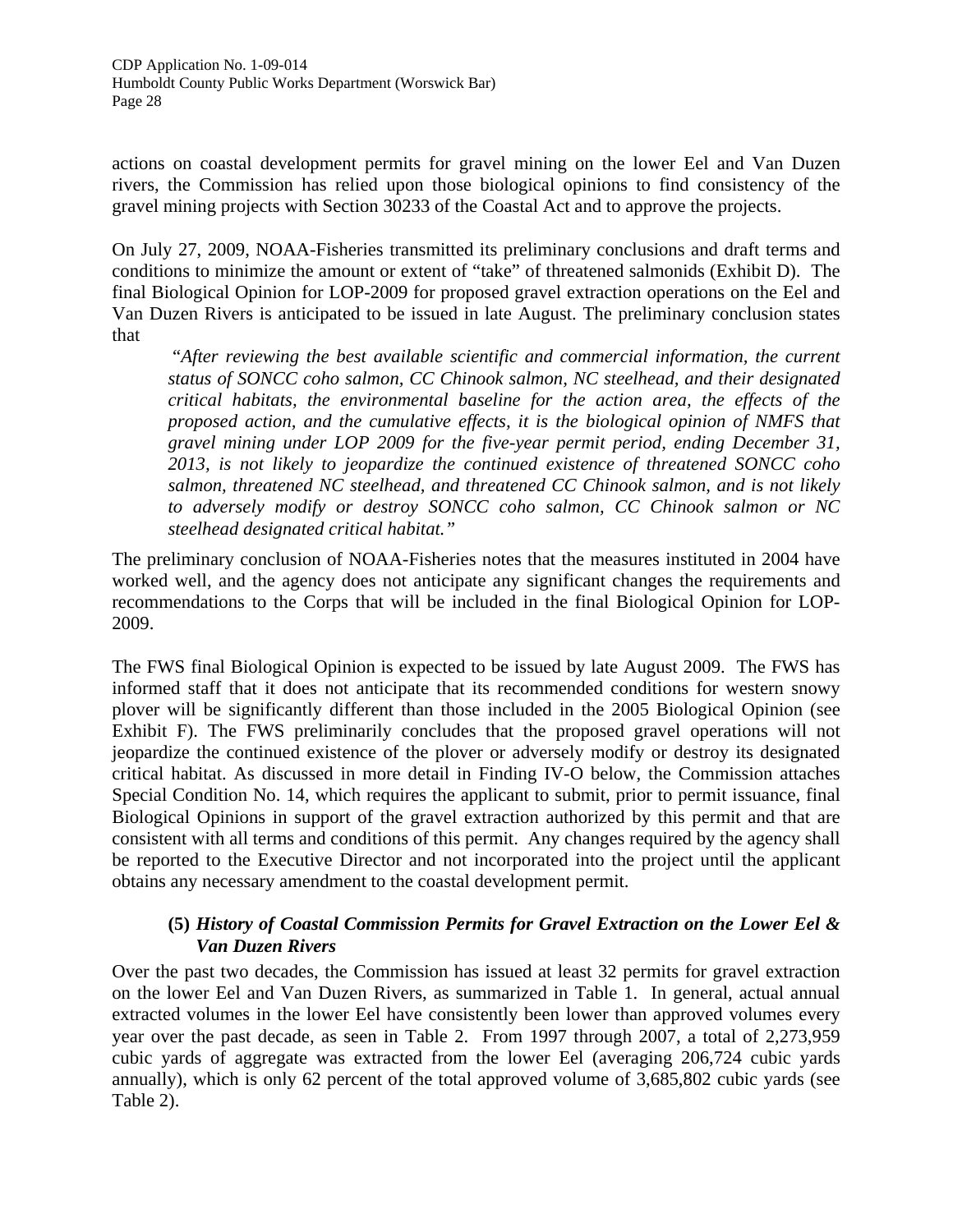actions on coastal development permits for gravel mining on the lower Eel and Van Duzen rivers, the Commission has relied upon those biological opinions to find consistency of the gravel mining projects with Section 30233 of the Coastal Act and to approve the projects.

On July 27, 2009, NOAA-Fisheries transmitted its preliminary conclusions and draft terms and conditions to minimize the amount or extent of "take" of threatened salmonids (Exhibit D). The final Biological Opinion for LOP-2009 for proposed gravel extraction operations on the Eel and Van Duzen Rivers is anticipated to be issued in late August. The preliminary conclusion states that

> *"After reviewing the best available scientific and commercial information, the current status of SONCC coho salmon, CC Chinook salmon, NC steelhead, and their designated critical habitats, the environmental baseline for the action area, the effects of the proposed action, and the cumulative effects, it is the biological opinion of NMFS that gravel mining under LOP 2009 for the five-year permit period, ending December 31, 2013, is not likely to jeopardize the continued existence of threatened SONCC coho salmon, threatened NC steelhead, and threatened CC Chinook salmon, and is not likely to adversely modify or destroy SONCC coho salmon, CC Chinook salmon or NC steelhead designated critical habitat."*

The preliminary conclusion of NOAA-Fisheries notes that the measures instituted in 2004 have worked well, and the agency does not anticipate any significant changes the requirements and recommendations to the Corps that will be included in the final Biological Opinion for LOP-2009.

The FWS final Biological Opinion is expected to be issued by late August 2009. The FWS has informed staff that it does not anticipate that its recommended conditions for western snowy plover will be significantly different than those included in the 2005 Biological Opinion (see Exhibit F). The FWS preliminarily concludes that the proposed gravel operations will not jeopardize the continued existence of the plover or adversely modify or destroy its designated critical habitat. As discussed in more detail in Finding IV-O below, the Commission attaches Special Condition No. 14, which requires the applicant to submit, prior to permit issuance, final Biological Opinions in support of the gravel extraction authorized by this permit and that are consistent with all terms and conditions of this permit. Any changes required by the agency shall be reported to the Executive Director and not incorporated into the project until the applicant obtains any necessary amendment to the coastal development permit.

#### (5) *History of Coastal Commission Permits for Gravel Extraction on the Lower Eel & Van Duzen Rivers*

Over the past two decades, the Commission has issued at least 32 permits for gravel extraction on the lower Eel and Van Duzen Rivers, as summarized in Table 1. In general, actual annual extracted volumes in the lower Eel have consistently been lower than approved volumes every year over the past decade, as seen in Table 2. From 1997 through 2007, a total of 2,273,959 cubic yards of aggregate was extracted from the lower Eel (averaging 206,724 cubic yards annually), which is only 62 percent of the total approved volume of 3,685,802 cubic yards (see Table 2).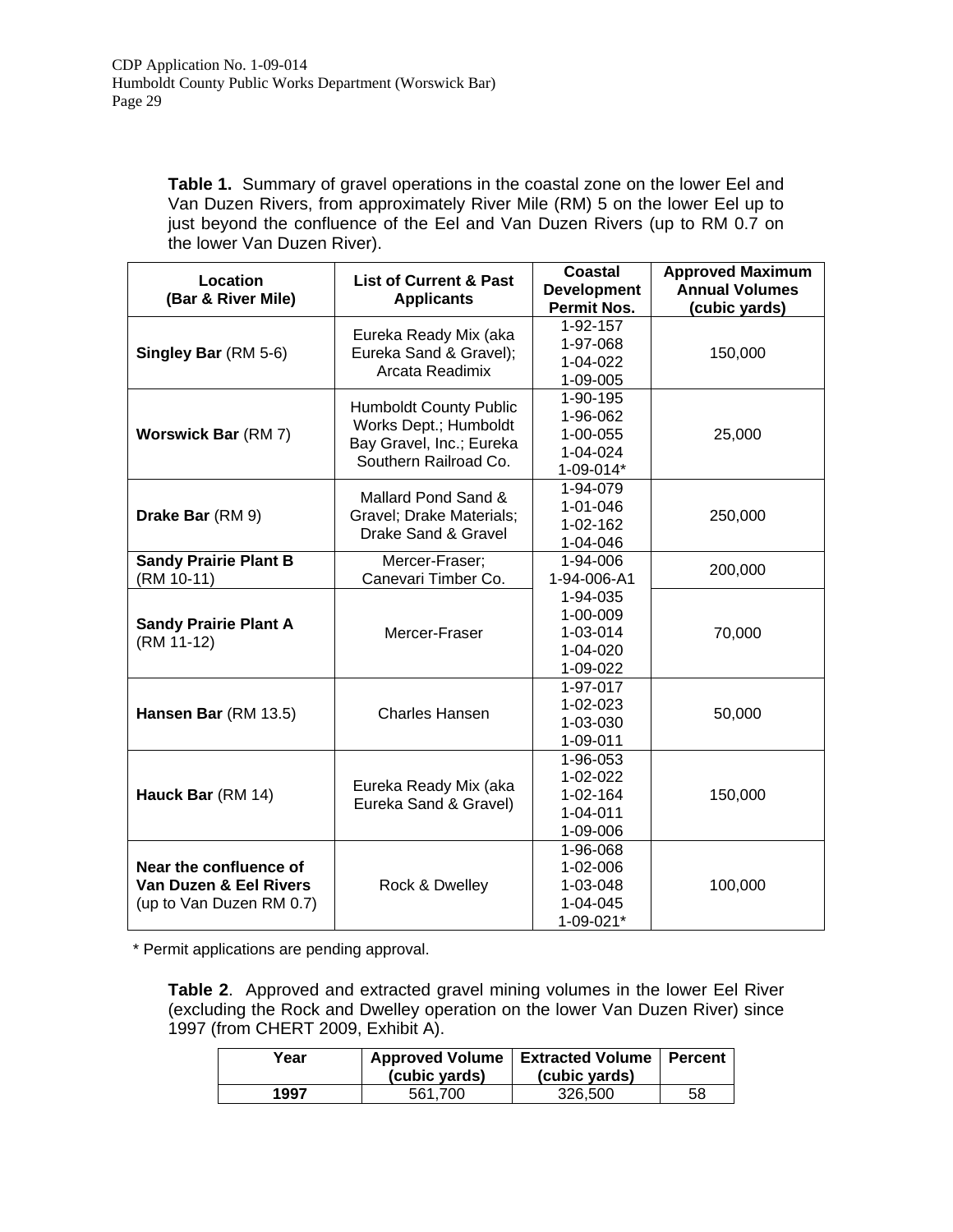**Table 1.** Summary of gravel operations in the coastal zone on the lower Eel and Van Duzen Rivers, from approximately River Mile (RM) 5 on the lower Eel up to just beyond the confluence of the Eel and Van Duzen Rivers (up to RM 0.7 on the lower Van Duzen River).

| Location (Bar & River Mile) | List of Current & Past Applicants | Coastal Development Permit Nos. | Approved Maximum Annual Volumes (cubic yards) |
|---|---|---|---|
| **Singley Bar** (RM 5-6) | Eureka Ready Mix (aka Eureka Sand & Gravel); Arcata Readimix | 1-92-157<br>1-97-068<br>1-04-022<br>1-09-005 | 150,000 |
| **Worswick Bar** (RM 7) | Humboldt County Public Works Dept.; Humboldt Bay Gravel, Inc.; Eureka Southern Railroad Co. | 1-90-195<br>1-96-062<br>1-00-055<br>1-04-024<br>1-09-014* | 25,000 |
| **Drake Bar** (RM 9) | Mallard Pond Sand & Gravel; Drake Materials; Drake Sand & Gravel | 1-94-079<br>1-01-046<br>1-02-162<br>1-04-046 | 250,000 |
| **Sandy Prairie Plant B** (RM 10-11) | Mercer-Fraser; Canevari Timber Co. | 1-94-006<br>1-94-006-A1 | 200,000 |
| **Sandy Prairie Plant A** (RM 11-12) | Mercer-Fraser | 1-94-035<br>1-00-009<br>1-03-014<br>1-04-020<br>1-09-022 | 70,000 |
| **Hansen Bar** (RM 13.5) | Charles Hansen | 1-97-017<br>1-02-023<br>1-03-030<br>1-09-011 | 50,000 |
| **Hauck Bar** (RM 14) | Eureka Ready Mix (aka Eureka Sand & Gravel) | 1-96-053<br>1-02-022<br>1-02-164<br>1-04-011<br>1-09-006 | 150,000 |
| **Near the confluence of Van Duzen & Eel Rivers** (up to Van Duzen RM 0.7) | Rock & Dwelley | 1-96-068<br>1-02-006<br>1-03-048<br>1-04-045<br>1-09-021* | 100,000 |

\* Permit applications are pending approval.

**Table 2**. Approved and extracted gravel mining volumes in the lower Eel River (excluding the Rock and Dwelley operation on the lower Van Duzen River) since 1997 (from CHERT 2009, Exhibit A).

| Year | Approved Volume (cubic yards) | Extracted Volume (cubic yards) | Percent |
|---|---|---|---|
| **1997** | 561,700 | 326,500 | 58 |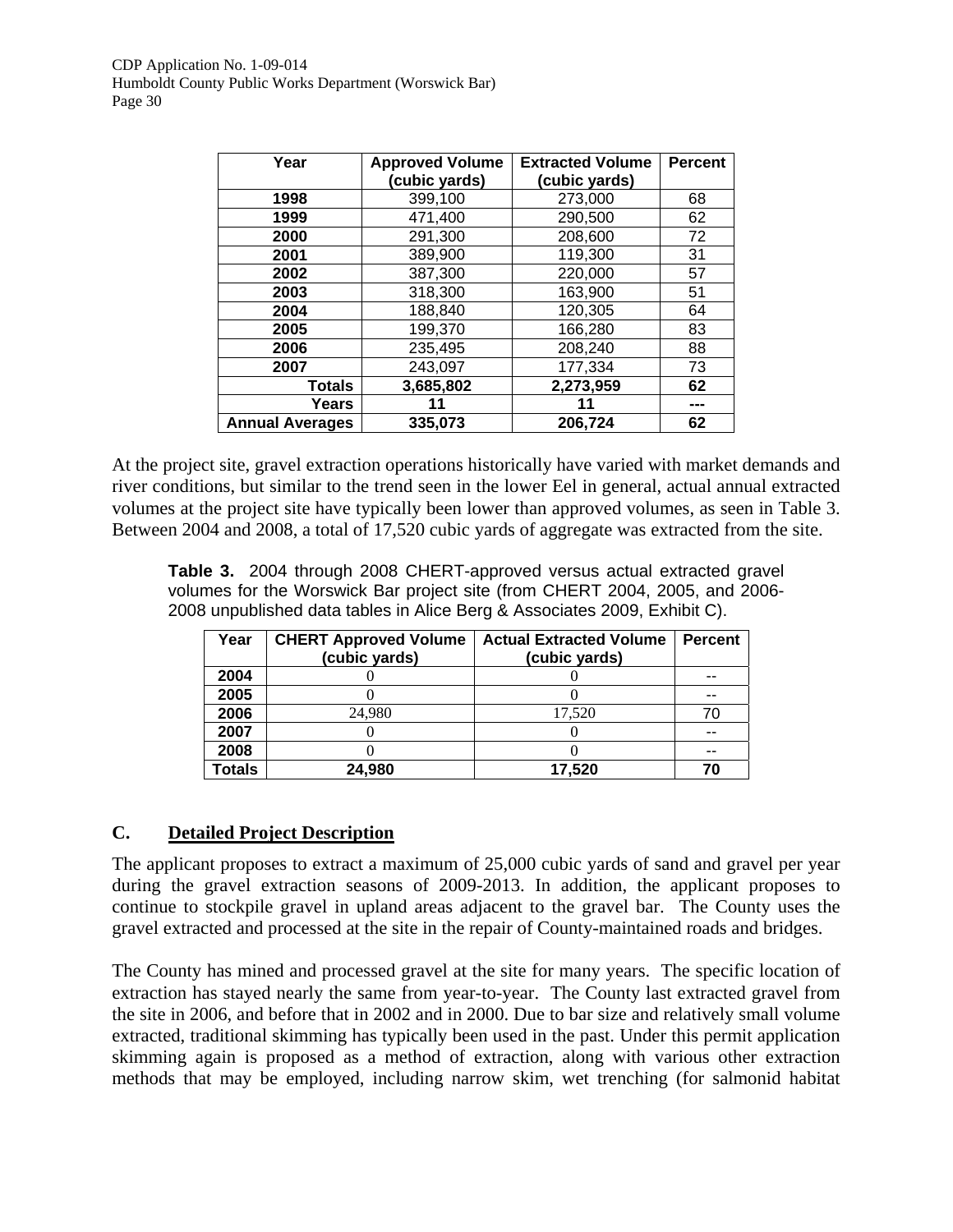| Year | Approved Volume (cubic yards) | Extracted Volume (cubic yards) | Percent |
|---|---|---|---|
| **1998** | 399,100 | 273,000 | 68 |
| **1999** | 471,400 | 290,500 | 62 |
| **2000** | 291,300 | 208,600 | 72 |
| **2001** | 389,900 | 119,300 | 31 |
| **2002** | 387,300 | 220,000 | 57 |
| **2003** | 318,300 | 163,900 | 51 |
| **2004** | 188,840 | 120,305 | 64 |
| **2005** | 199,370 | 166,280 | 83 |
| **2006** | 235,495 | 208,240 | 88 |
| **2007** | 243,097 | 177,334 | 73 |
| **Totals** | **3,685,802** | **2,273,959** | **62** |
| **Years** | **11** | **11** | **---** |
| **Annual Averages** | **335,073** | **206,724** | **62** |

At the project site, gravel extraction operations historically have varied with market demands and river conditions, but similar to the trend seen in the lower Eel in general, actual annual extracted volumes at the project site have typically been lower than approved volumes, as seen in Table 3. Between 2004 and 2008, a total of 17,520 cubic yards of aggregate was extracted from the site.

**Table 3.** 2004 through 2008 CHERT-approved versus actual extracted gravel volumes for the Worswick Bar project site (from CHERT 2004, 2005, and 2006-2008 unpublished data tables in Alice Berg & Associates 2009, Exhibit C).

| Year | CHERT Approved Volume (cubic yards) | Actual Extracted Volume (cubic yards) | Percent |
|---|---|---|---|
| **2004** | 0 | 0 | -- |
| **2005** | 0 | 0 | -- |
| **2006** | 24,980 | 17,520 | 70 |
| **2007** | 0 | 0 | -- |
| **2008** | 0 | 0 | -- |
| **Totals** | **24,980** | **17,520** | **70** |

## C. Detailed Project Description

The applicant proposes to extract a maximum of 25,000 cubic yards of sand and gravel per year during the gravel extraction seasons of 2009-2013. In addition, the applicant proposes to continue to stockpile gravel in upland areas adjacent to the gravel bar. The County uses the gravel extracted and processed at the site in the repair of County-maintained roads and bridges.

The County has mined and processed gravel at the site for many years. The specific location of extraction has stayed nearly the same from year-to-year. The County last extracted gravel from the site in 2006, and before that in 2002 and in 2000. Due to bar size and relatively small volume extracted, traditional skimming has typically been used in the past. Under this permit application skimming again is proposed as a method of extraction, along with various other extraction methods that may be employed, including narrow skim, wet trenching (for salmonid habitat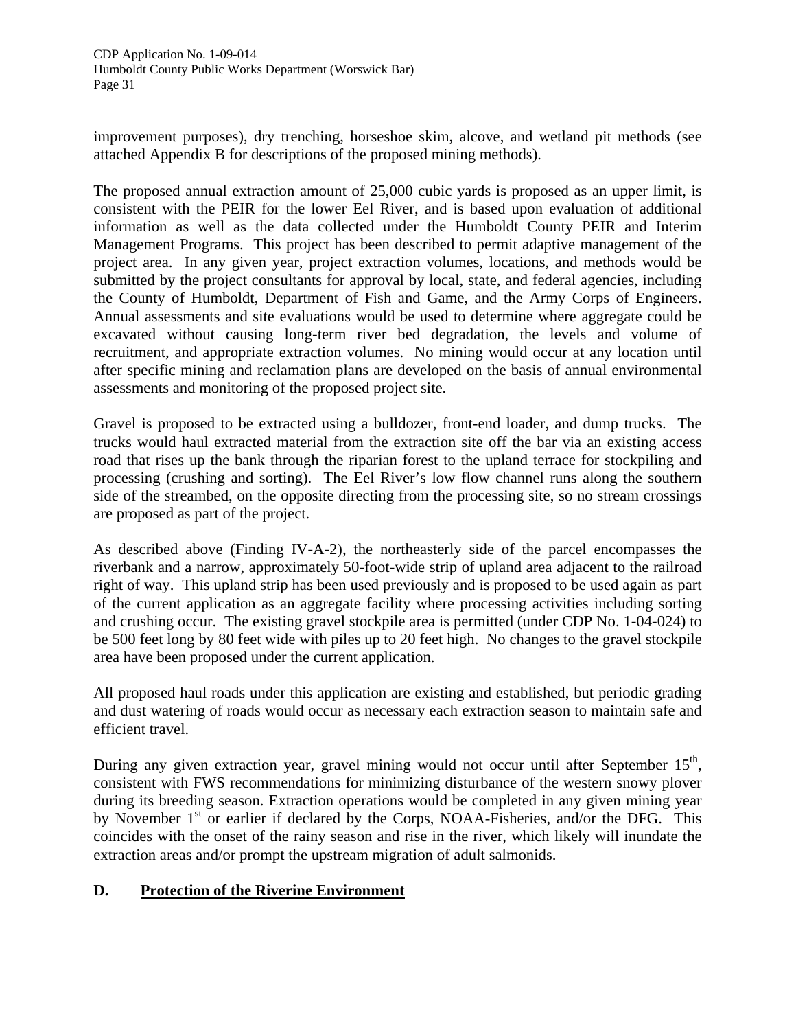improvement purposes), dry trenching, horseshoe skim, alcove, and wetland pit methods (see attached Appendix B for descriptions of the proposed mining methods).

The proposed annual extraction amount of 25,000 cubic yards is proposed as an upper limit, is consistent with the PEIR for the lower Eel River, and is based upon evaluation of additional information as well as the data collected under the Humboldt County PEIR and Interim Management Programs. This project has been described to permit adaptive management of the project area. In any given year, project extraction volumes, locations, and methods would be submitted by the project consultants for approval by local, state, and federal agencies, including the County of Humboldt, Department of Fish and Game, and the Army Corps of Engineers. Annual assessments and site evaluations would be used to determine where aggregate could be excavated without causing long-term river bed degradation, the levels and volume of recruitment, and appropriate extraction volumes. No mining would occur at any location until after specific mining and reclamation plans are developed on the basis of annual environmental assessments and monitoring of the proposed project site.

Gravel is proposed to be extracted using a bulldozer, front-end loader, and dump trucks. The trucks would haul extracted material from the extraction site off the bar via an existing access road that rises up the bank through the riparian forest to the upland terrace for stockpiling and processing (crushing and sorting). The Eel River's low flow channel runs along the southern side of the streambed, on the opposite directing from the processing site, so no stream crossings are proposed as part of the project.

As described above (Finding IV-A-2), the northeasterly side of the parcel encompasses the riverbank and a narrow, approximately 50-foot-wide strip of upland area adjacent to the railroad right of way. This upland strip has been used previously and is proposed to be used again as part of the current application as an aggregate facility where processing activities including sorting and crushing occur. The existing gravel stockpile area is permitted (under CDP No. 1-04-024) to be 500 feet long by 80 feet wide with piles up to 20 feet high. No changes to the gravel stockpile area have been proposed under the current application.

All proposed haul roads under this application are existing and established, but periodic grading and dust watering of roads would occur as necessary each extraction season to maintain safe and efficient travel.

During any given extraction year, gravel mining would not occur until after September 15th, consistent with FWS recommendations for minimizing disturbance of the western snowy plover during its breeding season. Extraction operations would be completed in any given mining year by November 1st or earlier if declared by the Corps, NOAA-Fisheries, and/or the DFG. This coincides with the onset of the rainy season and rise in the river, which likely will inundate the extraction areas and/or prompt the upstream migration of adult salmonids.

## D. Protection of the Riverine Environment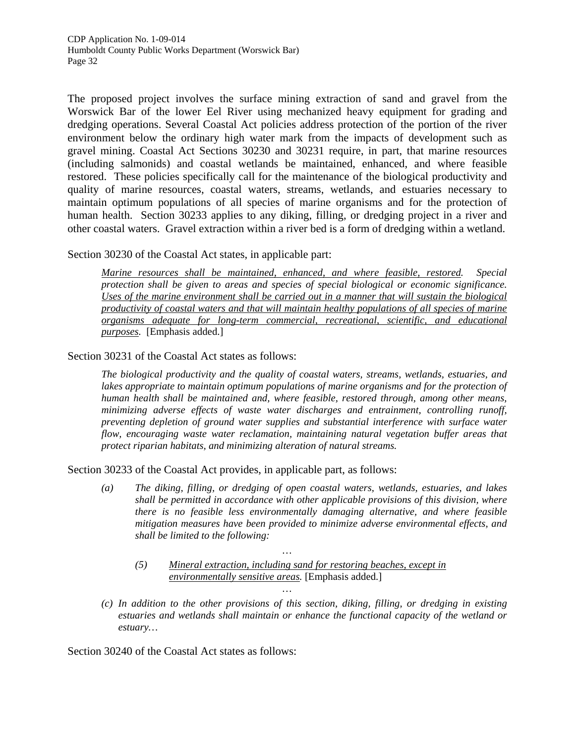The proposed project involves the surface mining extraction of sand and gravel from the Worswick Bar of the lower Eel River using mechanized heavy equipment for grading and dredging operations. Several Coastal Act policies address protection of the portion of the river environment below the ordinary high water mark from the impacts of development such as gravel mining. Coastal Act Sections 30230 and 30231 require, in part, that marine resources (including salmonids) and coastal wetlands be maintained, enhanced, and where feasible restored. These policies specifically call for the maintenance of the biological productivity and quality of marine resources, coastal waters, streams, wetlands, and estuaries necessary to maintain optimum populations of all species of marine organisms and for the protection of human health. Section 30233 applies to any diking, filling, or dredging project in a river and other coastal waters. Gravel extraction within a river bed is a form of dredging within a wetland.

Section 30230 of the Coastal Act states, in applicable part:

> *<u>Marine resources shall be maintained, enhanced, and where feasible, restored.</u> Special protection shall be given to areas and species of special biological or economic significance. <u>Uses of the marine environment shall be carried out in a manner that will sustain the biological productivity of coastal waters and that will maintain healthy populations of all species of marine organisms adequate for long-term commercial, recreational, scientific, and educational purposes</u>.* [Emphasis added.]

Section 30231 of the Coastal Act states as follows:

> *The biological productivity and the quality of coastal waters, streams, wetlands, estuaries, and lakes appropriate to maintain optimum populations of marine organisms and for the protection of human health shall be maintained and, where feasible, restored through, among other means, minimizing adverse effects of waste water discharges and entrainment, controlling runoff, preventing depletion of ground water supplies and substantial interference with surface water flow, encouraging waste water reclamation, maintaining natural vegetation buffer areas that protect riparian habitats, and minimizing alteration of natural streams.*

Section 30233 of the Coastal Act provides, in applicable part, as follows:

> *(a) The diking, filling, or dredging of open coastal waters, wetlands, estuaries, and lakes shall be permitted in accordance with other applicable provisions of this division, where there is no feasible less environmentally damaging alternative, and where feasible mitigation measures have been provided to minimize adverse environmental effects, and shall be limited to the following:*
>
> …
>
> *(5) <u>Mineral extraction, including sand for restoring beaches, except in environmentally sensitive areas</u>.* [Emphasis added.]
>
> …
>
> *(c) In addition to the other provisions of this section, diking, filling, or dredging in existing estuaries and wetlands shall maintain or enhance the functional capacity of the wetland or estuary…*

Section 30240 of the Coastal Act states as follows: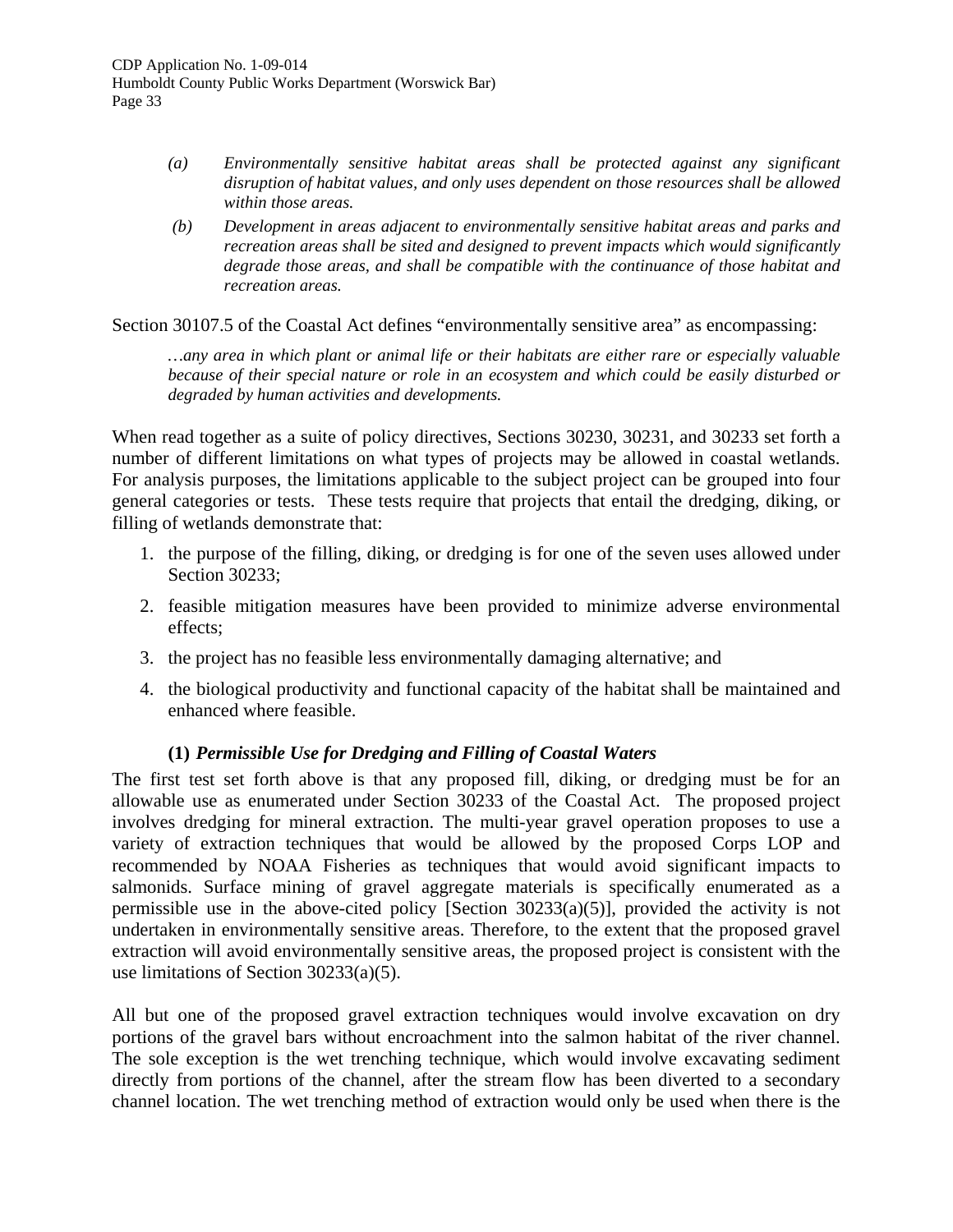> (a) *Environmentally sensitive habitat areas shall be protected against any significant disruption of habitat values, and only uses dependent on those resources shall be allowed within those areas.*
>
> (b) *Development in areas adjacent to environmentally sensitive habitat areas and parks and recreation areas shall be sited and designed to prevent impacts which would significantly degrade those areas, and shall be compatible with the continuance of those habitat and recreation areas.*

Section 30107.5 of the Coastal Act defines "environmentally sensitive area" as encompassing:

> *…any area in which plant or animal life or their habitats are either rare or especially valuable because of their special nature or role in an ecosystem and which could be easily disturbed or degraded by human activities and developments.*

When read together as a suite of policy directives, Sections 30230, 30231, and 30233 set forth a number of different limitations on what types of projects may be allowed in coastal wetlands. For analysis purposes, the limitations applicable to the subject project can be grouped into four general categories or tests. These tests require that projects that entail the dredging, diking, or filling of wetlands demonstrate that:

1. the purpose of the filling, diking, or dredging is for one of the seven uses allowed under Section 30233;
2. feasible mitigation measures have been provided to minimize adverse environmental effects;
3. the project has no feasible less environmentally damaging alternative; and
4. the biological productivity and functional capacity of the habitat shall be maintained and enhanced where feasible.

#### (1) *Permissible Use for Dredging and Filling of Coastal Waters*

The first test set forth above is that any proposed fill, diking, or dredging must be for an allowable use as enumerated under Section 30233 of the Coastal Act. The proposed project involves dredging for mineral extraction. The multi-year gravel operation proposes to use a variety of extraction techniques that would be allowed by the proposed Corps LOP and recommended by NOAA Fisheries as techniques that would avoid significant impacts to salmonids. Surface mining of gravel aggregate materials is specifically enumerated as a permissible use in the above-cited policy [Section 30233(a)(5)], provided the activity is not undertaken in environmentally sensitive areas. Therefore, to the extent that the proposed gravel extraction will avoid environmentally sensitive areas, the proposed project is consistent with the use limitations of Section 30233(a)(5).

All but one of the proposed gravel extraction techniques would involve excavation on dry portions of the gravel bars without encroachment into the salmon habitat of the river channel. The sole exception is the wet trenching technique, which would involve excavating sediment directly from portions of the channel, after the stream flow has been diverted to a secondary channel location. The wet trenching method of extraction would only be used when there is the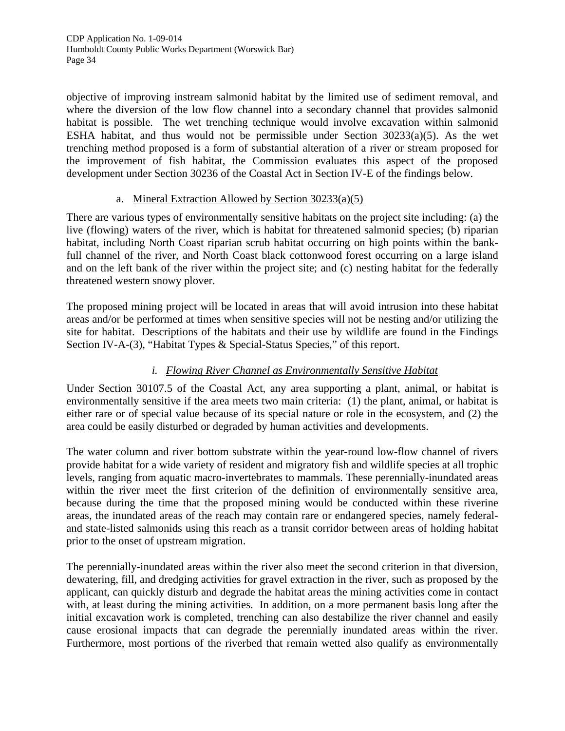objective of improving instream salmonid habitat by the limited use of sediment removal, and where the diversion of the low flow channel into a secondary channel that provides salmonid habitat is possible. The wet trenching technique would involve excavation within salmonid ESHA habitat, and thus would not be permissible under Section 30233(a)(5). As the wet trenching method proposed is a form of substantial alteration of a river or stream proposed for the improvement of fish habitat, the Commission evaluates this aspect of the proposed development under Section 30236 of the Coastal Act in Section IV-E of the findings below.

### a. Mineral Extraction Allowed by Section 30233(a)(5)

There are various types of environmentally sensitive habitats on the project site including: (a) the live (flowing) waters of the river, which is habitat for threatened salmonid species; (b) riparian habitat, including North Coast riparian scrub habitat occurring on high points within the bank-full channel of the river, and North Coast black cottonwood forest occurring on a large island and on the left bank of the river within the project site; and (c) nesting habitat for the federally threatened western snowy plover.

The proposed mining project will be located in areas that will avoid intrusion into these habitat areas and/or be performed at times when sensitive species will not be nesting and/or utilizing the site for habitat. Descriptions of the habitats and their use by wildlife are found in the Findings Section IV-A-(3), "Habitat Types & Special-Status Species," of this report.

#### *i. Flowing River Channel as Environmentally Sensitive Habitat*

Under Section 30107.5 of the Coastal Act, any area supporting a plant, animal, or habitat is environmentally sensitive if the area meets two main criteria: (1) the plant, animal, or habitat is either rare or of special value because of its special nature or role in the ecosystem, and (2) the area could be easily disturbed or degraded by human activities and developments.

The water column and river bottom substrate within the year-round low-flow channel of rivers provide habitat for a wide variety of resident and migratory fish and wildlife species at all trophic levels, ranging from aquatic macro-invertebrates to mammals. These perennially-inundated areas within the river meet the first criterion of the definition of environmentally sensitive area, because during the time that the proposed mining would be conducted within these riverine areas, the inundated areas of the reach may contain rare or endangered species, namely federal- and state-listed salmonids using this reach as a transit corridor between areas of holding habitat prior to the onset of upstream migration.

The perennially-inundated areas within the river also meet the second criterion in that diversion, dewatering, fill, and dredging activities for gravel extraction in the river, such as proposed by the applicant, can quickly disturb and degrade the habitat areas the mining activities come in contact with, at least during the mining activities. In addition, on a more permanent basis long after the initial excavation work is completed, trenching can also destabilize the river channel and easily cause erosional impacts that can degrade the perennially inundated areas within the river. Furthermore, most portions of the riverbed that remain wetted also qualify as environmentally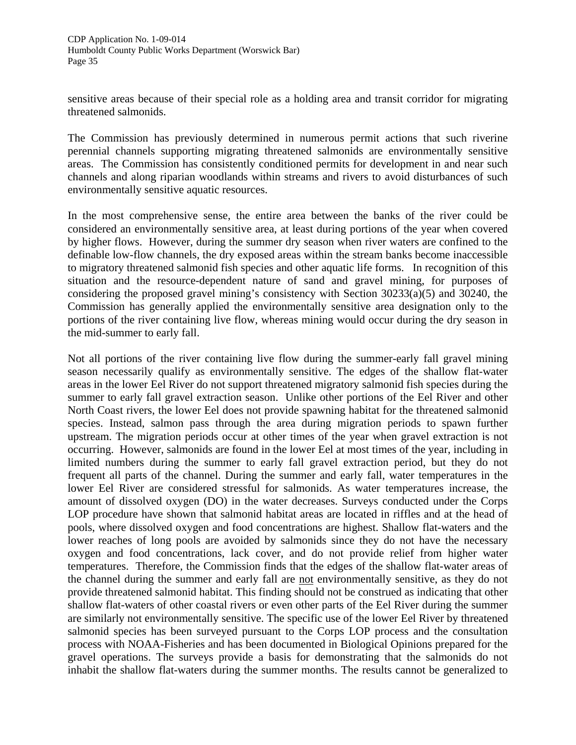sensitive areas because of their special role as a holding area and transit corridor for migrating threatened salmonids.

The Commission has previously determined in numerous permit actions that such riverine perennial channels supporting migrating threatened salmonids are environmentally sensitive areas. The Commission has consistently conditioned permits for development in and near such channels and along riparian woodlands within streams and rivers to avoid disturbances of such environmentally sensitive aquatic resources.

In the most comprehensive sense, the entire area between the banks of the river could be considered an environmentally sensitive area, at least during portions of the year when covered by higher flows. However, during the summer dry season when river waters are confined to the definable low-flow channels, the dry exposed areas within the stream banks become inaccessible to migratory threatened salmonid fish species and other aquatic life forms. In recognition of this situation and the resource-dependent nature of sand and gravel mining, for purposes of considering the proposed gravel mining's consistency with Section 30233(a)(5) and 30240, the Commission has generally applied the environmentally sensitive area designation only to the portions of the river containing live flow, whereas mining would occur during the dry season in the mid-summer to early fall.

Not all portions of the river containing live flow during the summer-early fall gravel mining season necessarily qualify as environmentally sensitive. The edges of the shallow flat-water areas in the lower Eel River do not support threatened migratory salmonid fish species during the summer to early fall gravel extraction season. Unlike other portions of the Eel River and other North Coast rivers, the lower Eel does not provide spawning habitat for the threatened salmonid species. Instead, salmon pass through the area during migration periods to spawn further upstream. The migration periods occur at other times of the year when gravel extraction is not occurring. However, salmonids are found in the lower Eel at most times of the year, including in limited numbers during the summer to early fall gravel extraction period, but they do not frequent all parts of the channel. During the summer and early fall, water temperatures in the lower Eel River are considered stressful for salmonids. As water temperatures increase, the amount of dissolved oxygen (DO) in the water decreases. Surveys conducted under the Corps LOP procedure have shown that salmonid habitat areas are located in riffles and at the head of pools, where dissolved oxygen and food concentrations are highest. Shallow flat-waters and the lower reaches of long pools are avoided by salmonids since they do not have the necessary oxygen and food concentrations, lack cover, and do not provide relief from higher water temperatures. Therefore, the Commission finds that the edges of the shallow flat-water areas of the channel during the summer and early fall are <u>not</u> environmentally sensitive, as they do not provide threatened salmonid habitat. This finding should not be construed as indicating that other shallow flat-waters of other coastal rivers or even other parts of the Eel River during the summer are similarly not environmentally sensitive. The specific use of the lower Eel River by threatened salmonid species has been surveyed pursuant to the Corps LOP process and the consultation process with NOAA-Fisheries and has been documented in Biological Opinions prepared for the gravel operations. The surveys provide a basis for demonstrating that the salmonids do not inhabit the shallow flat-waters during the summer months. The results cannot be generalized to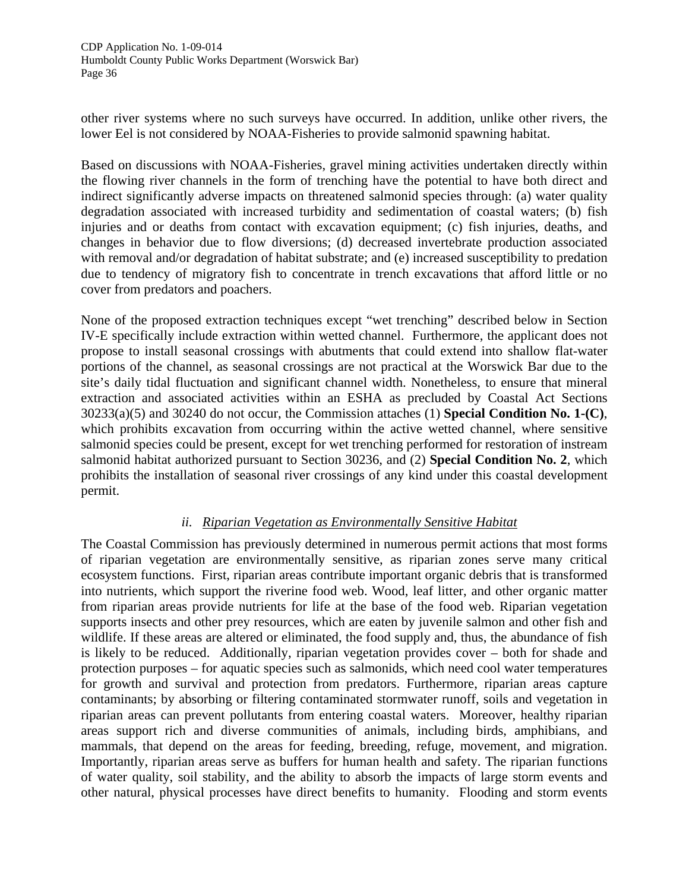other river systems where no such surveys have occurred. In addition, unlike other rivers, the lower Eel is not considered by NOAA-Fisheries to provide salmonid spawning habitat.

Based on discussions with NOAA-Fisheries, gravel mining activities undertaken directly within the flowing river channels in the form of trenching have the potential to have both direct and indirect significantly adverse impacts on threatened salmonid species through: (a) water quality degradation associated with increased turbidity and sedimentation of coastal waters; (b) fish injuries and or deaths from contact with excavation equipment; (c) fish injuries, deaths, and changes in behavior due to flow diversions; (d) decreased invertebrate production associated with removal and/or degradation of habitat substrate; and (e) increased susceptibility to predation due to tendency of migratory fish to concentrate in trench excavations that afford little or no cover from predators and poachers.

None of the proposed extraction techniques except "wet trenching" described below in Section IV-E specifically include extraction within wetted channel. Furthermore, the applicant does not propose to install seasonal crossings with abutments that could extend into shallow flat-water portions of the channel, as seasonal crossings are not practical at the Worswick Bar due to the site's daily tidal fluctuation and significant channel width. Nonetheless, to ensure that mineral extraction and associated activities within an ESHA as precluded by Coastal Act Sections 30233(a)(5) and 30240 do not occur, the Commission attaches (1) **Special Condition No. 1-(C)**, which prohibits excavation from occurring within the active wetted channel, where sensitive salmonid species could be present, except for wet trenching performed for restoration of instream salmonid habitat authorized pursuant to Section 30236, and (2) **Special Condition No. 2**, which prohibits the installation of seasonal river crossings of any kind under this coastal development permit.

#### *ii. Riparian Vegetation as Environmentally Sensitive Habitat*

The Coastal Commission has previously determined in numerous permit actions that most forms of riparian vegetation are environmentally sensitive, as riparian zones serve many critical ecosystem functions. First, riparian areas contribute important organic debris that is transformed into nutrients, which support the riverine food web. Wood, leaf litter, and other organic matter from riparian areas provide nutrients for life at the base of the food web. Riparian vegetation supports insects and other prey resources, which are eaten by juvenile salmon and other fish and wildlife. If these areas are altered or eliminated, the food supply and, thus, the abundance of fish is likely to be reduced. Additionally, riparian vegetation provides cover – both for shade and protection purposes – for aquatic species such as salmonids, which need cool water temperatures for growth and survival and protection from predators. Furthermore, riparian areas capture contaminants; by absorbing or filtering contaminated stormwater runoff, soils and vegetation in riparian areas can prevent pollutants from entering coastal waters. Moreover, healthy riparian areas support rich and diverse communities of animals, including birds, amphibians, and mammals, that depend on the areas for feeding, breeding, refuge, movement, and migration. Importantly, riparian areas serve as buffers for human health and safety. The riparian functions of water quality, soil stability, and the ability to absorb the impacts of large storm events and other natural, physical processes have direct benefits to humanity. Flooding and storm events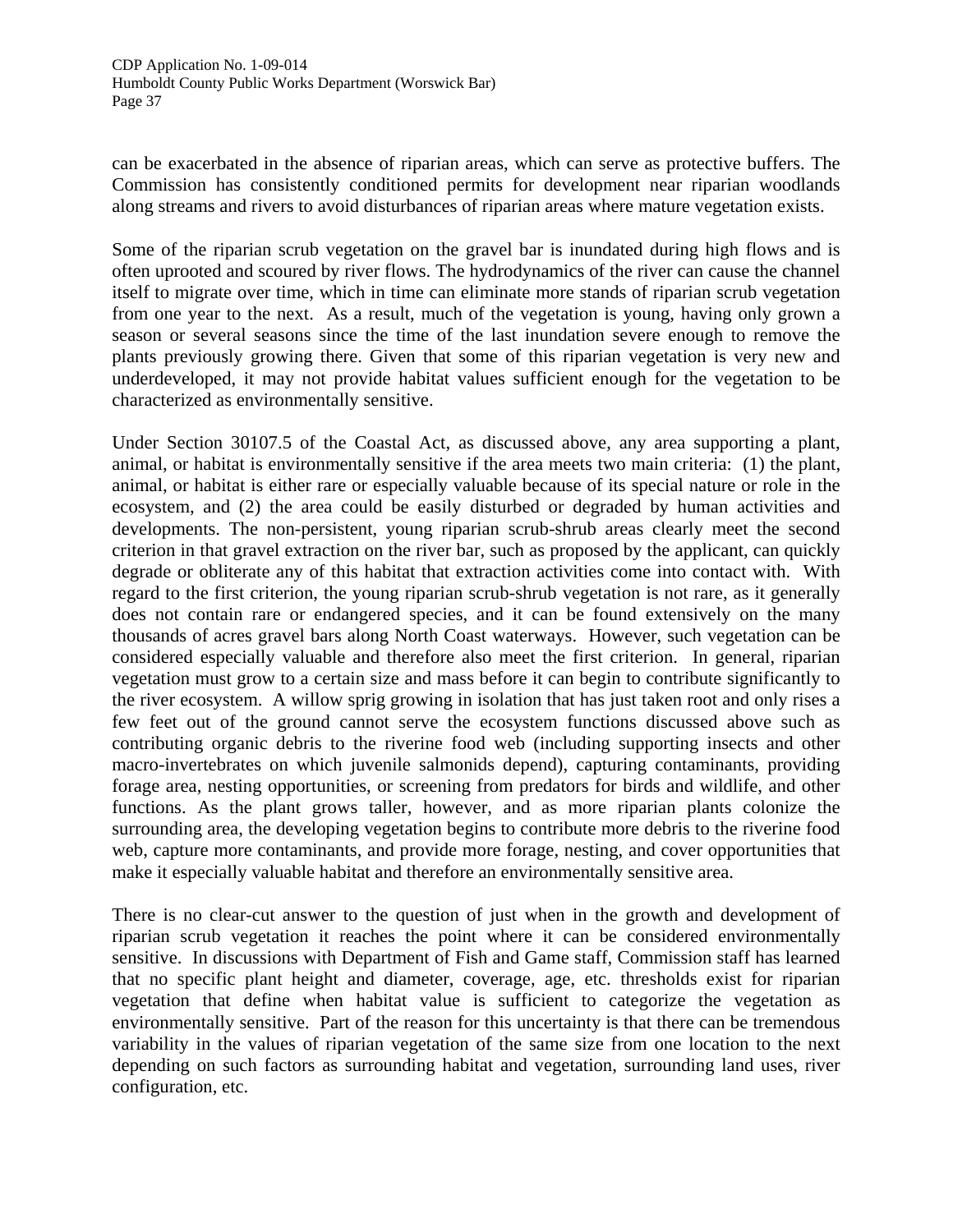can be exacerbated in the absence of riparian areas, which can serve as protective buffers. The Commission has consistently conditioned permits for development near riparian woodlands along streams and rivers to avoid disturbances of riparian areas where mature vegetation exists.

Some of the riparian scrub vegetation on the gravel bar is inundated during high flows and is often uprooted and scoured by river flows. The hydrodynamics of the river can cause the channel itself to migrate over time, which in time can eliminate more stands of riparian scrub vegetation from one year to the next. As a result, much of the vegetation is young, having only grown a season or several seasons since the time of the last inundation severe enough to remove the plants previously growing there. Given that some of this riparian vegetation is very new and underdeveloped, it may not provide habitat values sufficient enough for the vegetation to be characterized as environmentally sensitive.

Under Section 30107.5 of the Coastal Act, as discussed above, any area supporting a plant, animal, or habitat is environmentally sensitive if the area meets two main criteria: (1) the plant, animal, or habitat is either rare or especially valuable because of its special nature or role in the ecosystem, and (2) the area could be easily disturbed or degraded by human activities and developments. The non-persistent, young riparian scrub-shrub areas clearly meet the second criterion in that gravel extraction on the river bar, such as proposed by the applicant, can quickly degrade or obliterate any of this habitat that extraction activities come into contact with. With regard to the first criterion, the young riparian scrub-shrub vegetation is not rare, as it generally does not contain rare or endangered species, and it can be found extensively on the many thousands of acres gravel bars along North Coast waterways. However, such vegetation can be considered especially valuable and therefore also meet the first criterion. In general, riparian vegetation must grow to a certain size and mass before it can begin to contribute significantly to the river ecosystem. A willow sprig growing in isolation that has just taken root and only rises a few feet out of the ground cannot serve the ecosystem functions discussed above such as contributing organic debris to the riverine food web (including supporting insects and other macro-invertebrates on which juvenile salmonids depend), capturing contaminants, providing forage area, nesting opportunities, or screening from predators for birds and wildlife, and other functions. As the plant grows taller, however, and as more riparian plants colonize the surrounding area, the developing vegetation begins to contribute more debris to the riverine food web, capture more contaminants, and provide more forage, nesting, and cover opportunities that make it especially valuable habitat and therefore an environmentally sensitive area.

There is no clear-cut answer to the question of just when in the growth and development of riparian scrub vegetation it reaches the point where it can be considered environmentally sensitive. In discussions with Department of Fish and Game staff, Commission staff has learned that no specific plant height and diameter, coverage, age, etc. thresholds exist for riparian vegetation that define when habitat value is sufficient to categorize the vegetation as environmentally sensitive. Part of the reason for this uncertainty is that there can be tremendous variability in the values of riparian vegetation of the same size from one location to the next depending on such factors as surrounding habitat and vegetation, surrounding land uses, river configuration, etc.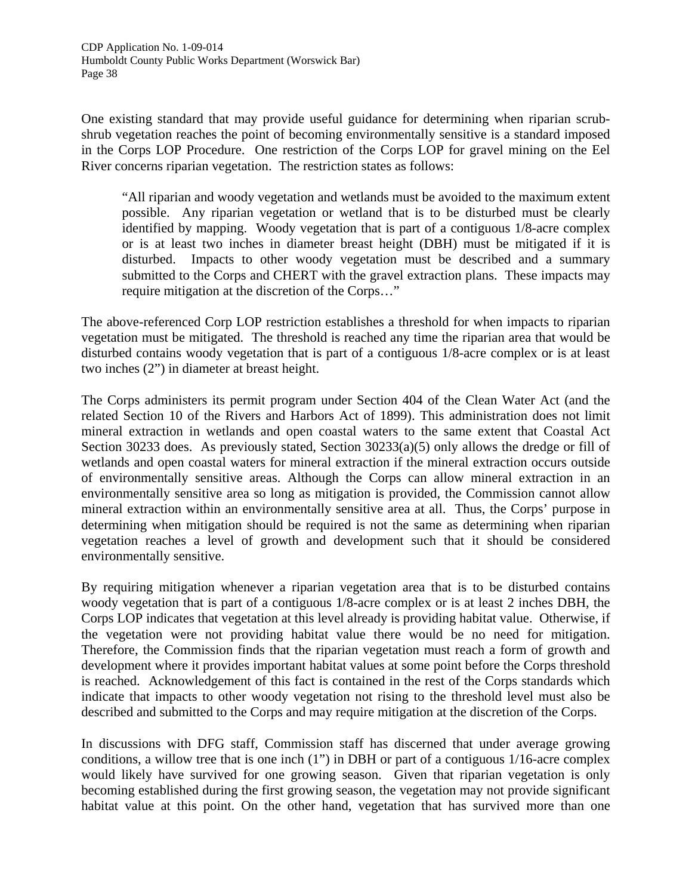One existing standard that may provide useful guidance for determining when riparian scrub-shrub vegetation reaches the point of becoming environmentally sensitive is a standard imposed in the Corps LOP Procedure. One restriction of the Corps LOP for gravel mining on the Eel River concerns riparian vegetation. The restriction states as follows:

> "All riparian and woody vegetation and wetlands must be avoided to the maximum extent possible. Any riparian vegetation or wetland that is to be disturbed must be clearly identified by mapping. Woody vegetation that is part of a contiguous 1/8-acre complex or is at least two inches in diameter breast height (DBH) must be mitigated if it is disturbed. Impacts to other woody vegetation must be described and a summary submitted to the Corps and CHERT with the gravel extraction plans. These impacts may require mitigation at the discretion of the Corps…"

The above-referenced Corp LOP restriction establishes a threshold for when impacts to riparian vegetation must be mitigated. The threshold is reached any time the riparian area that would be disturbed contains woody vegetation that is part of a contiguous 1/8-acre complex or is at least two inches (2") in diameter at breast height.

The Corps administers its permit program under Section 404 of the Clean Water Act (and the related Section 10 of the Rivers and Harbors Act of 1899). This administration does not limit mineral extraction in wetlands and open coastal waters to the same extent that Coastal Act Section 30233 does. As previously stated, Section 30233(a)(5) only allows the dredge or fill of wetlands and open coastal waters for mineral extraction if the mineral extraction occurs outside of environmentally sensitive areas. Although the Corps can allow mineral extraction in an environmentally sensitive area so long as mitigation is provided, the Commission cannot allow mineral extraction within an environmentally sensitive area at all. Thus, the Corps' purpose in determining when mitigation should be required is not the same as determining when riparian vegetation reaches a level of growth and development such that it should be considered environmentally sensitive.

By requiring mitigation whenever a riparian vegetation area that is to be disturbed contains woody vegetation that is part of a contiguous 1/8-acre complex or is at least 2 inches DBH, the Corps LOP indicates that vegetation at this level already is providing habitat value. Otherwise, if the vegetation were not providing habitat value there would be no need for mitigation. Therefore, the Commission finds that the riparian vegetation must reach a form of growth and development where it provides important habitat values at some point before the Corps threshold is reached. Acknowledgement of this fact is contained in the rest of the Corps standards which indicate that impacts to other woody vegetation not rising to the threshold level must also be described and submitted to the Corps and may require mitigation at the discretion of the Corps.

In discussions with DFG staff, Commission staff has discerned that under average growing conditions, a willow tree that is one inch (1") in DBH or part of a contiguous 1/16-acre complex would likely have survived for one growing season. Given that riparian vegetation is only becoming established during the first growing season, the vegetation may not provide significant habitat value at this point. On the other hand, vegetation that has survived more than one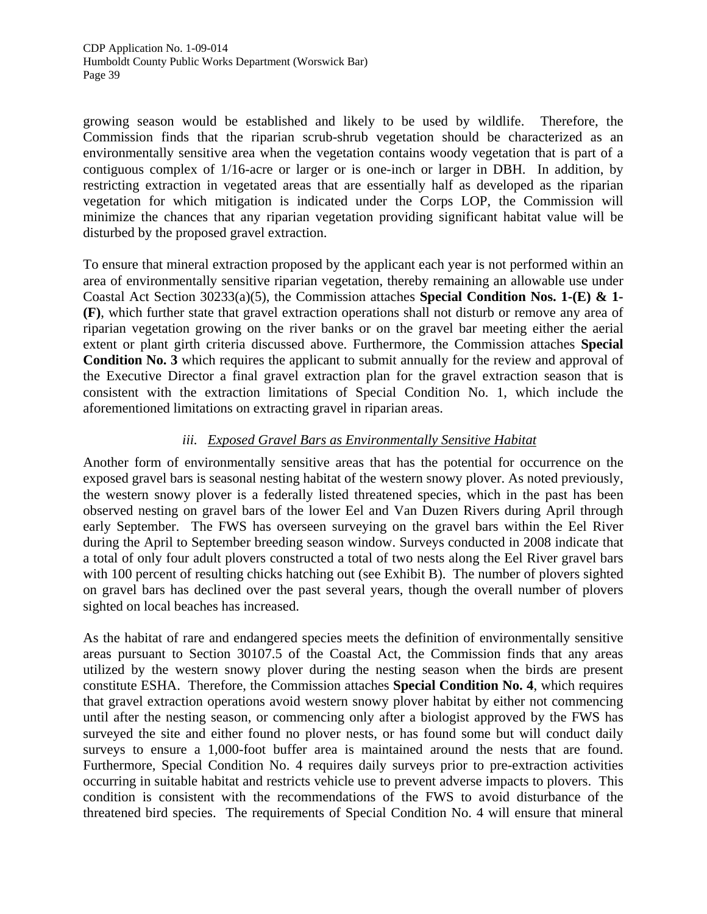growing season would be established and likely to be used by wildlife. Therefore, the Commission finds that the riparian scrub-shrub vegetation should be characterized as an environmentally sensitive area when the vegetation contains woody vegetation that is part of a contiguous complex of 1/16-acre or larger or is one-inch or larger in DBH. In addition, by restricting extraction in vegetated areas that are essentially half as developed as the riparian vegetation for which mitigation is indicated under the Corps LOP, the Commission will minimize the chances that any riparian vegetation providing significant habitat value will be disturbed by the proposed gravel extraction.

To ensure that mineral extraction proposed by the applicant each year is not performed within an area of environmentally sensitive riparian vegetation, thereby remaining an allowable use under Coastal Act Section 30233(a)(5), the Commission attaches **Special Condition Nos. 1-(E) & 1-(F)**, which further state that gravel extraction operations shall not disturb or remove any area of riparian vegetation growing on the river banks or on the gravel bar meeting either the aerial extent or plant girth criteria discussed above. Furthermore, the Commission attaches **Special Condition No. 3** which requires the applicant to submit annually for the review and approval of the Executive Director a final gravel extraction plan for the gravel extraction season that is consistent with the extraction limitations of Special Condition No. 1, which include the aforementioned limitations on extracting gravel in riparian areas.

### *iii. Exposed Gravel Bars as Environmentally Sensitive Habitat*

Another form of environmentally sensitive areas that has the potential for occurrence on the exposed gravel bars is seasonal nesting habitat of the western snowy plover. As noted previously, the western snowy plover is a federally listed threatened species, which in the past has been observed nesting on gravel bars of the lower Eel and Van Duzen Rivers during April through early September. The FWS has overseen surveying on the gravel bars within the Eel River during the April to September breeding season window. Surveys conducted in 2008 indicate that a total of only four adult plovers constructed a total of two nests along the Eel River gravel bars with 100 percent of resulting chicks hatching out (see Exhibit B). The number of plovers sighted on gravel bars has declined over the past several years, though the overall number of plovers sighted on local beaches has increased.

As the habitat of rare and endangered species meets the definition of environmentally sensitive areas pursuant to Section 30107.5 of the Coastal Act, the Commission finds that any areas utilized by the western snowy plover during the nesting season when the birds are present constitute ESHA. Therefore, the Commission attaches **Special Condition No. 4**, which requires that gravel extraction operations avoid western snowy plover habitat by either not commencing until after the nesting season, or commencing only after a biologist approved by the FWS has surveyed the site and either found no plover nests, or has found some but will conduct daily surveys to ensure a 1,000-foot buffer area is maintained around the nests that are found. Furthermore, Special Condition No. 4 requires daily surveys prior to pre-extraction activities occurring in suitable habitat and restricts vehicle use to prevent adverse impacts to plovers. This condition is consistent with the recommendations of the FWS to avoid disturbance of the threatened bird species. The requirements of Special Condition No. 4 will ensure that mineral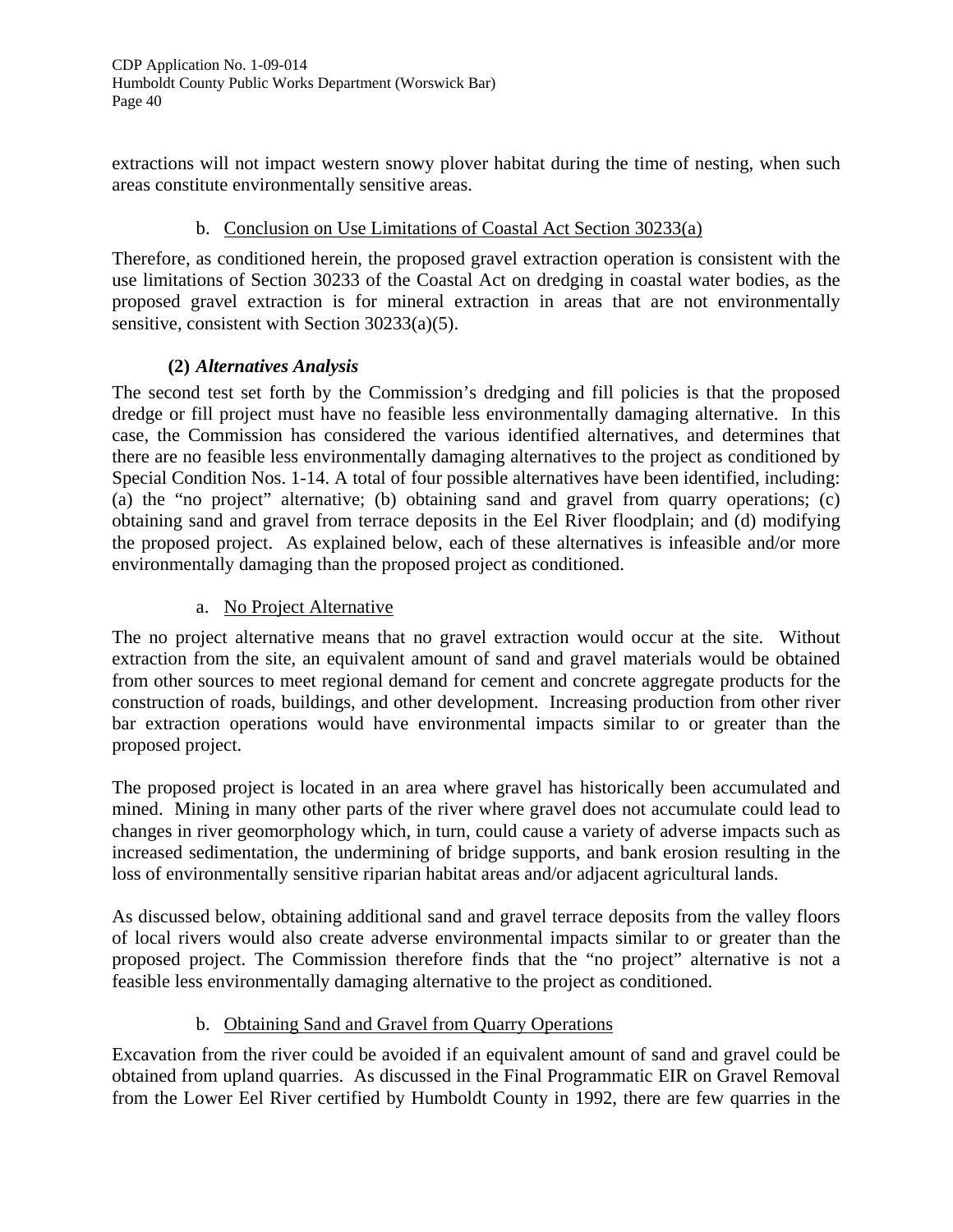extractions will not impact western snowy plover habitat during the time of nesting, when such areas constitute environmentally sensitive areas.

b. Conclusion on Use Limitations of Coastal Act Section 30233(a)

Therefore, as conditioned herein, the proposed gravel extraction operation is consistent with the use limitations of Section 30233 of the Coastal Act on dredging in coastal water bodies, as the proposed gravel extraction is for mineral extraction in areas that are not environmentally sensitive, consistent with Section 30233(a)(5).

**(2) *Alternatives Analysis***

The second test set forth by the Commission's dredging and fill policies is that the proposed dredge or fill project must have no feasible less environmentally damaging alternative. In this case, the Commission has considered the various identified alternatives, and determines that there are no feasible less environmentally damaging alternatives to the project as conditioned by Special Condition Nos. 1-14. A total of four possible alternatives have been identified, including: (a) the "no project" alternative; (b) obtaining sand and gravel from quarry operations; (c) obtaining sand and gravel from terrace deposits in the Eel River floodplain; and (d) modifying the proposed project. As explained below, each of these alternatives is infeasible and/or more environmentally damaging than the proposed project as conditioned.

a. No Project Alternative

The no project alternative means that no gravel extraction would occur at the site. Without extraction from the site, an equivalent amount of sand and gravel materials would be obtained from other sources to meet regional demand for cement and concrete aggregate products for the construction of roads, buildings, and other development. Increasing production from other river bar extraction operations would have environmental impacts similar to or greater than the proposed project.

The proposed project is located in an area where gravel has historically been accumulated and mined. Mining in many other parts of the river where gravel does not accumulate could lead to changes in river geomorphology which, in turn, could cause a variety of adverse impacts such as increased sedimentation, the undermining of bridge supports, and bank erosion resulting in the loss of environmentally sensitive riparian habitat areas and/or adjacent agricultural lands.

As discussed below, obtaining additional sand and gravel terrace deposits from the valley floors of local rivers would also create adverse environmental impacts similar to or greater than the proposed project. The Commission therefore finds that the "no project" alternative is not a feasible less environmentally damaging alternative to the project as conditioned.

b. Obtaining Sand and Gravel from Quarry Operations

Excavation from the river could be avoided if an equivalent amount of sand and gravel could be obtained from upland quarries. As discussed in the Final Programmatic EIR on Gravel Removal from the Lower Eel River certified by Humboldt County in 1992, there are few quarries in the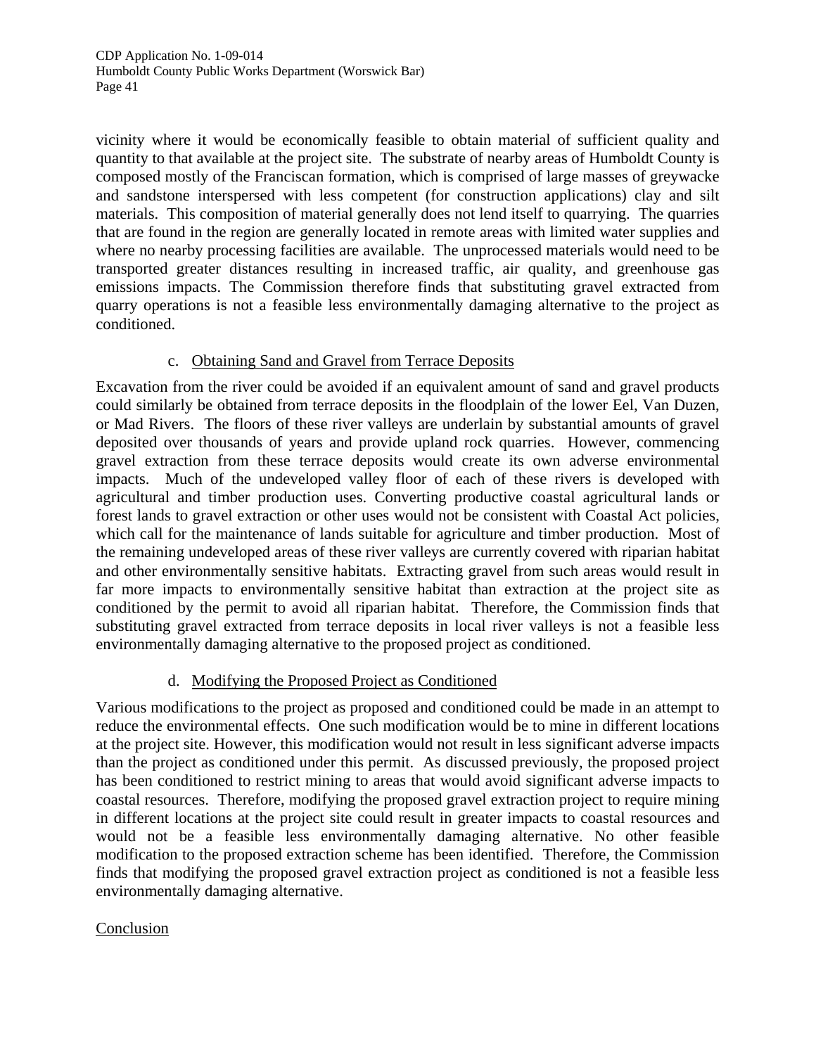vicinity where it would be economically feasible to obtain material of sufficient quality and quantity to that available at the project site. The substrate of nearby areas of Humboldt County is composed mostly of the Franciscan formation, which is comprised of large masses of greywacke and sandstone interspersed with less competent (for construction applications) clay and silt materials. This composition of material generally does not lend itself to quarrying. The quarries that are found in the region are generally located in remote areas with limited water supplies and where no nearby processing facilities are available. The unprocessed materials would need to be transported greater distances resulting in increased traffic, air quality, and greenhouse gas emissions impacts. The Commission therefore finds that substituting gravel extracted from quarry operations is not a feasible less environmentally damaging alternative to the project as conditioned.

c. Obtaining Sand and Gravel from Terrace Deposits

Excavation from the river could be avoided if an equivalent amount of sand and gravel products could similarly be obtained from terrace deposits in the floodplain of the lower Eel, Van Duzen, or Mad Rivers. The floors of these river valleys are underlain by substantial amounts of gravel deposited over thousands of years and provide upland rock quarries. However, commencing gravel extraction from these terrace deposits would create its own adverse environmental impacts. Much of the undeveloped valley floor of each of these rivers is developed with agricultural and timber production uses. Converting productive coastal agricultural lands or forest lands to gravel extraction or other uses would not be consistent with Coastal Act policies, which call for the maintenance of lands suitable for agriculture and timber production. Most of the remaining undeveloped areas of these river valleys are currently covered with riparian habitat and other environmentally sensitive habitats. Extracting gravel from such areas would result in far more impacts to environmentally sensitive habitat than extraction at the project site as conditioned by the permit to avoid all riparian habitat. Therefore, the Commission finds that substituting gravel extracted from terrace deposits in local river valleys is not a feasible less environmentally damaging alternative to the proposed project as conditioned.

d. Modifying the Proposed Project as Conditioned

Various modifications to the project as proposed and conditioned could be made in an attempt to reduce the environmental effects. One such modification would be to mine in different locations at the project site. However, this modification would not result in less significant adverse impacts than the project as conditioned under this permit. As discussed previously, the proposed project has been conditioned to restrict mining to areas that would avoid significant adverse impacts to coastal resources. Therefore, modifying the proposed gravel extraction project to require mining in different locations at the project site could result in greater impacts to coastal resources and would not be a feasible less environmentally damaging alternative. No other feasible modification to the proposed extraction scheme has been identified. Therefore, the Commission finds that modifying the proposed gravel extraction project as conditioned is not a feasible less environmentally damaging alternative.

Conclusion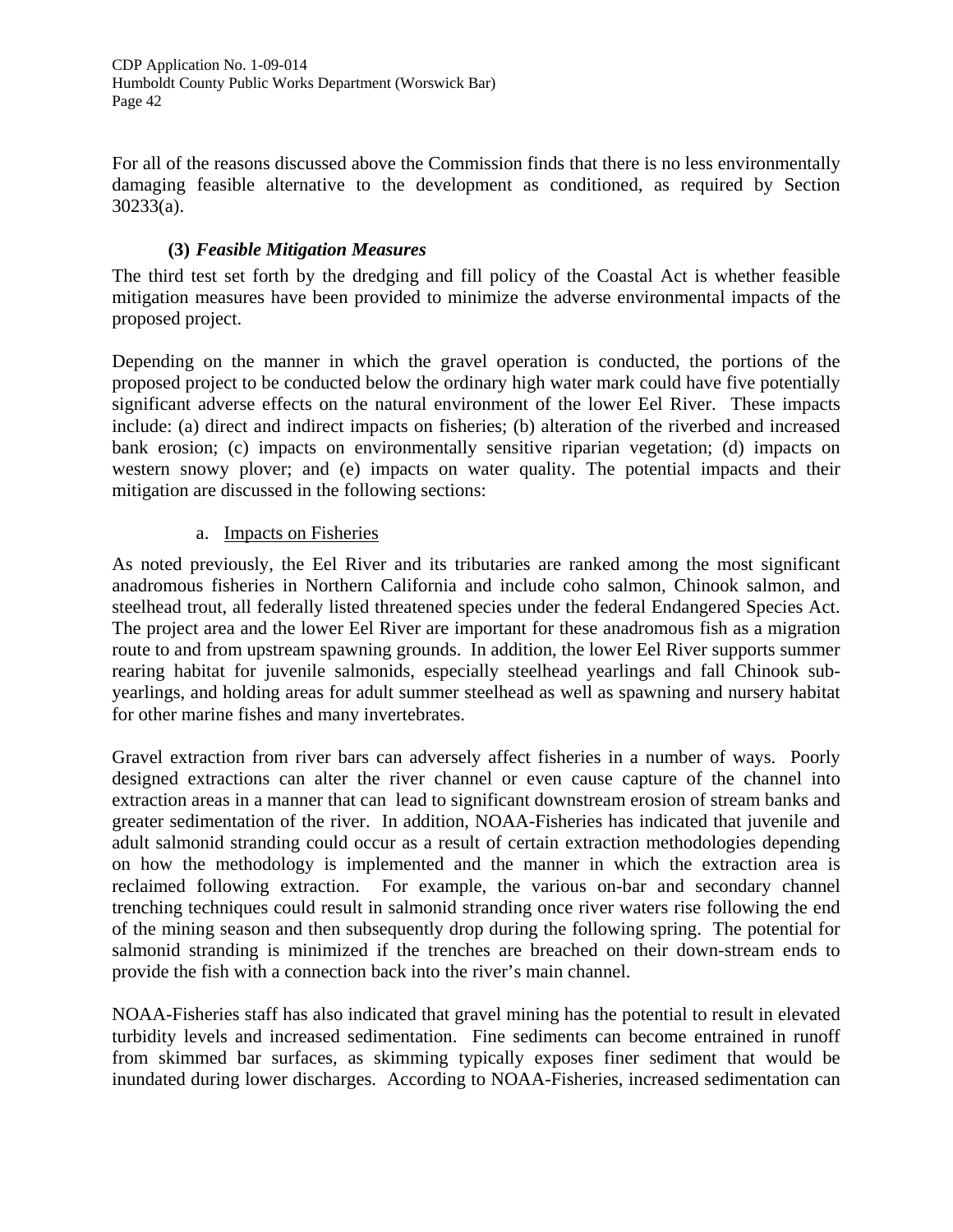For all of the reasons discussed above the Commission finds that there is no less environmentally damaging feasible alternative to the development as conditioned, as required by Section 30233(a).

### (3) *Feasible Mitigation Measures*

The third test set forth by the dredging and fill policy of the Coastal Act is whether feasible mitigation measures have been provided to minimize the adverse environmental impacts of the proposed project.

Depending on the manner in which the gravel operation is conducted, the portions of the proposed project to be conducted below the ordinary high water mark could have five potentially significant adverse effects on the natural environment of the lower Eel River. These impacts include: (a) direct and indirect impacts on fisheries; (b) alteration of the riverbed and increased bank erosion; (c) impacts on environmentally sensitive riparian vegetation; (d) impacts on western snowy plover; and (e) impacts on water quality. The potential impacts and their mitigation are discussed in the following sections:

#### a. Impacts on Fisheries

As noted previously, the Eel River and its tributaries are ranked among the most significant anadromous fisheries in Northern California and include coho salmon, Chinook salmon, and steelhead trout, all federally listed threatened species under the federal Endangered Species Act. The project area and the lower Eel River are important for these anadromous fish as a migration route to and from upstream spawning grounds. In addition, the lower Eel River supports summer rearing habitat for juvenile salmonids, especially steelhead yearlings and fall Chinook sub-yearlings, and holding areas for adult summer steelhead as well as spawning and nursery habitat for other marine fishes and many invertebrates.

Gravel extraction from river bars can adversely affect fisheries in a number of ways. Poorly designed extractions can alter the river channel or even cause capture of the channel into extraction areas in a manner that can lead to significant downstream erosion of stream banks and greater sedimentation of the river. In addition, NOAA-Fisheries has indicated that juvenile and adult salmonid stranding could occur as a result of certain extraction methodologies depending on how the methodology is implemented and the manner in which the extraction area is reclaimed following extraction. For example, the various on-bar and secondary channel trenching techniques could result in salmonid stranding once river waters rise following the end of the mining season and then subsequently drop during the following spring. The potential for salmonid stranding is minimized if the trenches are breached on their down-stream ends to provide the fish with a connection back into the river's main channel.

NOAA-Fisheries staff has also indicated that gravel mining has the potential to result in elevated turbidity levels and increased sedimentation. Fine sediments can become entrained in runoff from skimmed bar surfaces, as skimming typically exposes finer sediment that would be inundated during lower discharges. According to NOAA-Fisheries, increased sedimentation can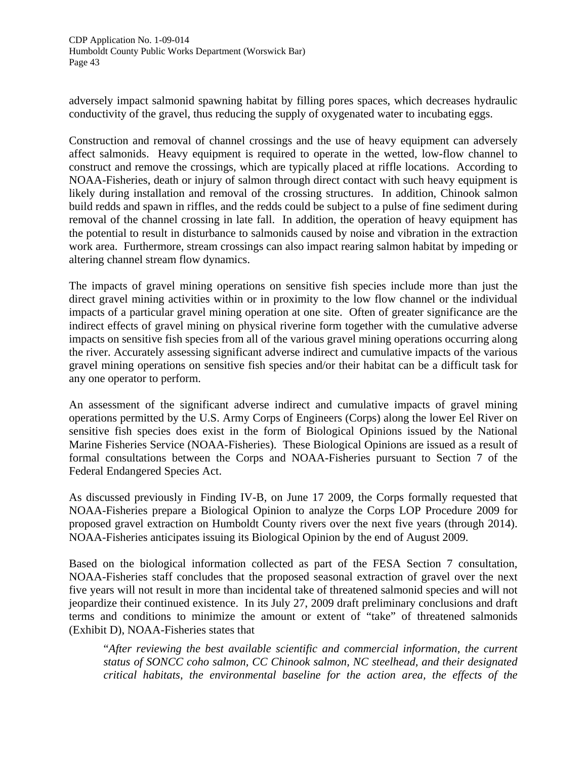adversely impact salmonid spawning habitat by filling pores spaces, which decreases hydraulic conductivity of the gravel, thus reducing the supply of oxygenated water to incubating eggs.

Construction and removal of channel crossings and the use of heavy equipment can adversely affect salmonids. Heavy equipment is required to operate in the wetted, low-flow channel to construct and remove the crossings, which are typically placed at riffle locations. According to NOAA-Fisheries, death or injury of salmon through direct contact with such heavy equipment is likely during installation and removal of the crossing structures. In addition, Chinook salmon build redds and spawn in riffles, and the redds could be subject to a pulse of fine sediment during removal of the channel crossing in late fall. In addition, the operation of heavy equipment has the potential to result in disturbance to salmonids caused by noise and vibration in the extraction work area. Furthermore, stream crossings can also impact rearing salmon habitat by impeding or altering channel stream flow dynamics.

The impacts of gravel mining operations on sensitive fish species include more than just the direct gravel mining activities within or in proximity to the low flow channel or the individual impacts of a particular gravel mining operation at one site. Often of greater significance are the indirect effects of gravel mining on physical riverine form together with the cumulative adverse impacts on sensitive fish species from all of the various gravel mining operations occurring along the river. Accurately assessing significant adverse indirect and cumulative impacts of the various gravel mining operations on sensitive fish species and/or their habitat can be a difficult task for any one operator to perform.

An assessment of the significant adverse indirect and cumulative impacts of gravel mining operations permitted by the U.S. Army Corps of Engineers (Corps) along the lower Eel River on sensitive fish species does exist in the form of Biological Opinions issued by the National Marine Fisheries Service (NOAA-Fisheries). These Biological Opinions are issued as a result of formal consultations between the Corps and NOAA-Fisheries pursuant to Section 7 of the Federal Endangered Species Act.

As discussed previously in Finding IV-B, on June 17 2009, the Corps formally requested that NOAA-Fisheries prepare a Biological Opinion to analyze the Corps LOP Procedure 2009 for proposed gravel extraction on Humboldt County rivers over the next five years (through 2014). NOAA-Fisheries anticipates issuing its Biological Opinion by the end of August 2009.

Based on the biological information collected as part of the FESA Section 7 consultation, NOAA-Fisheries staff concludes that the proposed seasonal extraction of gravel over the next five years will not result in more than incidental take of threatened salmonid species and will not jeopardize their continued existence. In its July 27, 2009 draft preliminary conclusions and draft terms and conditions to minimize the amount or extent of "take" of threatened salmonids (Exhibit D), NOAA-Fisheries states that

> "*After reviewing the best available scientific and commercial information, the current status of SONCC coho salmon, CC Chinook salmon, NC steelhead, and their designated critical habitats, the environmental baseline for the action area, the effects of the*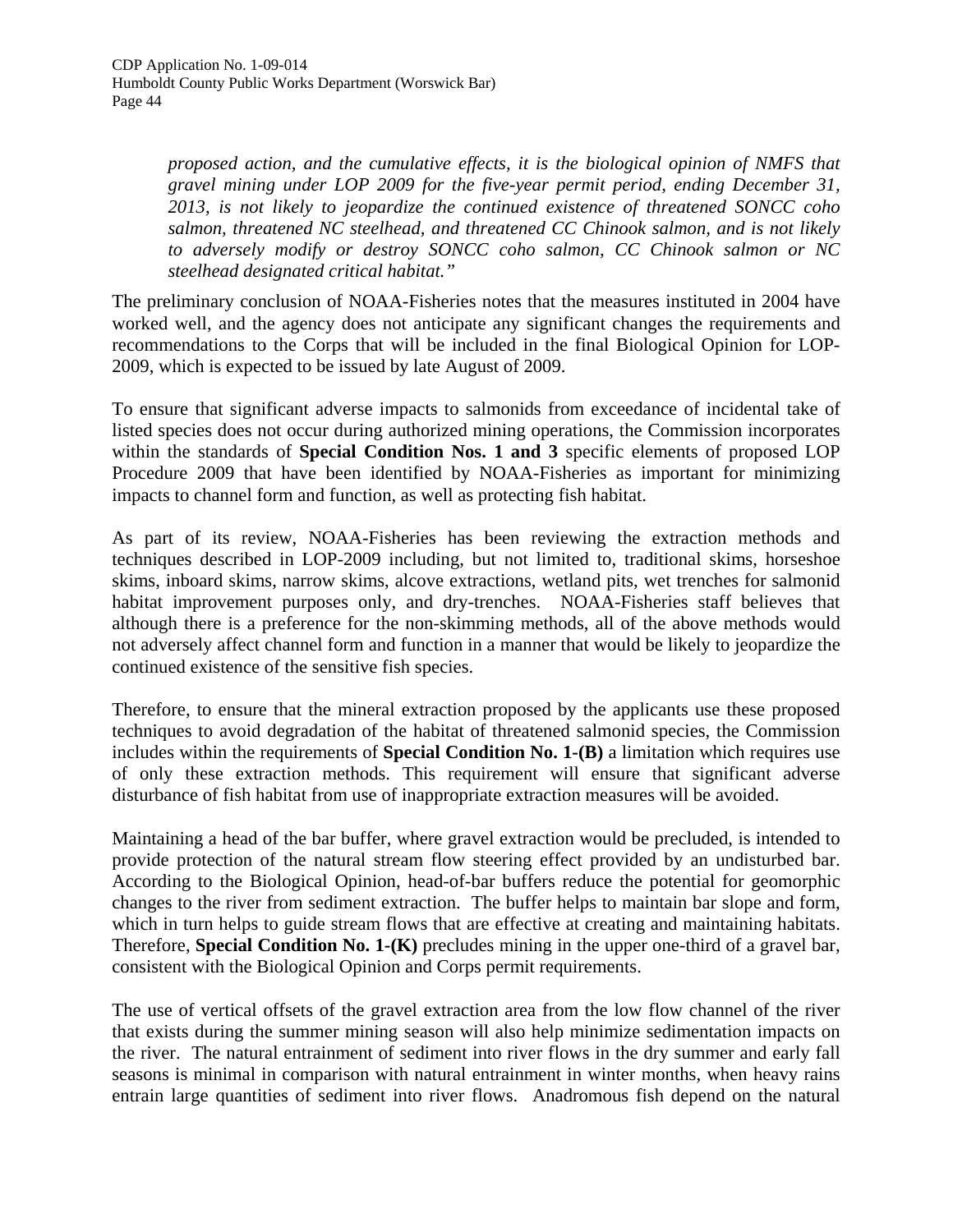*proposed action, and the cumulative effects, it is the biological opinion of NMFS that gravel mining under LOP 2009 for the five-year permit period, ending December 31, 2013, is not likely to jeopardize the continued existence of threatened SONCC coho salmon, threatened NC steelhead, and threatened CC Chinook salmon, and is not likely to adversely modify or destroy SONCC coho salmon, CC Chinook salmon or NC steelhead designated critical habitat."*

The preliminary conclusion of NOAA-Fisheries notes that the measures instituted in 2004 have worked well, and the agency does not anticipate any significant changes the requirements and recommendations to the Corps that will be included in the final Biological Opinion for LOP-2009, which is expected to be issued by late August of 2009.

To ensure that significant adverse impacts to salmonids from exceedance of incidental take of listed species does not occur during authorized mining operations, the Commission incorporates within the standards of **Special Condition Nos. 1 and 3** specific elements of proposed LOP Procedure 2009 that have been identified by NOAA-Fisheries as important for minimizing impacts to channel form and function, as well as protecting fish habitat.

As part of its review, NOAA-Fisheries has been reviewing the extraction methods and techniques described in LOP-2009 including, but not limited to, traditional skims, horseshoe skims, inboard skims, narrow skims, alcove extractions, wetland pits, wet trenches for salmonid habitat improvement purposes only, and dry-trenches. NOAA-Fisheries staff believes that although there is a preference for the non-skimming methods, all of the above methods would not adversely affect channel form and function in a manner that would be likely to jeopardize the continued existence of the sensitive fish species.

Therefore, to ensure that the mineral extraction proposed by the applicants use these proposed techniques to avoid degradation of the habitat of threatened salmonid species, the Commission includes within the requirements of **Special Condition No. 1-(B)** a limitation which requires use of only these extraction methods. This requirement will ensure that significant adverse disturbance of fish habitat from use of inappropriate extraction measures will be avoided.

Maintaining a head of the bar buffer, where gravel extraction would be precluded, is intended to provide protection of the natural stream flow steering effect provided by an undisturbed bar. According to the Biological Opinion, head-of-bar buffers reduce the potential for geomorphic changes to the river from sediment extraction. The buffer helps to maintain bar slope and form, which in turn helps to guide stream flows that are effective at creating and maintaining habitats. Therefore, **Special Condition No. 1-(K)** precludes mining in the upper one-third of a gravel bar, consistent with the Biological Opinion and Corps permit requirements.

The use of vertical offsets of the gravel extraction area from the low flow channel of the river that exists during the summer mining season will also help minimize sedimentation impacts on the river. The natural entrainment of sediment into river flows in the dry summer and early fall seasons is minimal in comparison with natural entrainment in winter months, when heavy rains entrain large quantities of sediment into river flows. Anadromous fish depend on the natural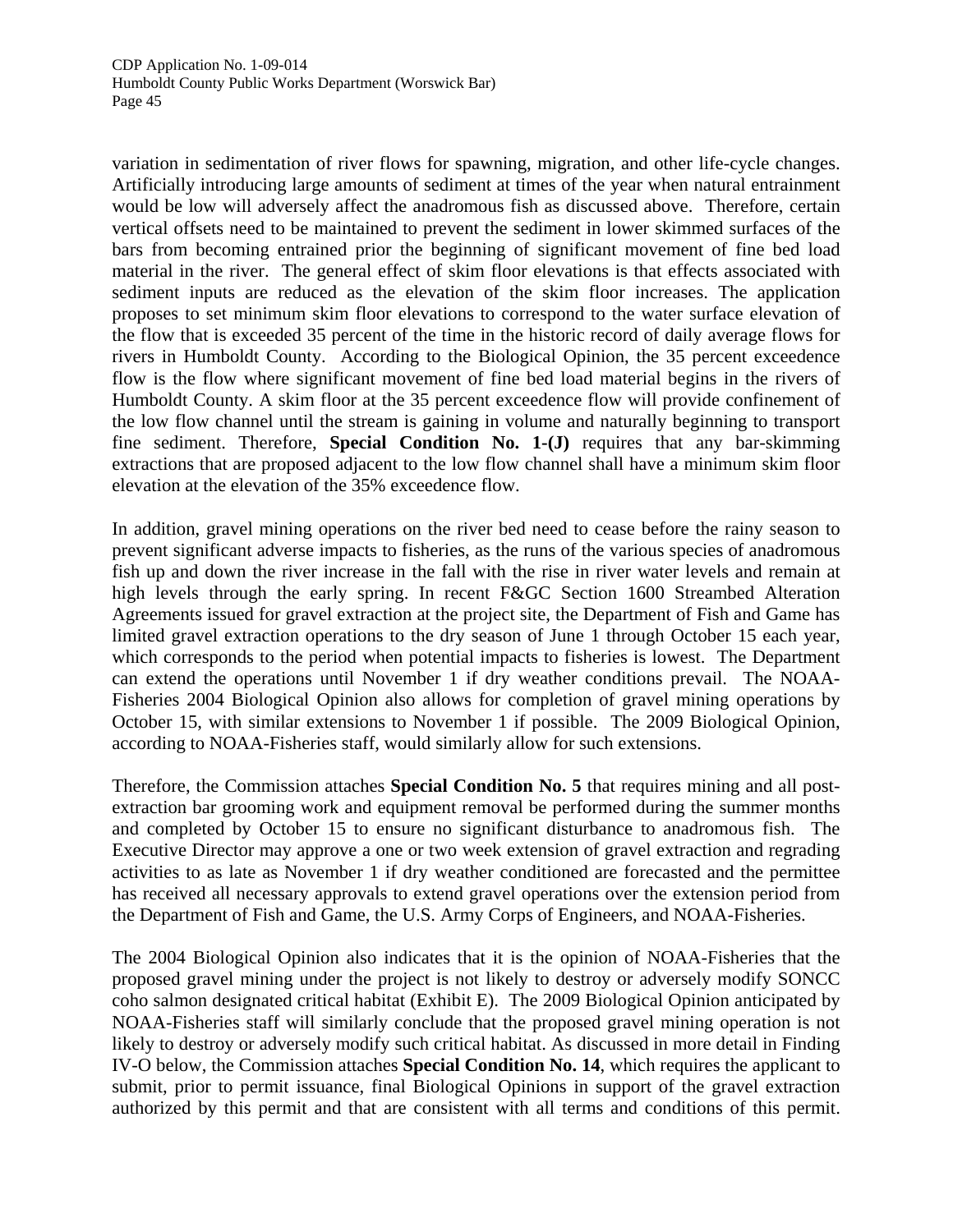variation in sedimentation of river flows for spawning, migration, and other life-cycle changes. Artificially introducing large amounts of sediment at times of the year when natural entrainment would be low will adversely affect the anadromous fish as discussed above. Therefore, certain vertical offsets need to be maintained to prevent the sediment in lower skimmed surfaces of the bars from becoming entrained prior the beginning of significant movement of fine bed load material in the river. The general effect of skim floor elevations is that effects associated with sediment inputs are reduced as the elevation of the skim floor increases. The application proposes to set minimum skim floor elevations to correspond to the water surface elevation of the flow that is exceeded 35 percent of the time in the historic record of daily average flows for rivers in Humboldt County. According to the Biological Opinion, the 35 percent exceedence flow is the flow where significant movement of fine bed load material begins in the rivers of Humboldt County. A skim floor at the 35 percent exceedence flow will provide confinement of the low flow channel until the stream is gaining in volume and naturally beginning to transport fine sediment. Therefore, **Special Condition No. 1-(J)** requires that any bar-skimming extractions that are proposed adjacent to the low flow channel shall have a minimum skim floor elevation at the elevation of the 35% exceedence flow.

In addition, gravel mining operations on the river bed need to cease before the rainy season to prevent significant adverse impacts to fisheries, as the runs of the various species of anadromous fish up and down the river increase in the fall with the rise in river water levels and remain at high levels through the early spring. In recent F&GC Section 1600 Streambed Alteration Agreements issued for gravel extraction at the project site, the Department of Fish and Game has limited gravel extraction operations to the dry season of June 1 through October 15 each year, which corresponds to the period when potential impacts to fisheries is lowest. The Department can extend the operations until November 1 if dry weather conditions prevail. The NOAA-Fisheries 2004 Biological Opinion also allows for completion of gravel mining operations by October 15, with similar extensions to November 1 if possible. The 2009 Biological Opinion, according to NOAA-Fisheries staff, would similarly allow for such extensions.

Therefore, the Commission attaches **Special Condition No. 5** that requires mining and all post-extraction bar grooming work and equipment removal be performed during the summer months and completed by October 15 to ensure no significant disturbance to anadromous fish. The Executive Director may approve a one or two week extension of gravel extraction and regrading activities to as late as November 1 if dry weather conditioned are forecasted and the permittee has received all necessary approvals to extend gravel operations over the extension period from the Department of Fish and Game, the U.S. Army Corps of Engineers, and NOAA-Fisheries.

The 2004 Biological Opinion also indicates that it is the opinion of NOAA-Fisheries that the proposed gravel mining under the project is not likely to destroy or adversely modify SONCC coho salmon designated critical habitat (Exhibit E). The 2009 Biological Opinion anticipated by NOAA-Fisheries staff will similarly conclude that the proposed gravel mining operation is not likely to destroy or adversely modify such critical habitat. As discussed in more detail in Finding IV-O below, the Commission attaches **Special Condition No. 14**, which requires the applicant to submit, prior to permit issuance, final Biological Opinions in support of the gravel extraction authorized by this permit and that are consistent with all terms and conditions of this permit.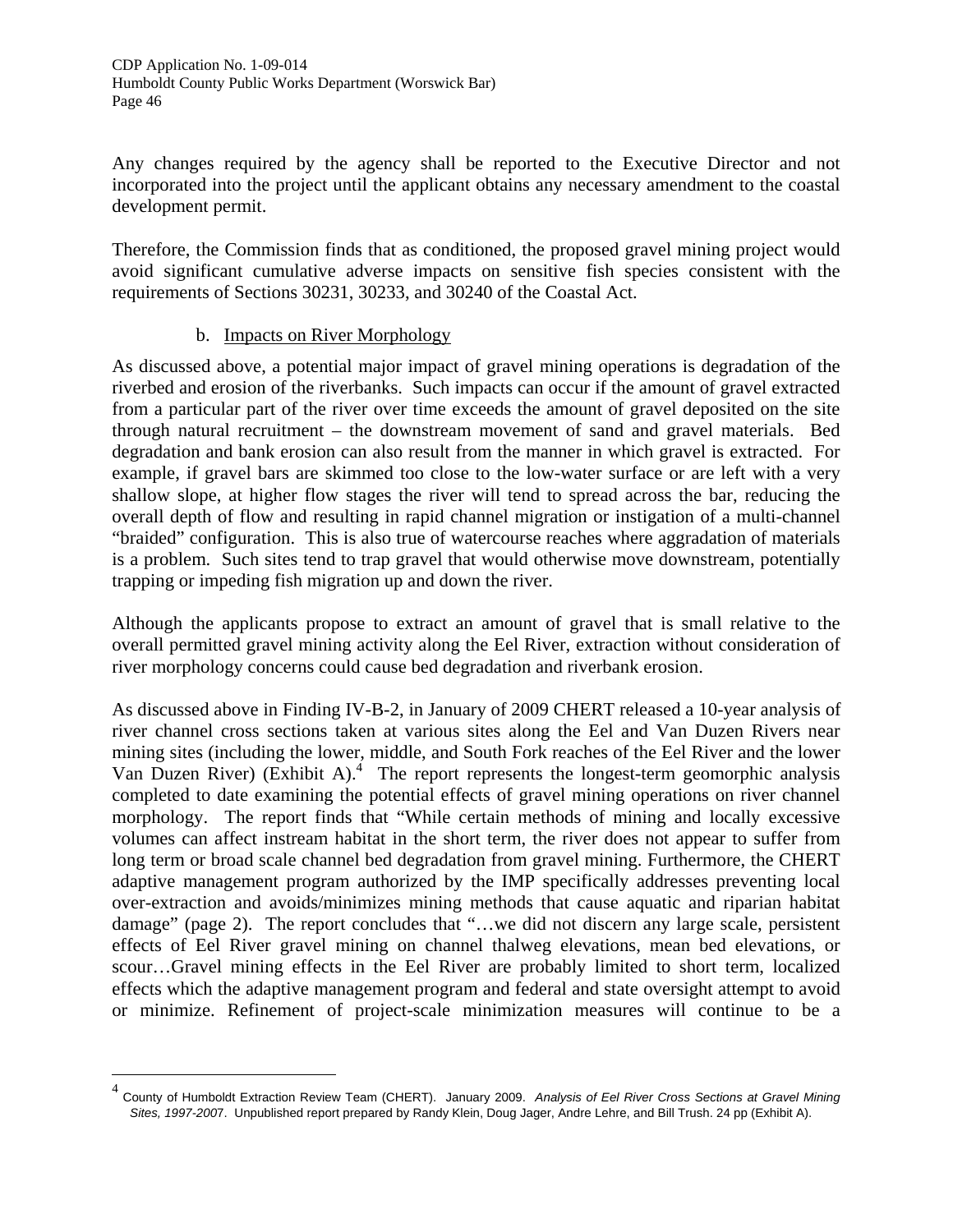Any changes required by the agency shall be reported to the Executive Director and not incorporated into the project until the applicant obtains any necessary amendment to the coastal development permit.

Therefore, the Commission finds that as conditioned, the proposed gravel mining project would avoid significant cumulative adverse impacts on sensitive fish species consistent with the requirements of Sections 30231, 30233, and 30240 of the Coastal Act.

b. Impacts on River Morphology

As discussed above, a potential major impact of gravel mining operations is degradation of the riverbed and erosion of the riverbanks. Such impacts can occur if the amount of gravel extracted from a particular part of the river over time exceeds the amount of gravel deposited on the site through natural recruitment – the downstream movement of sand and gravel materials. Bed degradation and bank erosion can also result from the manner in which gravel is extracted. For example, if gravel bars are skimmed too close to the low-water surface or are left with a very shallow slope, at higher flow stages the river will tend to spread across the bar, reducing the overall depth of flow and resulting in rapid channel migration or instigation of a multi-channel "braided" configuration. This is also true of watercourse reaches where aggradation of materials is a problem. Such sites tend to trap gravel that would otherwise move downstream, potentially trapping or impeding fish migration up and down the river.

Although the applicants propose to extract an amount of gravel that is small relative to the overall permitted gravel mining activity along the Eel River, extraction without consideration of river morphology concerns could cause bed degradation and riverbank erosion.

As discussed above in Finding IV-B-2, in January of 2009 CHERT released a 10-year analysis of river channel cross sections taken at various sites along the Eel and Van Duzen Rivers near mining sites (including the lower, middle, and South Fork reaches of the Eel River and the lower Van Duzen River) (Exhibit A).[4] The report represents the longest-term geomorphic analysis completed to date examining the potential effects of gravel mining operations on river channel morphology. The report finds that "While certain methods of mining and locally excessive volumes can affect instream habitat in the short term, the river does not appear to suffer from long term or broad scale channel bed degradation from gravel mining. Furthermore, the CHERT adaptive management program authorized by the IMP specifically addresses preventing local over-extraction and avoids/minimizes mining methods that cause aquatic and riparian habitat damage" (page 2). The report concludes that "…we did not discern any large scale, persistent effects of Eel River gravel mining on channel thalweg elevations, mean bed elevations, or scour…Gravel mining effects in the Eel River are probably limited to short term, localized effects which the adaptive management program and federal and state oversight attempt to avoid or minimize. Refinement of project-scale minimization measures will continue to be a

---

[4] County of Humboldt Extraction Review Team (CHERT). January 2009. *Analysis of Eel River Cross Sections at Gravel Mining Sites, 1997-2007*. Unpublished report prepared by Randy Klein, Doug Jager, Andre Lehre, and Bill Trush. 24 pp (Exhibit A).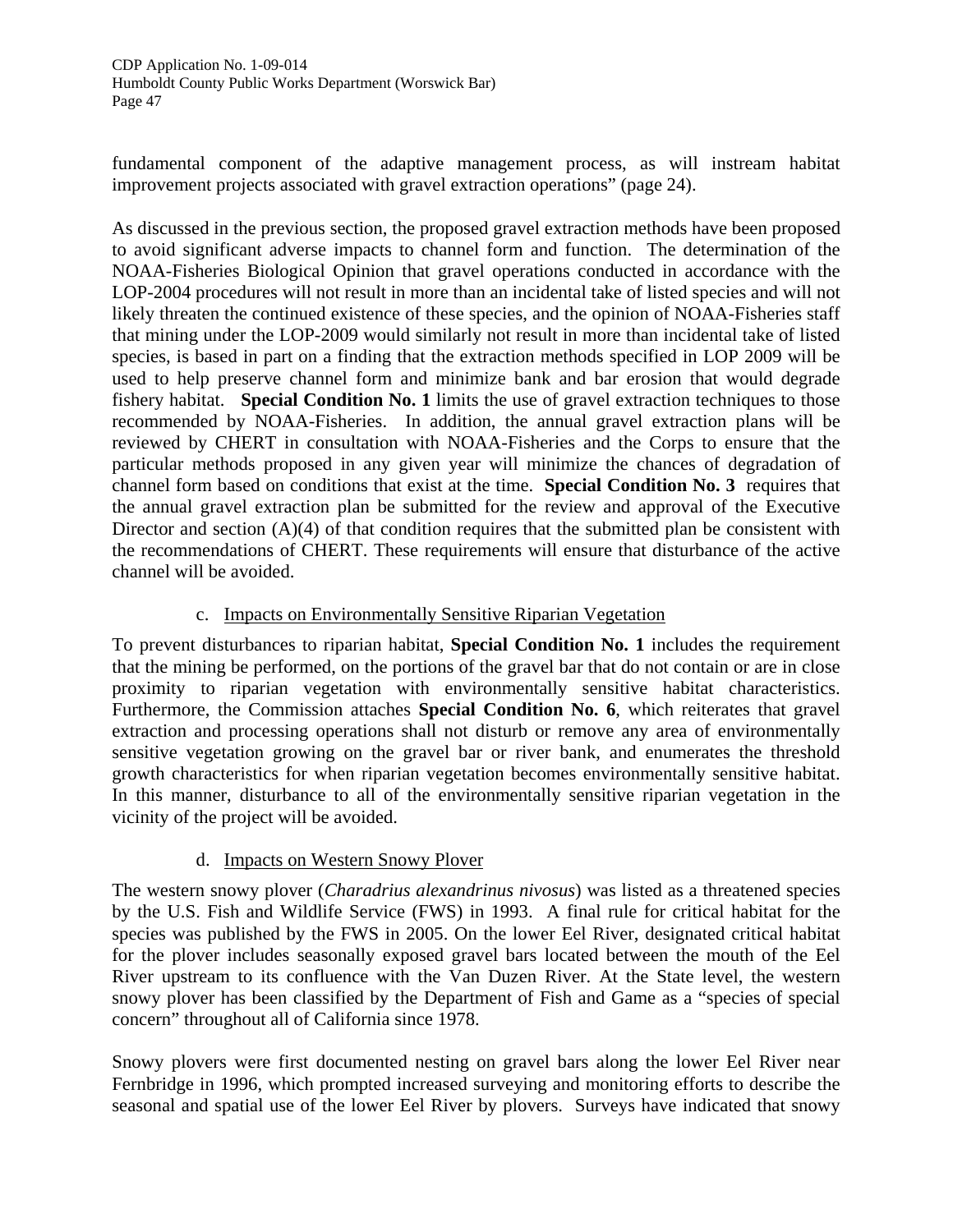fundamental component of the adaptive management process, as will instream habitat improvement projects associated with gravel extraction operations" (page 24).

As discussed in the previous section, the proposed gravel extraction methods have been proposed to avoid significant adverse impacts to channel form and function. The determination of the NOAA-Fisheries Biological Opinion that gravel operations conducted in accordance with the LOP-2004 procedures will not result in more than an incidental take of listed species and will not likely threaten the continued existence of these species, and the opinion of NOAA-Fisheries staff that mining under the LOP-2009 would similarly not result in more than incidental take of listed species, is based in part on a finding that the extraction methods specified in LOP 2009 will be used to help preserve channel form and minimize bank and bar erosion that would degrade fishery habitat. **Special Condition No. 1** limits the use of gravel extraction techniques to those recommended by NOAA-Fisheries. In addition, the annual gravel extraction plans will be reviewed by CHERT in consultation with NOAA-Fisheries and the Corps to ensure that the particular methods proposed in any given year will minimize the chances of degradation of channel form based on conditions that exist at the time. **Special Condition No. 3** requires that the annual gravel extraction plan be submitted for the review and approval of the Executive Director and section (A)(4) of that condition requires that the submitted plan be consistent with the recommendations of CHERT. These requirements will ensure that disturbance of the active channel will be avoided.

### c. Impacts on Environmentally Sensitive Riparian Vegetation

To prevent disturbances to riparian habitat, **Special Condition No. 1** includes the requirement that the mining be performed, on the portions of the gravel bar that do not contain or are in close proximity to riparian vegetation with environmentally sensitive habitat characteristics. Furthermore, the Commission attaches **Special Condition No. 6**, which reiterates that gravel extraction and processing operations shall not disturb or remove any area of environmentally sensitive vegetation growing on the gravel bar or river bank, and enumerates the threshold growth characteristics for when riparian vegetation becomes environmentally sensitive habitat. In this manner, disturbance to all of the environmentally sensitive riparian vegetation in the vicinity of the project will be avoided.

### d. Impacts on Western Snowy Plover

The western snowy plover (*Charadrius alexandrinus nivosus*) was listed as a threatened species by the U.S. Fish and Wildlife Service (FWS) in 1993. A final rule for critical habitat for the species was published by the FWS in 2005. On the lower Eel River, designated critical habitat for the plover includes seasonally exposed gravel bars located between the mouth of the Eel River upstream to its confluence with the Van Duzen River. At the State level, the western snowy plover has been classified by the Department of Fish and Game as a "species of special concern" throughout all of California since 1978.

Snowy plovers were first documented nesting on gravel bars along the lower Eel River near Fernbridge in 1996, which prompted increased surveying and monitoring efforts to describe the seasonal and spatial use of the lower Eel River by plovers. Surveys have indicated that snowy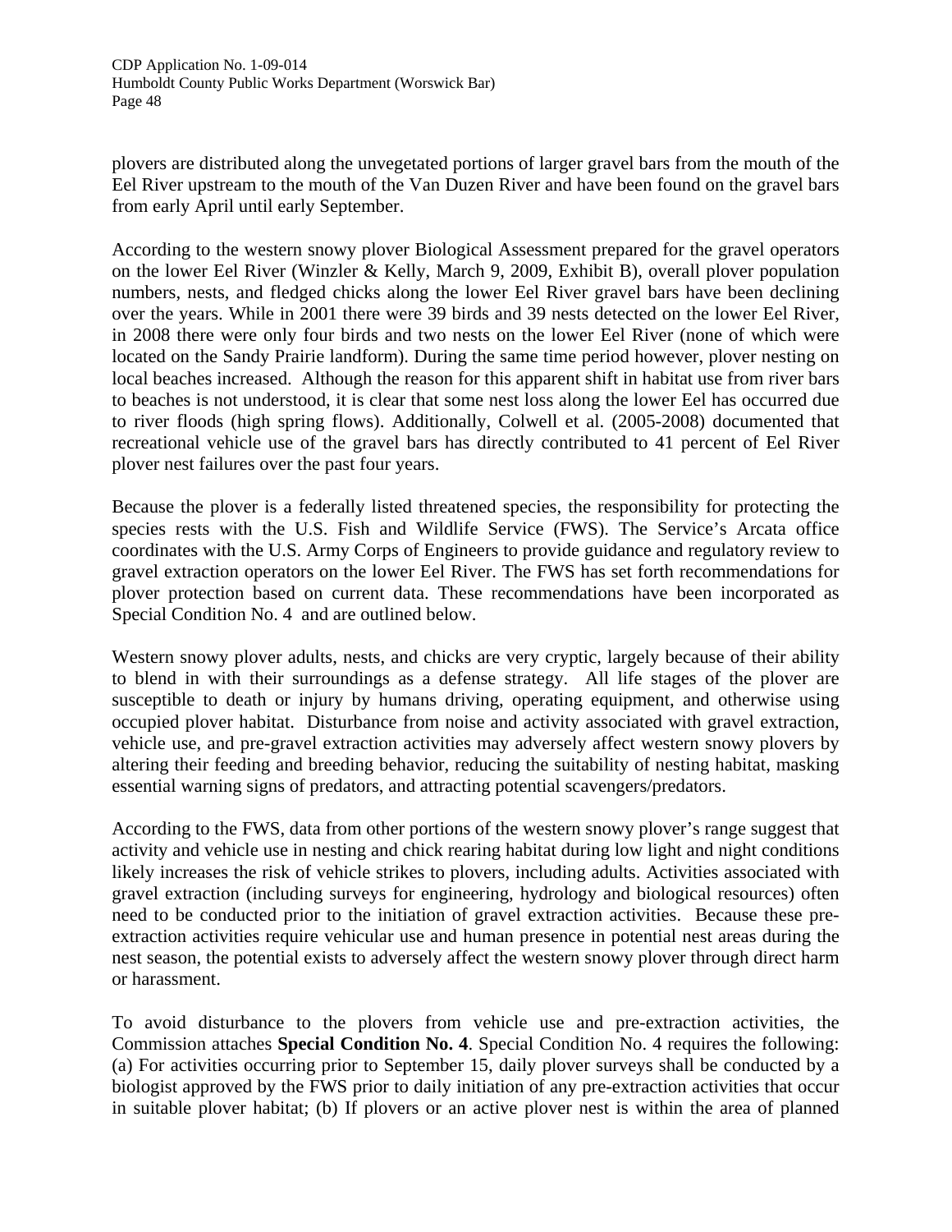plovers are distributed along the unvegetated portions of larger gravel bars from the mouth of the Eel River upstream to the mouth of the Van Duzen River and have been found on the gravel bars from early April until early September.

According to the western snowy plover Biological Assessment prepared for the gravel operators on the lower Eel River (Winzler & Kelly, March 9, 2009, Exhibit B), overall plover population numbers, nests, and fledged chicks along the lower Eel River gravel bars have been declining over the years. While in 2001 there were 39 birds and 39 nests detected on the lower Eel River, in 2008 there were only four birds and two nests on the lower Eel River (none of which were located on the Sandy Prairie landform). During the same time period however, plover nesting on local beaches increased. Although the reason for this apparent shift in habitat use from river bars to beaches is not understood, it is clear that some nest loss along the lower Eel has occurred due to river floods (high spring flows). Additionally, Colwell et al. (2005-2008) documented that recreational vehicle use of the gravel bars has directly contributed to 41 percent of Eel River plover nest failures over the past four years.

Because the plover is a federally listed threatened species, the responsibility for protecting the species rests with the U.S. Fish and Wildlife Service (FWS). The Service's Arcata office coordinates with the U.S. Army Corps of Engineers to provide guidance and regulatory review to gravel extraction operators on the lower Eel River. The FWS has set forth recommendations for plover protection based on current data. These recommendations have been incorporated as Special Condition No. 4 and are outlined below.

Western snowy plover adults, nests, and chicks are very cryptic, largely because of their ability to blend in with their surroundings as a defense strategy. All life stages of the plover are susceptible to death or injury by humans driving, operating equipment, and otherwise using occupied plover habitat. Disturbance from noise and activity associated with gravel extraction, vehicle use, and pre-gravel extraction activities may adversely affect western snowy plovers by altering their feeding and breeding behavior, reducing the suitability of nesting habitat, masking essential warning signs of predators, and attracting potential scavengers/predators.

According to the FWS, data from other portions of the western snowy plover's range suggest that activity and vehicle use in nesting and chick rearing habitat during low light and night conditions likely increases the risk of vehicle strikes to plovers, including adults. Activities associated with gravel extraction (including surveys for engineering, hydrology and biological resources) often need to be conducted prior to the initiation of gravel extraction activities. Because these pre-extraction activities require vehicular use and human presence in potential nest areas during the nest season, the potential exists to adversely affect the western snowy plover through direct harm or harassment.

To avoid disturbance to the plovers from vehicle use and pre-extraction activities, the Commission attaches **Special Condition No. 4**. Special Condition No. 4 requires the following: (a) For activities occurring prior to September 15, daily plover surveys shall be conducted by a biologist approved by the FWS prior to daily initiation of any pre-extraction activities that occur in suitable plover habitat; (b) If plovers or an active plover nest is within the area of planned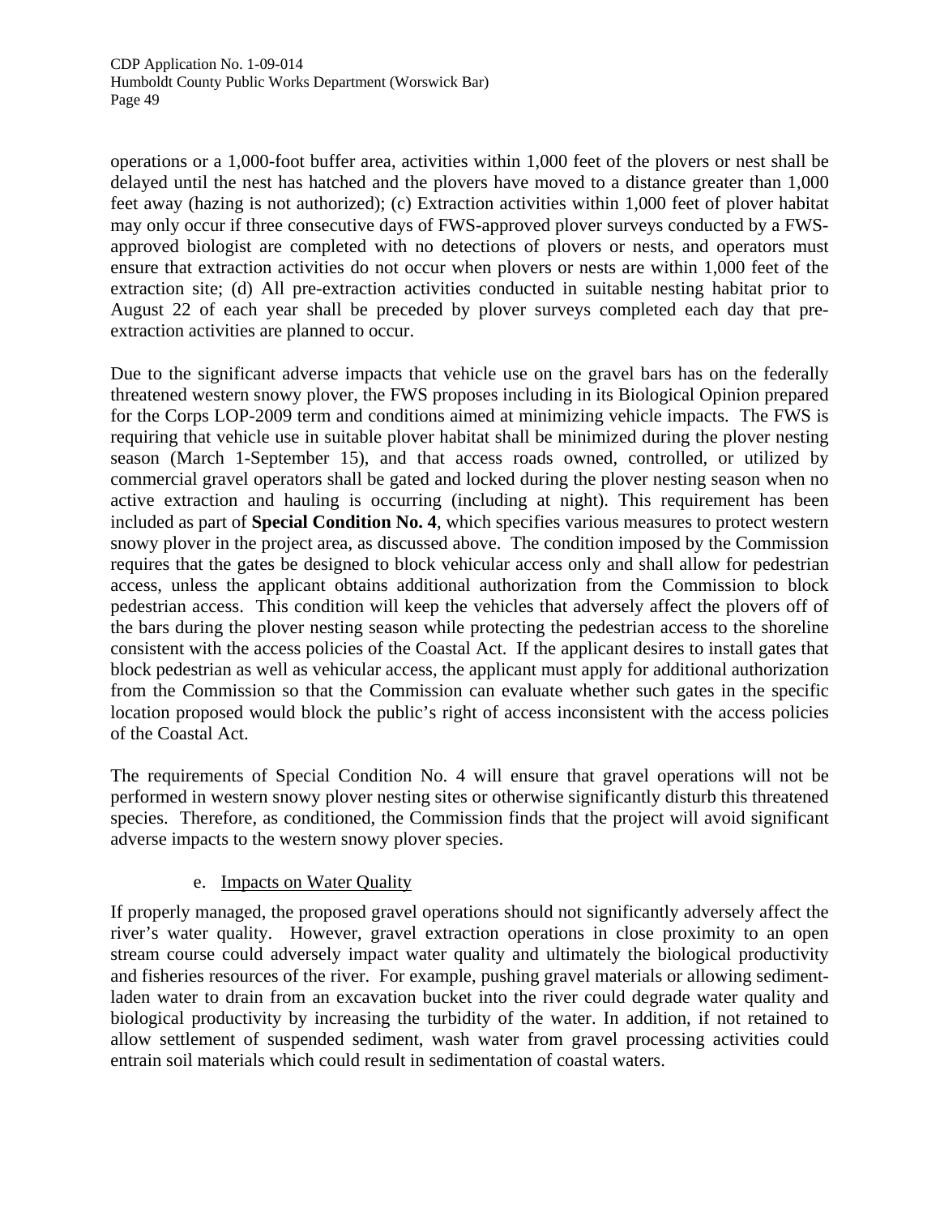operations or a 1,000-foot buffer area, activities within 1,000 feet of the plovers or nest shall be delayed until the nest has hatched and the plovers have moved to a distance greater than 1,000 feet away (hazing is not authorized); (c) Extraction activities within 1,000 feet of plover habitat may only occur if three consecutive days of FWS-approved plover surveys conducted by a FWS-approved biologist are completed with no detections of plovers or nests, and operators must ensure that extraction activities do not occur when plovers or nests are within 1,000 feet of the extraction site; (d) All pre-extraction activities conducted in suitable nesting habitat prior to August 22 of each year shall be preceded by plover surveys completed each day that pre-extraction activities are planned to occur.

Due to the significant adverse impacts that vehicle use on the gravel bars has on the federally threatened western snowy plover, the FWS proposes including in its Biological Opinion prepared for the Corps LOP-2009 term and conditions aimed at minimizing vehicle impacts. The FWS is requiring that vehicle use in suitable plover habitat shall be minimized during the plover nesting season (March 1-September 15), and that access roads owned, controlled, or utilized by commercial gravel operators shall be gated and locked during the plover nesting season when no active extraction and hauling is occurring (including at night). This requirement has been included as part of **Special Condition No. 4**, which specifies various measures to protect western snowy plover in the project area, as discussed above. The condition imposed by the Commission requires that the gates be designed to block vehicular access only and shall allow for pedestrian access, unless the applicant obtains additional authorization from the Commission to block pedestrian access. This condition will keep the vehicles that adversely affect the plovers off of the bars during the plover nesting season while protecting the pedestrian access to the shoreline consistent with the access policies of the Coastal Act. If the applicant desires to install gates that block pedestrian as well as vehicular access, the applicant must apply for additional authorization from the Commission so that the Commission can evaluate whether such gates in the specific location proposed would block the public's right of access inconsistent with the access policies of the Coastal Act.

The requirements of Special Condition No. 4 will ensure that gravel operations will not be performed in western snowy plover nesting sites or otherwise significantly disturb this threatened species. Therefore, as conditioned, the Commission finds that the project will avoid significant adverse impacts to the western snowy plover species.

e. Impacts on Water Quality

If properly managed, the proposed gravel operations should not significantly adversely affect the river's water quality. However, gravel extraction operations in close proximity to an open stream course could adversely impact water quality and ultimately the biological productivity and fisheries resources of the river. For example, pushing gravel materials or allowing sediment-laden water to drain from an excavation bucket into the river could degrade water quality and biological productivity by increasing the turbidity of the water. In addition, if not retained to allow settlement of suspended sediment, wash water from gravel processing activities could entrain soil materials which could result in sedimentation of coastal waters.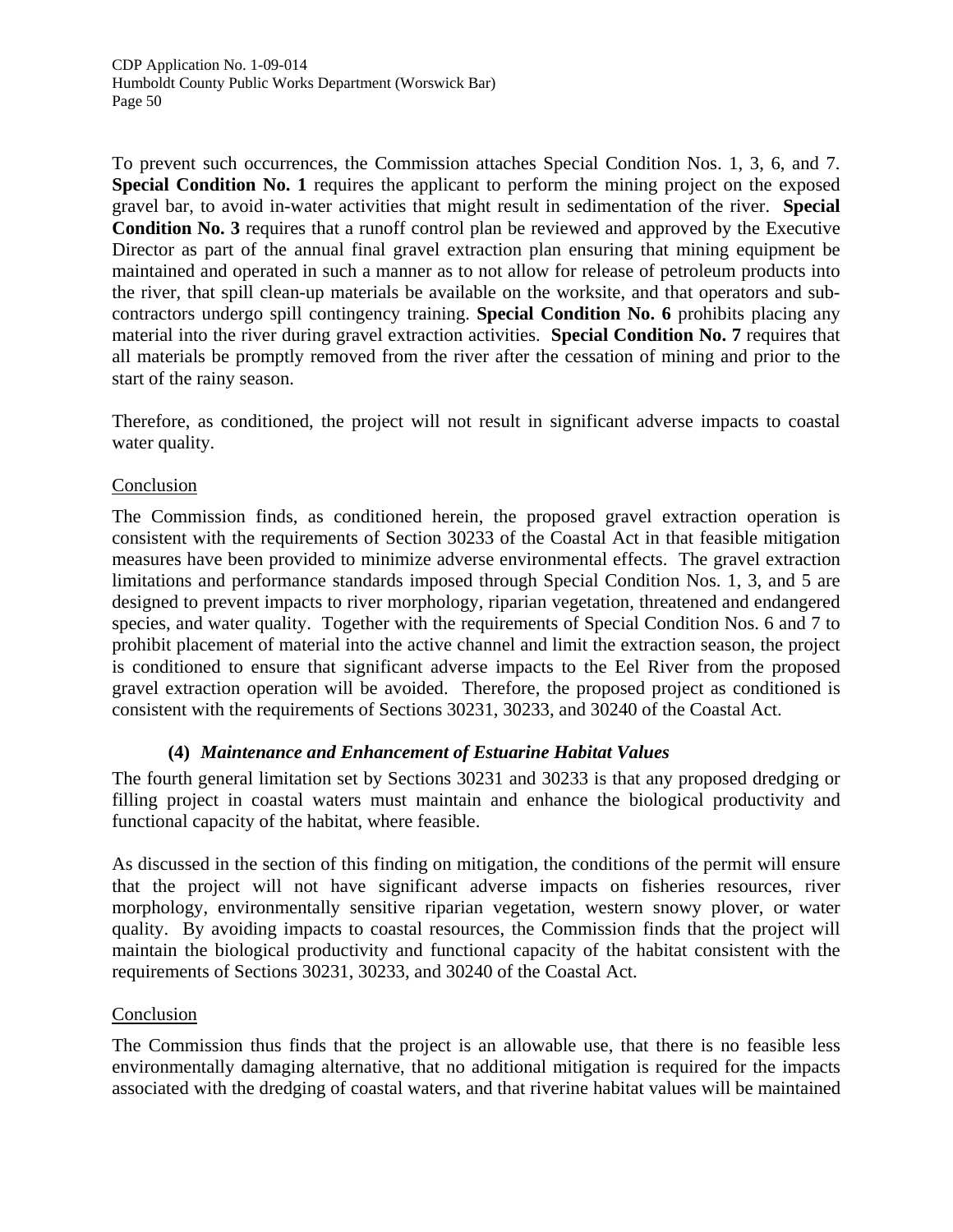To prevent such occurrences, the Commission attaches Special Condition Nos. 1, 3, 6, and 7. **Special Condition No. 1** requires the applicant to perform the mining project on the exposed gravel bar, to avoid in-water activities that might result in sedimentation of the river. **Special Condition No. 3** requires that a runoff control plan be reviewed and approved by the Executive Director as part of the annual final gravel extraction plan ensuring that mining equipment be maintained and operated in such a manner as to not allow for release of petroleum products into the river, that spill clean-up materials be available on the worksite, and that operators and sub-contractors undergo spill contingency training. **Special Condition No. 6** prohibits placing any material into the river during gravel extraction activities. **Special Condition No. 7** requires that all materials be promptly removed from the river after the cessation of mining and prior to the start of the rainy season.

Therefore, as conditioned, the project will not result in significant adverse impacts to coastal water quality.

Conclusion

The Commission finds, as conditioned herein, the proposed gravel extraction operation is consistent with the requirements of Section 30233 of the Coastal Act in that feasible mitigation measures have been provided to minimize adverse environmental effects. The gravel extraction limitations and performance standards imposed through Special Condition Nos. 1, 3, and 5 are designed to prevent impacts to river morphology, riparian vegetation, threatened and endangered species, and water quality. Together with the requirements of Special Condition Nos. 6 and 7 to prohibit placement of material into the active channel and limit the extraction season, the project is conditioned to ensure that significant adverse impacts to the Eel River from the proposed gravel extraction operation will be avoided. Therefore, the proposed project as conditioned is consistent with the requirements of Sections 30231, 30233, and 30240 of the Coastal Act.

#### (4) *Maintenance and Enhancement of Estuarine Habitat Values*

The fourth general limitation set by Sections 30231 and 30233 is that any proposed dredging or filling project in coastal waters must maintain and enhance the biological productivity and functional capacity of the habitat, where feasible.

As discussed in the section of this finding on mitigation, the conditions of the permit will ensure that the project will not have significant adverse impacts on fisheries resources, river morphology, environmentally sensitive riparian vegetation, western snowy plover, or water quality. By avoiding impacts to coastal resources, the Commission finds that the project will maintain the biological productivity and functional capacity of the habitat consistent with the requirements of Sections 30231, 30233, and 30240 of the Coastal Act.

Conclusion

The Commission thus finds that the project is an allowable use, that there is no feasible less environmentally damaging alternative, that no additional mitigation is required for the impacts associated with the dredging of coastal waters, and that riverine habitat values will be maintained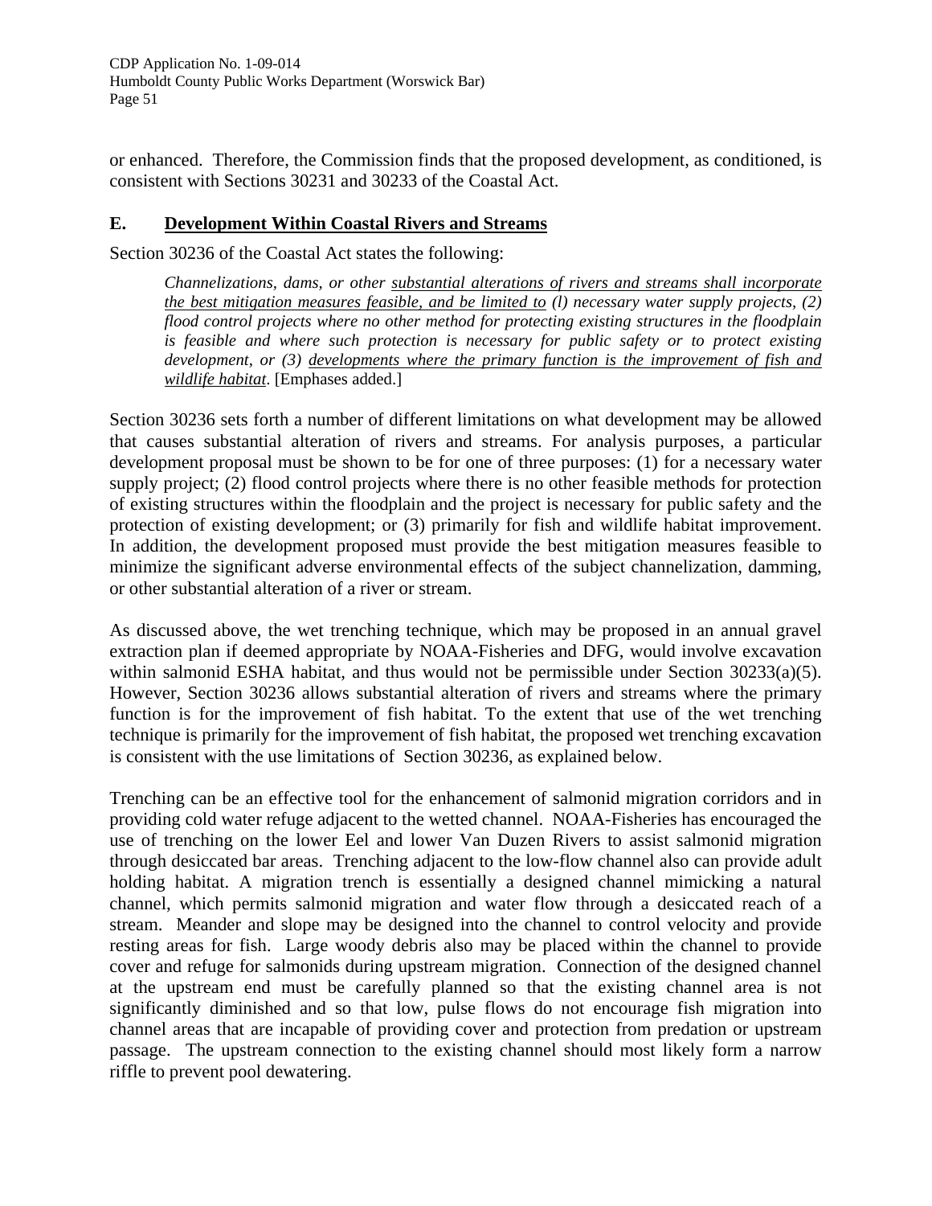or enhanced. Therefore, the Commission finds that the proposed development, as conditioned, is consistent with Sections 30231 and 30233 of the Coastal Act.

## E. Development Within Coastal Rivers and Streams

Section 30236 of the Coastal Act states the following:

> *Channelizations, dams, or other substantial alterations of rivers and streams shall incorporate the best mitigation measures feasible, and be limited to (l) necessary water supply projects, (2) flood control projects where no other method for protecting existing structures in the floodplain is feasible and where such protection is necessary for public safety or to protect existing development, or (3) developments where the primary function is the improvement of fish and wildlife habitat*. [Emphases added.]

Section 30236 sets forth a number of different limitations on what development may be allowed that causes substantial alteration of rivers and streams. For analysis purposes, a particular development proposal must be shown to be for one of three purposes: (1) for a necessary water supply project; (2) flood control projects where there is no other feasible methods for protection of existing structures within the floodplain and the project is necessary for public safety and the protection of existing development; or (3) primarily for fish and wildlife habitat improvement. In addition, the development proposed must provide the best mitigation measures feasible to minimize the significant adverse environmental effects of the subject channelization, damming, or other substantial alteration of a river or stream.

As discussed above, the wet trenching technique, which may be proposed in an annual gravel extraction plan if deemed appropriate by NOAA-Fisheries and DFG, would involve excavation within salmonid ESHA habitat, and thus would not be permissible under Section 30233(a)(5). However, Section 30236 allows substantial alteration of rivers and streams where the primary function is for the improvement of fish habitat. To the extent that use of the wet trenching technique is primarily for the improvement of fish habitat, the proposed wet trenching excavation is consistent with the use limitations of Section 30236, as explained below.

Trenching can be an effective tool for the enhancement of salmonid migration corridors and in providing cold water refuge adjacent to the wetted channel. NOAA-Fisheries has encouraged the use of trenching on the lower Eel and lower Van Duzen Rivers to assist salmonid migration through desiccated bar areas. Trenching adjacent to the low-flow channel also can provide adult holding habitat. A migration trench is essentially a designed channel mimicking a natural channel, which permits salmonid migration and water flow through a desiccated reach of a stream. Meander and slope may be designed into the channel to control velocity and provide resting areas for fish. Large woody debris also may be placed within the channel to provide cover and refuge for salmonids during upstream migration. Connection of the designed channel at the upstream end must be carefully planned so that the existing channel area is not significantly diminished and so that low, pulse flows do not encourage fish migration into channel areas that are incapable of providing cover and protection from predation or upstream passage. The upstream connection to the existing channel should most likely form a narrow riffle to prevent pool dewatering.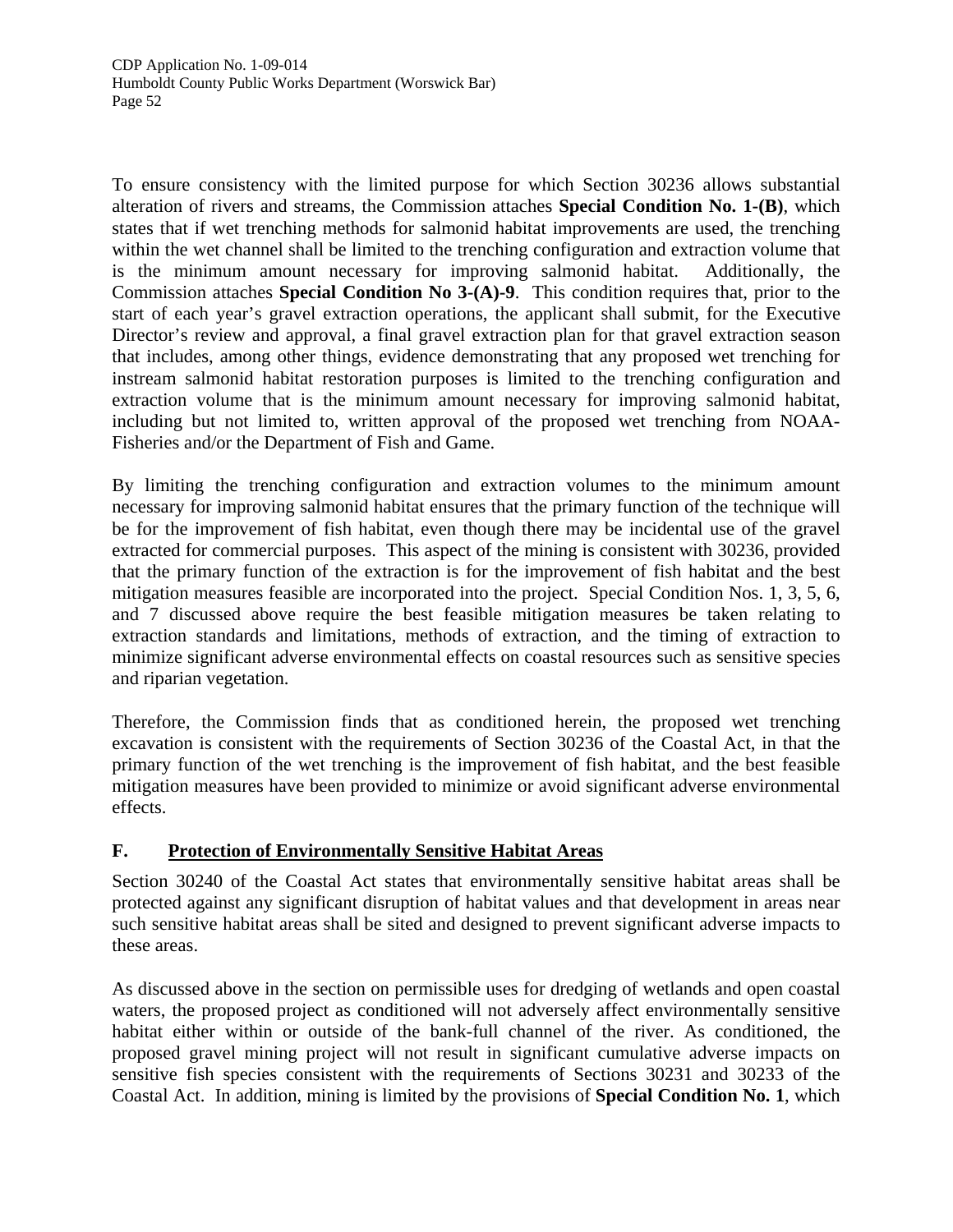To ensure consistency with the limited purpose for which Section 30236 allows substantial alteration of rivers and streams, the Commission attaches **Special Condition No. 1-(B)**, which states that if wet trenching methods for salmonid habitat improvements are used, the trenching within the wet channel shall be limited to the trenching configuration and extraction volume that is the minimum amount necessary for improving salmonid habitat. Additionally, the Commission attaches **Special Condition No 3-(A)-9**. This condition requires that, prior to the start of each year's gravel extraction operations, the applicant shall submit, for the Executive Director's review and approval, a final gravel extraction plan for that gravel extraction season that includes, among other things, evidence demonstrating that any proposed wet trenching for instream salmonid habitat restoration purposes is limited to the trenching configuration and extraction volume that is the minimum amount necessary for improving salmonid habitat, including but not limited to, written approval of the proposed wet trenching from NOAA-Fisheries and/or the Department of Fish and Game.

By limiting the trenching configuration and extraction volumes to the minimum amount necessary for improving salmonid habitat ensures that the primary function of the technique will be for the improvement of fish habitat, even though there may be incidental use of the gravel extracted for commercial purposes. This aspect of the mining is consistent with 30236, provided that the primary function of the extraction is for the improvement of fish habitat and the best mitigation measures feasible are incorporated into the project. Special Condition Nos. 1, 3, 5, 6, and 7 discussed above require the best feasible mitigation measures be taken relating to extraction standards and limitations, methods of extraction, and the timing of extraction to minimize significant adverse environmental effects on coastal resources such as sensitive species and riparian vegetation.

Therefore, the Commission finds that as conditioned herein, the proposed wet trenching excavation is consistent with the requirements of Section 30236 of the Coastal Act, in that the primary function of the wet trenching is the improvement of fish habitat, and the best feasible mitigation measures have been provided to minimize or avoid significant adverse environmental effects.

## F. Protection of Environmentally Sensitive Habitat Areas

Section 30240 of the Coastal Act states that environmentally sensitive habitat areas shall be protected against any significant disruption of habitat values and that development in areas near such sensitive habitat areas shall be sited and designed to prevent significant adverse impacts to these areas.

As discussed above in the section on permissible uses for dredging of wetlands and open coastal waters, the proposed project as conditioned will not adversely affect environmentally sensitive habitat either within or outside of the bank-full channel of the river. As conditioned, the proposed gravel mining project will not result in significant cumulative adverse impacts on sensitive fish species consistent with the requirements of Sections 30231 and 30233 of the Coastal Act. In addition, mining is limited by the provisions of **Special Condition No. 1**, which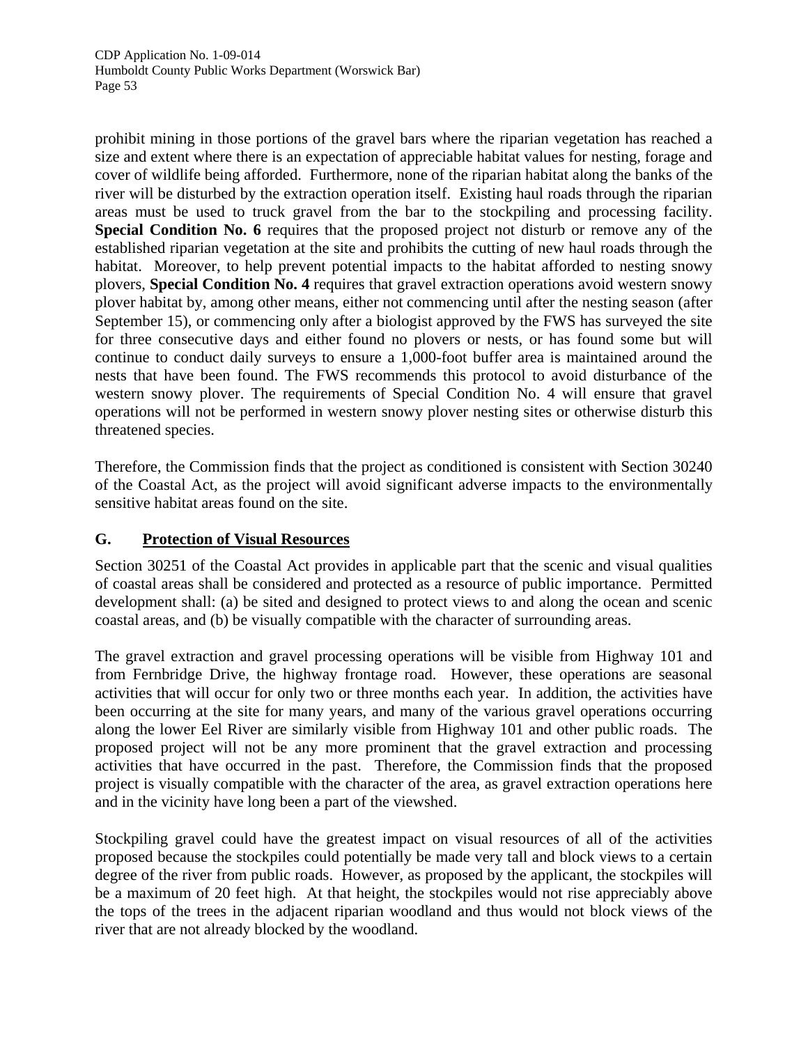prohibit mining in those portions of the gravel bars where the riparian vegetation has reached a size and extent where there is an expectation of appreciable habitat values for nesting, forage and cover of wildlife being afforded. Furthermore, none of the riparian habitat along the banks of the river will be disturbed by the extraction operation itself. Existing haul roads through the riparian areas must be used to truck gravel from the bar to the stockpiling and processing facility. **Special Condition No. 6** requires that the proposed project not disturb or remove any of the established riparian vegetation at the site and prohibits the cutting of new haul roads through the habitat. Moreover, to help prevent potential impacts to the habitat afforded to nesting snowy plovers, **Special Condition No. 4** requires that gravel extraction operations avoid western snowy plover habitat by, among other means, either not commencing until after the nesting season (after September 15), or commencing only after a biologist approved by the FWS has surveyed the site for three consecutive days and either found no plovers or nests, or has found some but will continue to conduct daily surveys to ensure a 1,000-foot buffer area is maintained around the nests that have been found. The FWS recommends this protocol to avoid disturbance of the western snowy plover. The requirements of Special Condition No. 4 will ensure that gravel operations will not be performed in western snowy plover nesting sites or otherwise disturb this threatened species.

Therefore, the Commission finds that the project as conditioned is consistent with Section 30240 of the Coastal Act, as the project will avoid significant adverse impacts to the environmentally sensitive habitat areas found on the site.

## G. Protection of Visual Resources

Section 30251 of the Coastal Act provides in applicable part that the scenic and visual qualities of coastal areas shall be considered and protected as a resource of public importance. Permitted development shall: (a) be sited and designed to protect views to and along the ocean and scenic coastal areas, and (b) be visually compatible with the character of surrounding areas.

The gravel extraction and gravel processing operations will be visible from Highway 101 and from Fernbridge Drive, the highway frontage road. However, these operations are seasonal activities that will occur for only two or three months each year. In addition, the activities have been occurring at the site for many years, and many of the various gravel operations occurring along the lower Eel River are similarly visible from Highway 101 and other public roads. The proposed project will not be any more prominent that the gravel extraction and processing activities that have occurred in the past. Therefore, the Commission finds that the proposed project is visually compatible with the character of the area, as gravel extraction operations here and in the vicinity have long been a part of the viewshed.

Stockpiling gravel could have the greatest impact on visual resources of all of the activities proposed because the stockpiles could potentially be made very tall and block views to a certain degree of the river from public roads. However, as proposed by the applicant, the stockpiles will be a maximum of 20 feet high. At that height, the stockpiles would not rise appreciably above the tops of the trees in the adjacent riparian woodland and thus would not block views of the river that are not already blocked by the woodland.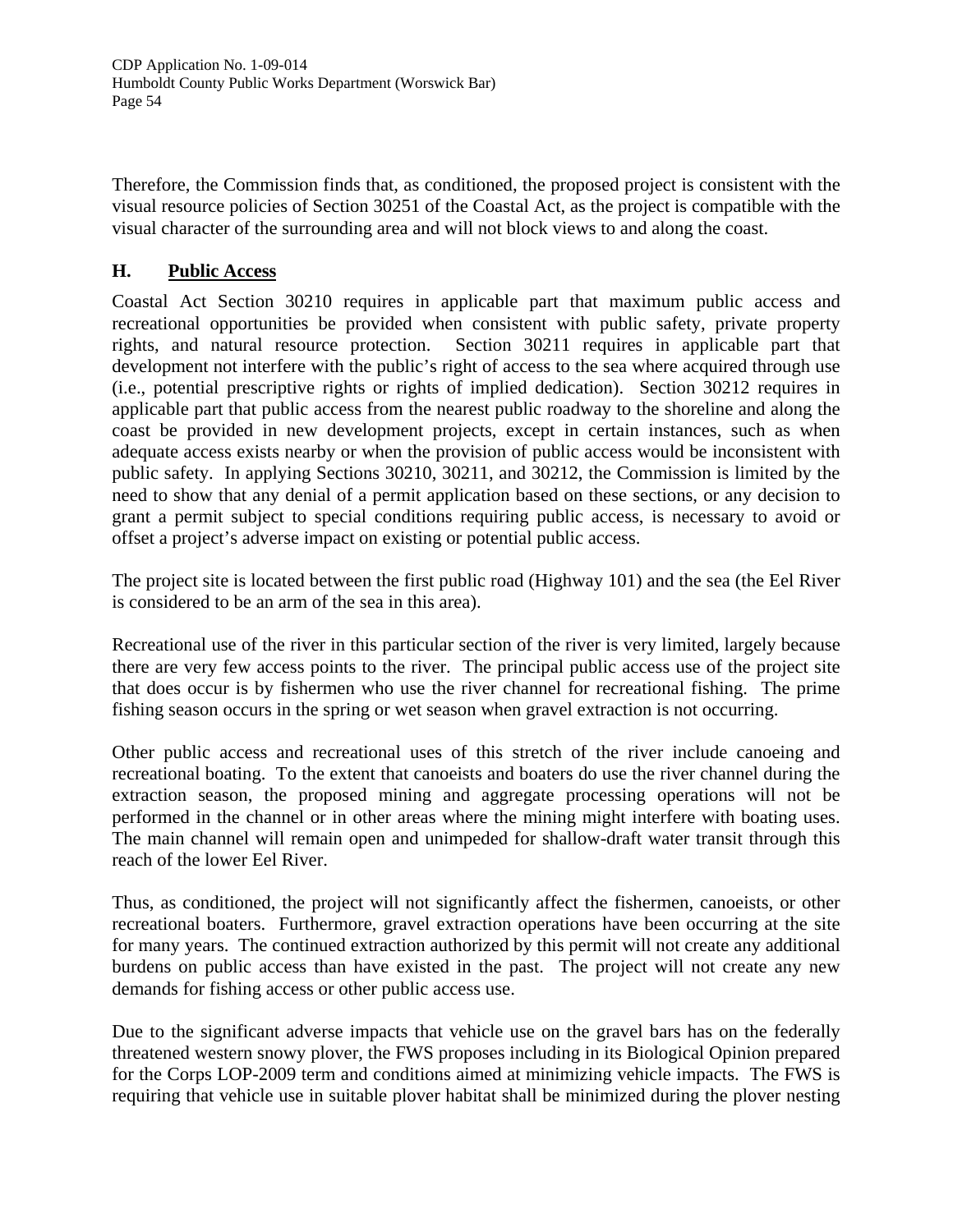Therefore, the Commission finds that, as conditioned, the proposed project is consistent with the visual resource policies of Section 30251 of the Coastal Act, as the project is compatible with the visual character of the surrounding area and will not block views to and along the coast.

## H. Public Access

Coastal Act Section 30210 requires in applicable part that maximum public access and recreational opportunities be provided when consistent with public safety, private property rights, and natural resource protection. Section 30211 requires in applicable part that development not interfere with the public's right of access to the sea where acquired through use (i.e., potential prescriptive rights or rights of implied dedication). Section 30212 requires in applicable part that public access from the nearest public roadway to the shoreline and along the coast be provided in new development projects, except in certain instances, such as when adequate access exists nearby or when the provision of public access would be inconsistent with public safety. In applying Sections 30210, 30211, and 30212, the Commission is limited by the need to show that any denial of a permit application based on these sections, or any decision to grant a permit subject to special conditions requiring public access, is necessary to avoid or offset a project's adverse impact on existing or potential public access.

The project site is located between the first public road (Highway 101) and the sea (the Eel River is considered to be an arm of the sea in this area).

Recreational use of the river in this particular section of the river is very limited, largely because there are very few access points to the river. The principal public access use of the project site that does occur is by fishermen who use the river channel for recreational fishing. The prime fishing season occurs in the spring or wet season when gravel extraction is not occurring.

Other public access and recreational uses of this stretch of the river include canoeing and recreational boating. To the extent that canoeists and boaters do use the river channel during the extraction season, the proposed mining and aggregate processing operations will not be performed in the channel or in other areas where the mining might interfere with boating uses. The main channel will remain open and unimpeded for shallow-draft water transit through this reach of the lower Eel River.

Thus, as conditioned, the project will not significantly affect the fishermen, canoeists, or other recreational boaters. Furthermore, gravel extraction operations have been occurring at the site for many years. The continued extraction authorized by this permit will not create any additional burdens on public access than have existed in the past. The project will not create any new demands for fishing access or other public access use.

Due to the significant adverse impacts that vehicle use on the gravel bars has on the federally threatened western snowy plover, the FWS proposes including in its Biological Opinion prepared for the Corps LOP-2009 term and conditions aimed at minimizing vehicle impacts. The FWS is requiring that vehicle use in suitable plover habitat shall be minimized during the plover nesting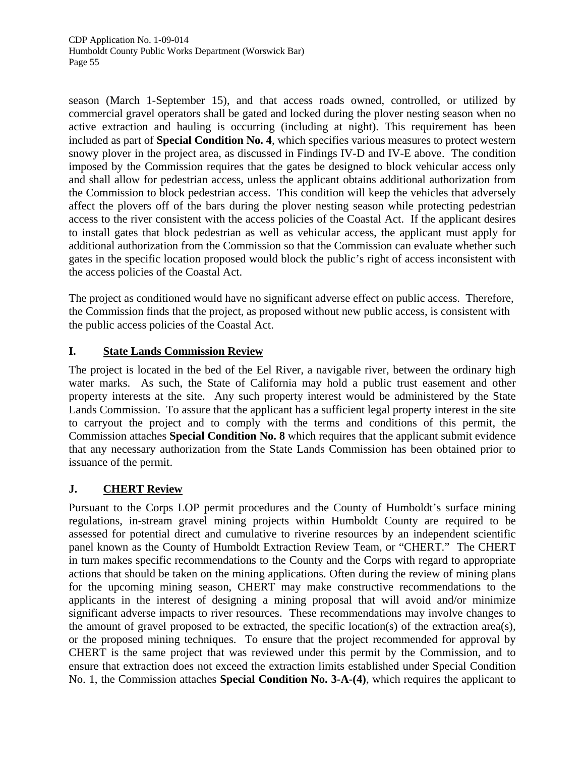season (March 1-September 15), and that access roads owned, controlled, or utilized by commercial gravel operators shall be gated and locked during the plover nesting season when no active extraction and hauling is occurring (including at night). This requirement has been included as part of **Special Condition No. 4**, which specifies various measures to protect western snowy plover in the project area, as discussed in Findings IV-D and IV-E above. The condition imposed by the Commission requires that the gates be designed to block vehicular access only and shall allow for pedestrian access, unless the applicant obtains additional authorization from the Commission to block pedestrian access. This condition will keep the vehicles that adversely affect the plovers off of the bars during the plover nesting season while protecting pedestrian access to the river consistent with the access policies of the Coastal Act. If the applicant desires to install gates that block pedestrian as well as vehicular access, the applicant must apply for additional authorization from the Commission so that the Commission can evaluate whether such gates in the specific location proposed would block the public's right of access inconsistent with the access policies of the Coastal Act.

The project as conditioned would have no significant adverse effect on public access. Therefore, the Commission finds that the project, as proposed without new public access, is consistent with the public access policies of the Coastal Act.

## I. State Lands Commission Review

The project is located in the bed of the Eel River, a navigable river, between the ordinary high water marks. As such, the State of California may hold a public trust easement and other property interests at the site. Any such property interest would be administered by the State Lands Commission. To assure that the applicant has a sufficient legal property interest in the site to carryout the project and to comply with the terms and conditions of this permit, the Commission attaches **Special Condition No. 8** which requires that the applicant submit evidence that any necessary authorization from the State Lands Commission has been obtained prior to issuance of the permit.

## J. CHERT Review

Pursuant to the Corps LOP permit procedures and the County of Humboldt's surface mining regulations, in-stream gravel mining projects within Humboldt County are required to be assessed for potential direct and cumulative to riverine resources by an independent scientific panel known as the County of Humboldt Extraction Review Team, or "CHERT." The CHERT in turn makes specific recommendations to the County and the Corps with regard to appropriate actions that should be taken on the mining applications. Often during the review of mining plans for the upcoming mining season, CHERT may make constructive recommendations to the applicants in the interest of designing a mining proposal that will avoid and/or minimize significant adverse impacts to river resources. These recommendations may involve changes to the amount of gravel proposed to be extracted, the specific location(s) of the extraction area(s), or the proposed mining techniques. To ensure that the project recommended for approval by CHERT is the same project that was reviewed under this permit by the Commission, and to ensure that extraction does not exceed the extraction limits established under Special Condition No. 1, the Commission attaches **Special Condition No. 3-A-(4)**, which requires the applicant to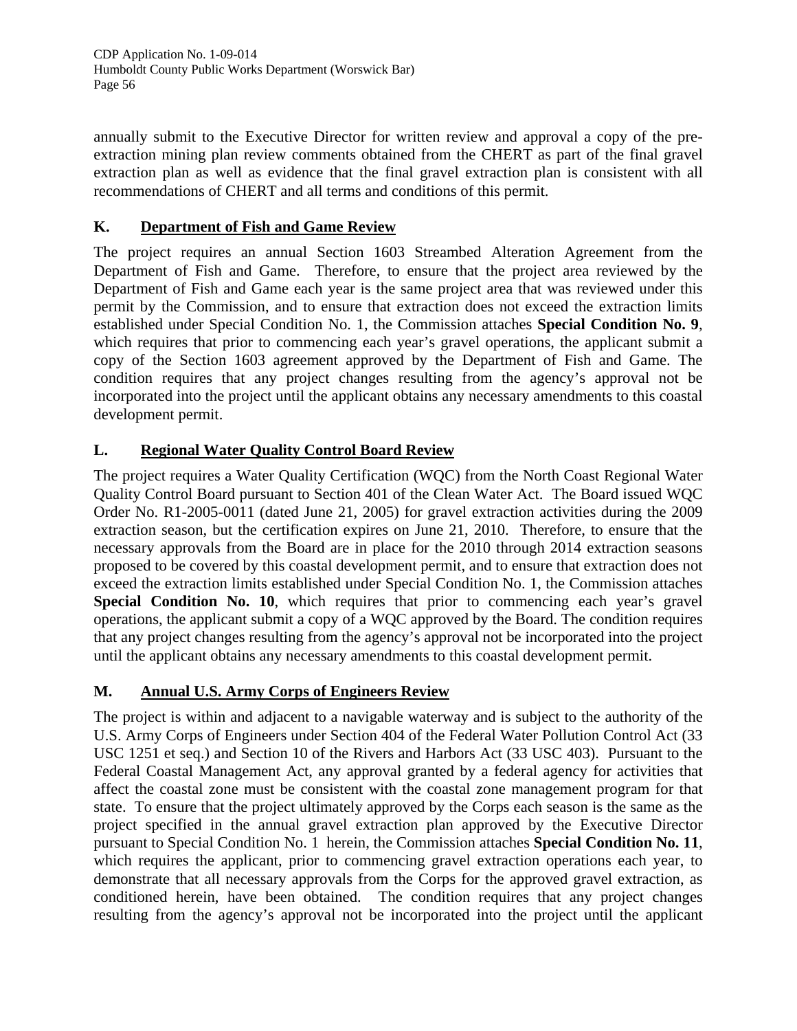annually submit to the Executive Director for written review and approval a copy of the pre-extraction mining plan review comments obtained from the CHERT as part of the final gravel extraction plan as well as evidence that the final gravel extraction plan is consistent with all recommendations of CHERT and all terms and conditions of this permit.

## K. Department of Fish and Game Review

The project requires an annual Section 1603 Streambed Alteration Agreement from the Department of Fish and Game. Therefore, to ensure that the project area reviewed by the Department of Fish and Game each year is the same project area that was reviewed under this permit by the Commission, and to ensure that extraction does not exceed the extraction limits established under Special Condition No. 1, the Commission attaches **Special Condition No. 9**, which requires that prior to commencing each year's gravel operations, the applicant submit a copy of the Section 1603 agreement approved by the Department of Fish and Game. The condition requires that any project changes resulting from the agency's approval not be incorporated into the project until the applicant obtains any necessary amendments to this coastal development permit.

## L. Regional Water Quality Control Board Review

The project requires a Water Quality Certification (WQC) from the North Coast Regional Water Quality Control Board pursuant to Section 401 of the Clean Water Act. The Board issued WQC Order No. R1-2005-0011 (dated June 21, 2005) for gravel extraction activities during the 2009 extraction season, but the certification expires on June 21, 2010. Therefore, to ensure that the necessary approvals from the Board are in place for the 2010 through 2014 extraction seasons proposed to be covered by this coastal development permit, and to ensure that extraction does not exceed the extraction limits established under Special Condition No. 1, the Commission attaches **Special Condition No. 10**, which requires that prior to commencing each year's gravel operations, the applicant submit a copy of a WQC approved by the Board. The condition requires that any project changes resulting from the agency's approval not be incorporated into the project until the applicant obtains any necessary amendments to this coastal development permit.

## M. Annual U.S. Army Corps of Engineers Review

The project is within and adjacent to a navigable waterway and is subject to the authority of the U.S. Army Corps of Engineers under Section 404 of the Federal Water Pollution Control Act (33 USC 1251 et seq.) and Section 10 of the Rivers and Harbors Act (33 USC 403). Pursuant to the Federal Coastal Management Act, any approval granted by a federal agency for activities that affect the coastal zone must be consistent with the coastal zone management program for that state. To ensure that the project ultimately approved by the Corps each season is the same as the project specified in the annual gravel extraction plan approved by the Executive Director pursuant to Special Condition No. 1 herein, the Commission attaches **Special Condition No. 11**, which requires the applicant, prior to commencing gravel extraction operations each year, to demonstrate that all necessary approvals from the Corps for the approved gravel extraction, as conditioned herein, have been obtained. The condition requires that any project changes resulting from the agency's approval not be incorporated into the project until the applicant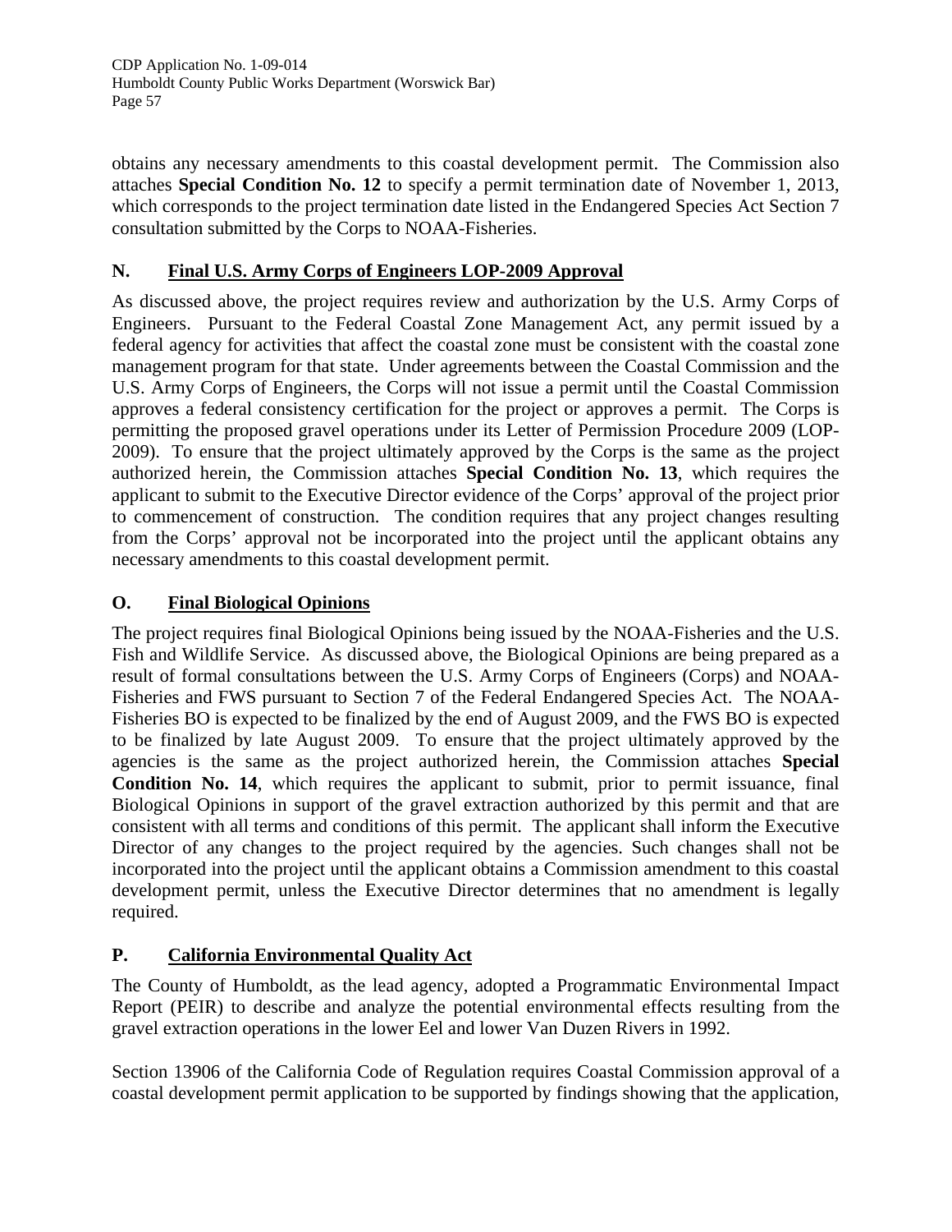obtains any necessary amendments to this coastal development permit. The Commission also attaches **Special Condition No. 12** to specify a permit termination date of November 1, 2013, which corresponds to the project termination date listed in the Endangered Species Act Section 7 consultation submitted by the Corps to NOAA-Fisheries.

## N. Final U.S. Army Corps of Engineers LOP-2009 Approval

As discussed above, the project requires review and authorization by the U.S. Army Corps of Engineers. Pursuant to the Federal Coastal Zone Management Act, any permit issued by a federal agency for activities that affect the coastal zone must be consistent with the coastal zone management program for that state. Under agreements between the Coastal Commission and the U.S. Army Corps of Engineers, the Corps will not issue a permit until the Coastal Commission approves a federal consistency certification for the project or approves a permit. The Corps is permitting the proposed gravel operations under its Letter of Permission Procedure 2009 (LOP-2009). To ensure that the project ultimately approved by the Corps is the same as the project authorized herein, the Commission attaches **Special Condition No. 13**, which requires the applicant to submit to the Executive Director evidence of the Corps' approval of the project prior to commencement of construction. The condition requires that any project changes resulting from the Corps' approval not be incorporated into the project until the applicant obtains any necessary amendments to this coastal development permit.

## O. Final Biological Opinions

The project requires final Biological Opinions being issued by the NOAA-Fisheries and the U.S. Fish and Wildlife Service. As discussed above, the Biological Opinions are being prepared as a result of formal consultations between the U.S. Army Corps of Engineers (Corps) and NOAA-Fisheries and FWS pursuant to Section 7 of the Federal Endangered Species Act. The NOAA-Fisheries BO is expected to be finalized by the end of August 2009, and the FWS BO is expected to be finalized by late August 2009. To ensure that the project ultimately approved by the agencies is the same as the project authorized herein, the Commission attaches **Special Condition No. 14**, which requires the applicant to submit, prior to permit issuance, final Biological Opinions in support of the gravel extraction authorized by this permit and that are consistent with all terms and conditions of this permit. The applicant shall inform the Executive Director of any changes to the project required by the agencies. Such changes shall not be incorporated into the project until the applicant obtains a Commission amendment to this coastal development permit, unless the Executive Director determines that no amendment is legally required.

## P. California Environmental Quality Act

The County of Humboldt, as the lead agency, adopted a Programmatic Environmental Impact Report (PEIR) to describe and analyze the potential environmental effects resulting from the gravel extraction operations in the lower Eel and lower Van Duzen Rivers in 1992.

Section 13906 of the California Code of Regulation requires Coastal Commission approval of a coastal development permit application to be supported by findings showing that the application,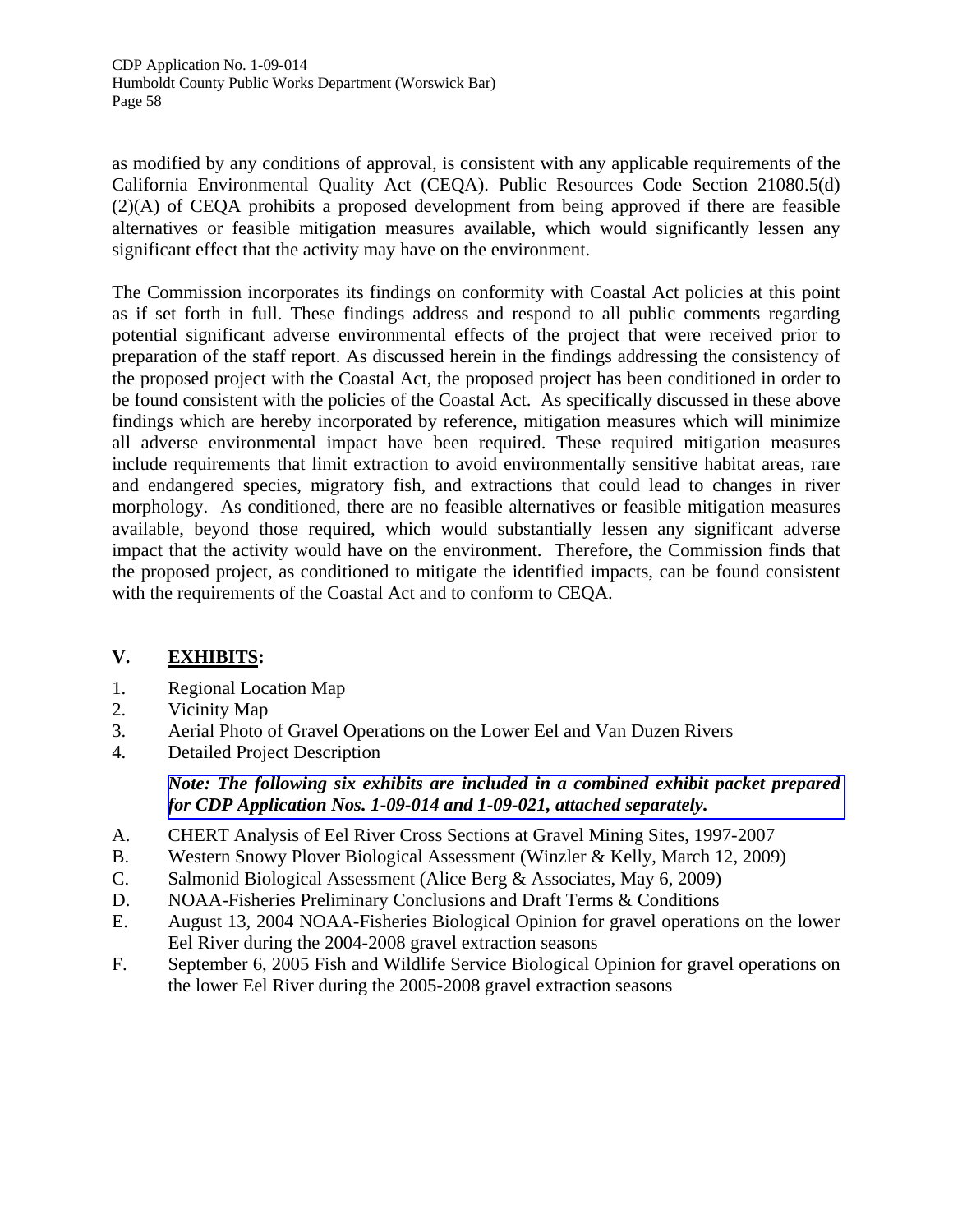as modified by any conditions of approval, is consistent with any applicable requirements of the California Environmental Quality Act (CEQA). Public Resources Code Section 21080.5(d)(2)(A) of CEQA prohibits a proposed development from being approved if there are feasible alternatives or feasible mitigation measures available, which would significantly lessen any significant effect that the activity may have on the environment.

The Commission incorporates its findings on conformity with Coastal Act policies at this point as if set forth in full. These findings address and respond to all public comments regarding potential significant adverse environmental effects of the project that were received prior to preparation of the staff report. As discussed herein in the findings addressing the consistency of the proposed project with the Coastal Act, the proposed project has been conditioned in order to be found consistent with the policies of the Coastal Act. As specifically discussed in these above findings which are hereby incorporated by reference, mitigation measures which will minimize all adverse environmental impact have been required. These required mitigation measures include requirements that limit extraction to avoid environmentally sensitive habitat areas, rare and endangered species, migratory fish, and extractions that could lead to changes in river morphology. As conditioned, there are no feasible alternatives or feasible mitigation measures available, beyond those required, which would substantially lessen any significant adverse impact that the activity would have on the environment. Therefore, the Commission finds that the proposed project, as conditioned to mitigate the identified impacts, can be found consistent with the requirements of the Coastal Act and to conform to CEQA.

## V. <u>EXHIBITS</u>:

1. Regional Location Map
2. Vicinity Map
3. Aerial Photo of Gravel Operations on the Lower Eel and Van Duzen Rivers
4. Detailed Project Description

***Note: The following six exhibits are included in a combined exhibit packet prepared for CDP Application Nos. 1-09-014 and 1-09-021, attached separately.***

A. CHERT Analysis of Eel River Cross Sections at Gravel Mining Sites, 1997-2007
B. Western Snowy Plover Biological Assessment (Winzler & Kelly, March 12, 2009)
C. Salmonid Biological Assessment (Alice Berg & Associates, May 6, 2009)
D. NOAA-Fisheries Preliminary Conclusions and Draft Terms & Conditions
E. August 13, 2004 NOAA-Fisheries Biological Opinion for gravel operations on the lower Eel River during the 2004-2008 gravel extraction seasons
F. September 6, 2005 Fish and Wildlife Service Biological Opinion for gravel operations on the lower Eel River during the 2005-2008 gravel extraction seasons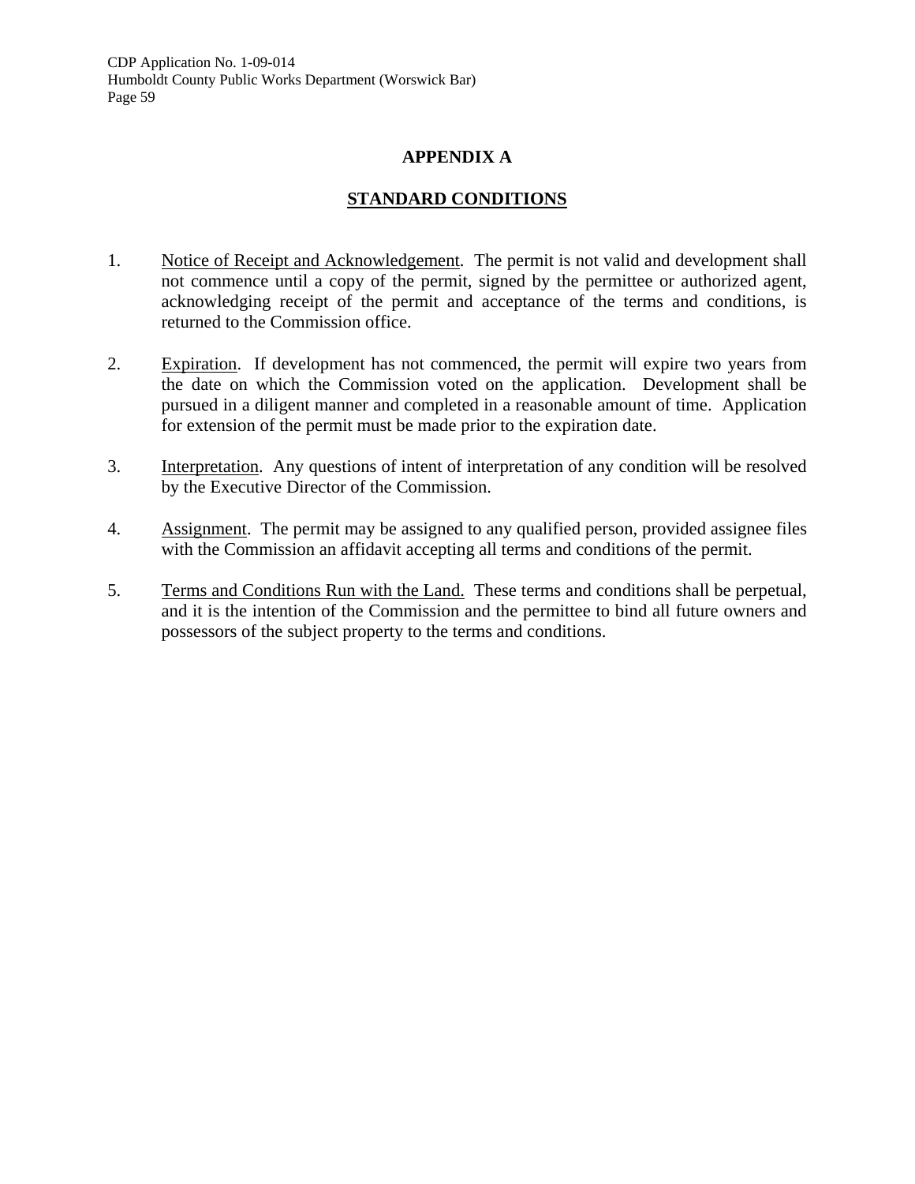# APPENDIX A

## STANDARD CONDITIONS

1. Notice of Receipt and Acknowledgement. The permit is not valid and development shall not commence until a copy of the permit, signed by the permittee or authorized agent, acknowledging receipt of the permit and acceptance of the terms and conditions, is returned to the Commission office.

2. Expiration. If development has not commenced, the permit will expire two years from the date on which the Commission voted on the application. Development shall be pursued in a diligent manner and completed in a reasonable amount of time. Application for extension of the permit must be made prior to the expiration date.

3. Interpretation. Any questions of intent of interpretation of any condition will be resolved by the Executive Director of the Commission.

4. Assignment. The permit may be assigned to any qualified person, provided assignee files with the Commission an affidavit accepting all terms and conditions of the permit.

5. Terms and Conditions Run with the Land. These terms and conditions shall be perpetual, and it is the intention of the Commission and the permittee to bind all future owners and possessors of the subject property to the terms and conditions.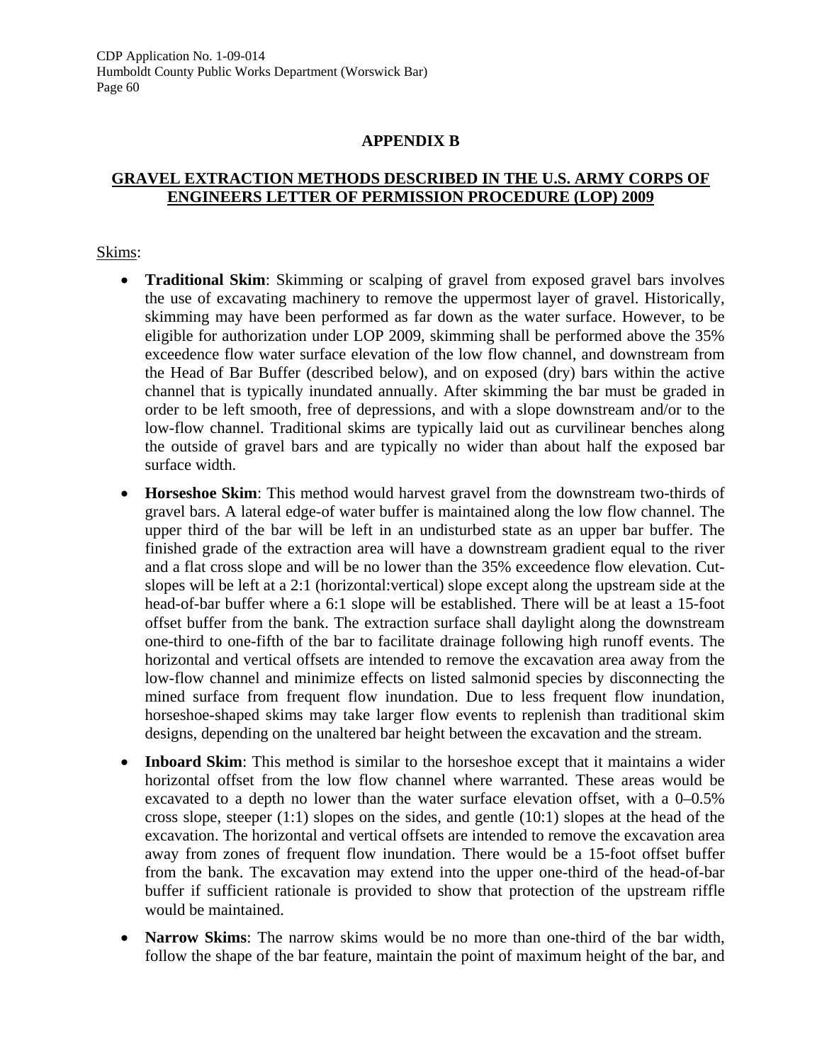# APPENDIX B

## GRAVEL EXTRACTION METHODS DESCRIBED IN THE U.S. ARMY CORPS OF ENGINEERS LETTER OF PERMISSION PROCEDURE (LOP) 2009

Skims:

- **Traditional Skim**: Skimming or scalping of gravel from exposed gravel bars involves the use of excavating machinery to remove the uppermost layer of gravel. Historically, skimming may have been performed as far down as the water surface. However, to be eligible for authorization under LOP 2009, skimming shall be performed above the 35% exceedence flow water surface elevation of the low flow channel, and downstream from the Head of Bar Buffer (described below), and on exposed (dry) bars within the active channel that is typically inundated annually. After skimming the bar must be graded in order to be left smooth, free of depressions, and with a slope downstream and/or to the low-flow channel. Traditional skims are typically laid out as curvilinear benches along the outside of gravel bars and are typically no wider than about half the exposed bar surface width.
- **Horseshoe Skim**: This method would harvest gravel from the downstream two-thirds of gravel bars. A lateral edge-of water buffer is maintained along the low flow channel. The upper third of the bar will be left in an undisturbed state as an upper bar buffer. The finished grade of the extraction area will have a downstream gradient equal to the river and a flat cross slope and will be no lower than the 35% exceedence flow elevation. Cut-slopes will be left at a 2:1 (horizontal:vertical) slope except along the upstream side at the head-of-bar buffer where a 6:1 slope will be established. There will be at least a 15-foot offset buffer from the bank. The extraction surface shall daylight along the downstream one-third to one-fifth of the bar to facilitate drainage following high runoff events. The horizontal and vertical offsets are intended to remove the excavation area away from the low-flow channel and minimize effects on listed salmonid species by disconnecting the mined surface from frequent flow inundation. Due to less frequent flow inundation, horseshoe-shaped skims may take larger flow events to replenish than traditional skim designs, depending on the unaltered bar height between the excavation and the stream.
- **Inboard Skim**: This method is similar to the horseshoe except that it maintains a wider horizontal offset from the low flow channel where warranted. These areas would be excavated to a depth no lower than the water surface elevation offset, with a 0–0.5% cross slope, steeper (1:1) slopes on the sides, and gentle (10:1) slopes at the head of the excavation. The horizontal and vertical offsets are intended to remove the excavation area away from zones of frequent flow inundation. There would be a 15-foot offset buffer from the bank. The excavation may extend into the upper one-third of the head-of-bar buffer if sufficient rationale is provided to show that protection of the upstream riffle would be maintained.
- **Narrow Skims**: The narrow skims would be no more than one-third of the bar width, follow the shape of the bar feature, maintain the point of maximum height of the bar, and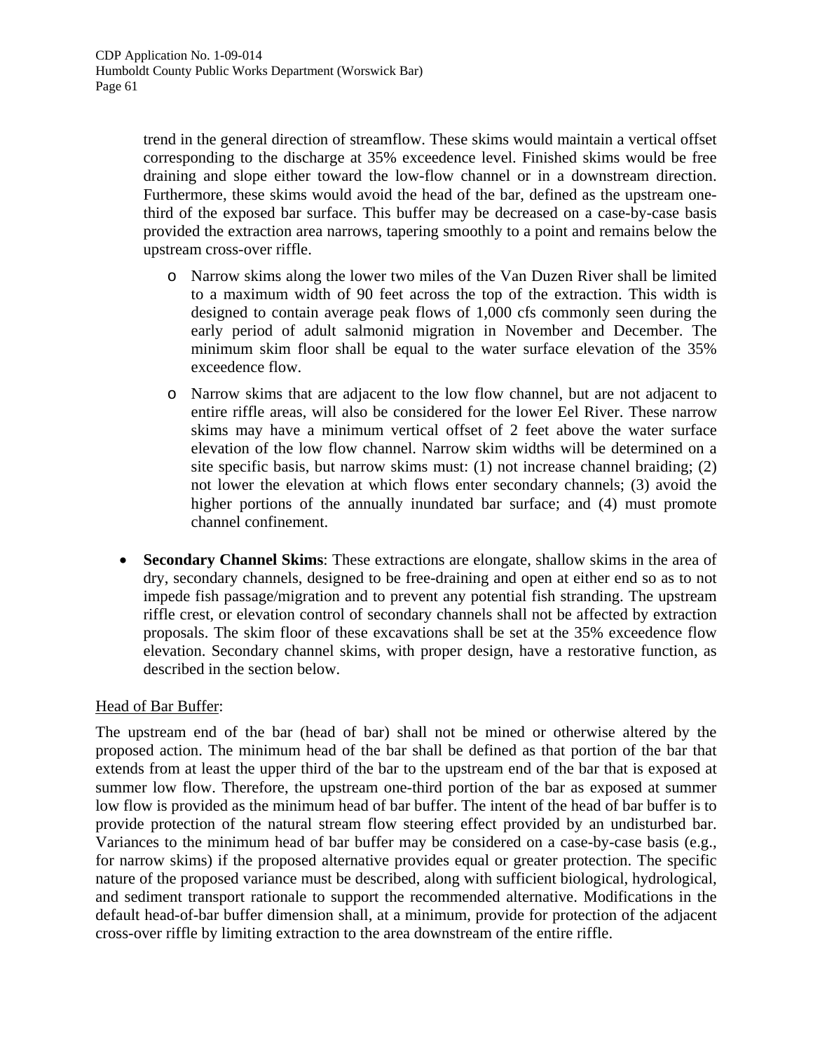trend in the general direction of streamflow. These skims would maintain a vertical offset corresponding to the discharge at 35% exceedence level. Finished skims would be free draining and slope either toward the low-flow channel or in a downstream direction. Furthermore, these skims would avoid the head of the bar, defined as the upstream one-third of the exposed bar surface. This buffer may be decreased on a case-by-case basis provided the extraction area narrows, tapering smoothly to a point and remains below the upstream cross-over riffle.

  - Narrow skims along the lower two miles of the Van Duzen River shall be limited to a maximum width of 90 feet across the top of the extraction. This width is designed to contain average peak flows of 1,000 cfs commonly seen during the early period of adult salmonid migration in November and December. The minimum skim floor shall be equal to the water surface elevation of the 35% exceedence flow.
  - Narrow skims that are adjacent to the low flow channel, but are not adjacent to entire riffle areas, will also be considered for the lower Eel River. These narrow skims may have a minimum vertical offset of 2 feet above the water surface elevation of the low flow channel. Narrow skim widths will be determined on a site specific basis, but narrow skims must: (1) not increase channel braiding; (2) not lower the elevation at which flows enter secondary channels; (3) avoid the higher portions of the annually inundated bar surface; and (4) must promote channel confinement.

- **Secondary Channel Skims**: These extractions are elongate, shallow skims in the area of dry, secondary channels, designed to be free-draining and open at either end so as to not impede fish passage/migration and to prevent any potential fish stranding. The upstream riffle crest, or elevation control of secondary channels shall not be affected by extraction proposals. The skim floor of these excavations shall be set at the 35% exceedence flow elevation. Secondary channel skims, with proper design, have a restorative function, as described in the section below.

Head of Bar Buffer:

The upstream end of the bar (head of bar) shall not be mined or otherwise altered by the proposed action. The minimum head of the bar shall be defined as that portion of the bar that extends from at least the upper third of the bar to the upstream end of the bar that is exposed at summer low flow. Therefore, the upstream one-third portion of the bar as exposed at summer low flow is provided as the minimum head of bar buffer. The intent of the head of bar buffer is to provide protection of the natural stream flow steering effect provided by an undisturbed bar. Variances to the minimum head of bar buffer may be considered on a case-by-case basis (e.g., for narrow skims) if the proposed alternative provides equal or greater protection. The specific nature of the proposed variance must be described, along with sufficient biological, hydrological, and sediment transport rationale to support the recommended alternative. Modifications in the default head-of-bar buffer dimension shall, at a minimum, provide for protection of the adjacent cross-over riffle by limiting extraction to the area downstream of the entire riffle.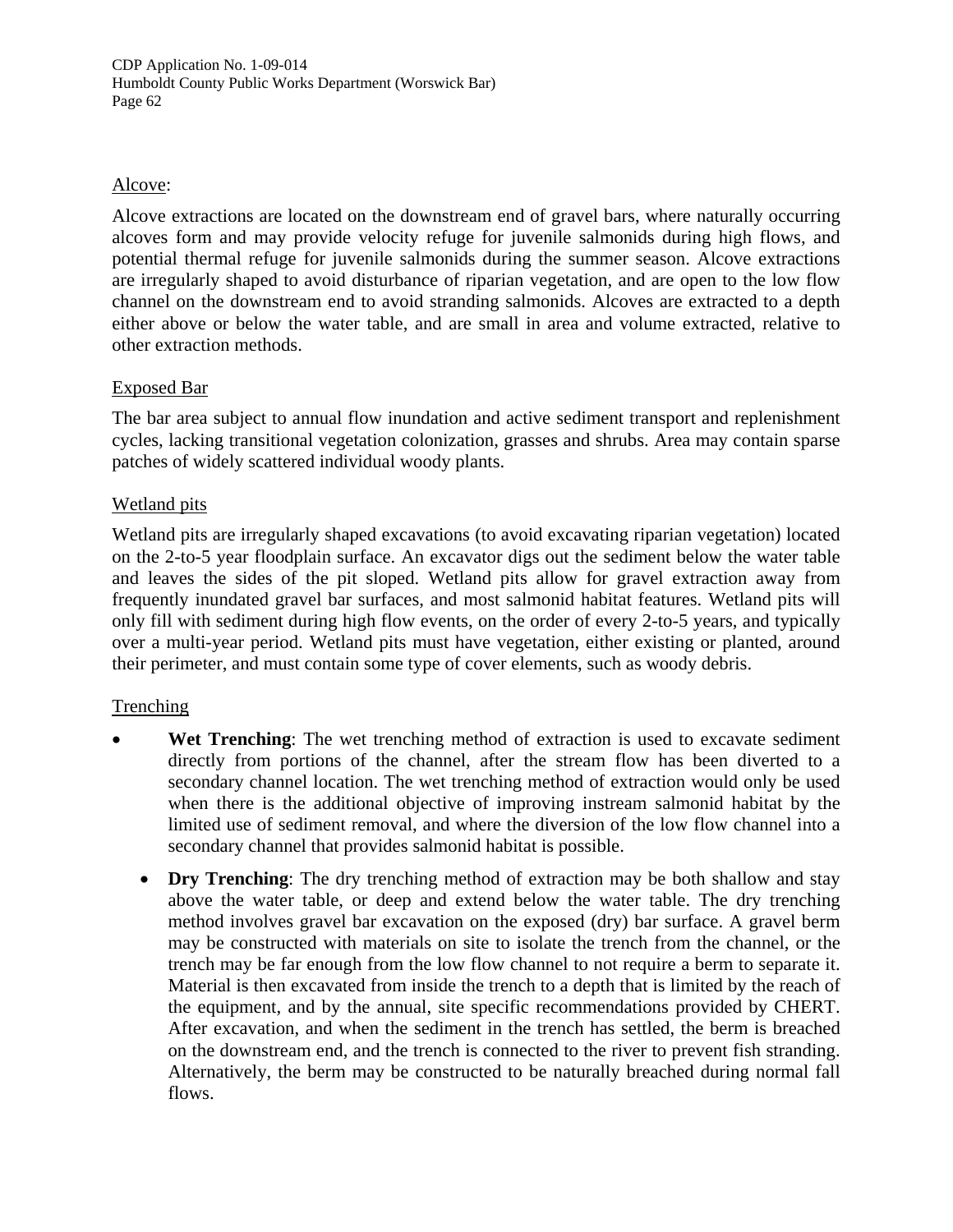Alcove:

Alcove extractions are located on the downstream end of gravel bars, where naturally occurring alcoves form and may provide velocity refuge for juvenile salmonids during high flows, and potential thermal refuge for juvenile salmonids during the summer season. Alcove extractions are irregularly shaped to avoid disturbance of riparian vegetation, and are open to the low flow channel on the downstream end to avoid stranding salmonids. Alcoves are extracted to a depth either above or below the water table, and are small in area and volume extracted, relative to other extraction methods.

Exposed Bar

The bar area subject to annual flow inundation and active sediment transport and replenishment cycles, lacking transitional vegetation colonization, grasses and shrubs. Area may contain sparse patches of widely scattered individual woody plants.

Wetland pits

Wetland pits are irregularly shaped excavations (to avoid excavating riparian vegetation) located on the 2-to-5 year floodplain surface. An excavator digs out the sediment below the water table and leaves the sides of the pit sloped. Wetland pits allow for gravel extraction away from frequently inundated gravel bar surfaces, and most salmonid habitat features. Wetland pits will only fill with sediment during high flow events, on the order of every 2-to-5 years, and typically over a multi-year period. Wetland pits must have vegetation, either existing or planted, around their perimeter, and must contain some type of cover elements, such as woody debris.

Trenching

- **Wet Trenching**: The wet trenching method of extraction is used to excavate sediment directly from portions of the channel, after the stream flow has been diverted to a secondary channel location. The wet trenching method of extraction would only be used when there is the additional objective of improving instream salmonid habitat by the limited use of sediment removal, and where the diversion of the low flow channel into a secondary channel that provides salmonid habitat is possible.
- **Dry Trenching**: The dry trenching method of extraction may be both shallow and stay above the water table, or deep and extend below the water table. The dry trenching method involves gravel bar excavation on the exposed (dry) bar surface. A gravel berm may be constructed with materials on site to isolate the trench from the channel, or the trench may be far enough from the low flow channel to not require a berm to separate it. Material is then excavated from inside the trench to a depth that is limited by the reach of the equipment, and by the annual, site specific recommendations provided by CHERT. After excavation, and when the sediment in the trench has settled, the berm is breached on the downstream end, and the trench is connected to the river to prevent fish stranding. Alternatively, the berm may be constructed to be naturally breached during normal fall flows.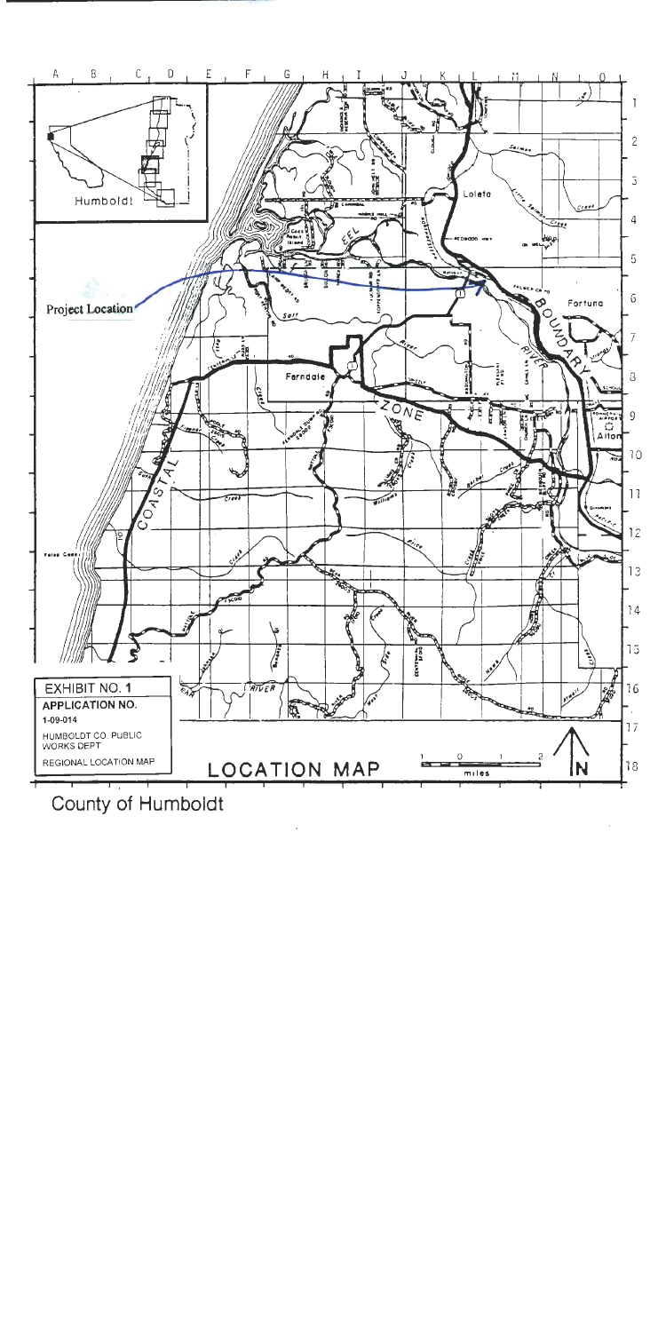Project Location

EXHIBIT NO. 1

APPLICATION NO.

1-09-014

HUMBOLDT CO. PUBLIC WORKS DEPT

REGIONAL LOCATION MAP

LOCATION MAP

County of Humboldt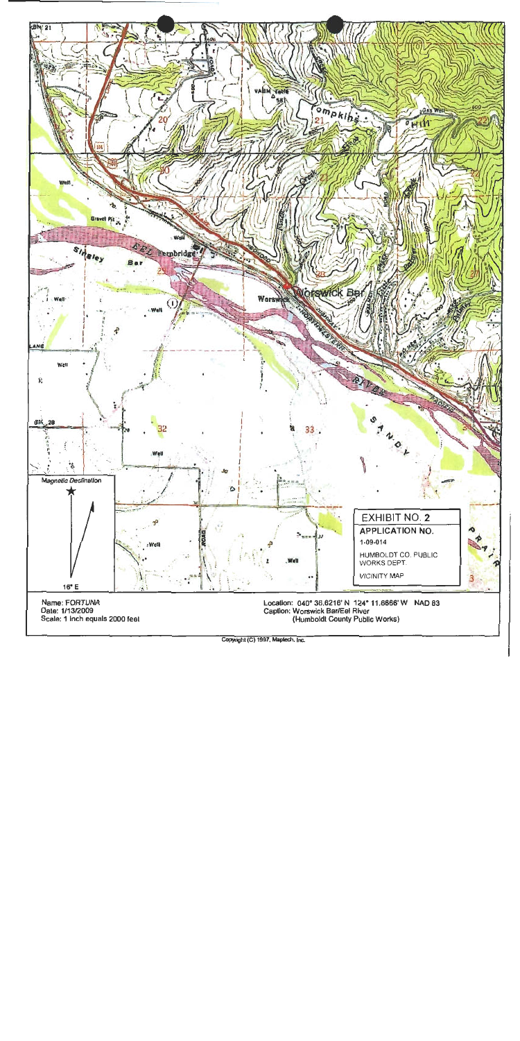EXHIBIT NO. 2

APPLICATION NO.

1-09-014

HUMBOLDT CO. PUBLIC WORKS DEPT.

VICINITY MAP

Magnetic Declination

16° E

Name: FORTUNA
Date: 1/13/2009
Scale: 1 inch equals 2000 feet

Location: 040° 36.6216' N 124° 11.6666' W NAD 83
Caption: Worswick Bar/Eel River
(Humboldt County Public Works)

Copyright (C) 1997, Maptech, Inc.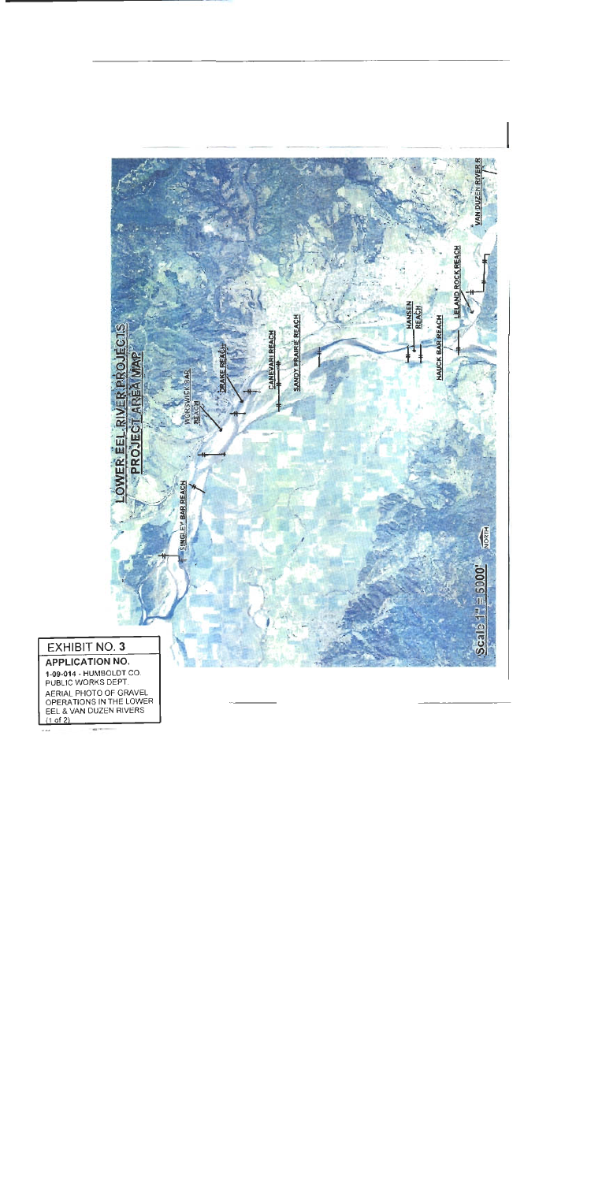EXHIBIT NO. 3

APPLICATION NO.

1-09-014 - HUMBOLDT CO. PUBLIC WORKS DEPT.

AERIAL PHOTO OF GRAVEL OPERATIONS IN THE LOWER EEL & VAN DUZEN RIVERS

(1 of 2)

LOWER EEL RIVER PROJECTS PROJECT AREA MAP

SINGLEY BAR REACH

WORSWICK BAR REACH

DRAKE REACH

CANEVARI REACH

SANDY PRAIRIE REACH

HANSEN REACH

HAUCK BAR REACH

LELAND ROCK REACH

VAN DUZEN RIVER R

Scale 1" = 5000'

NORTH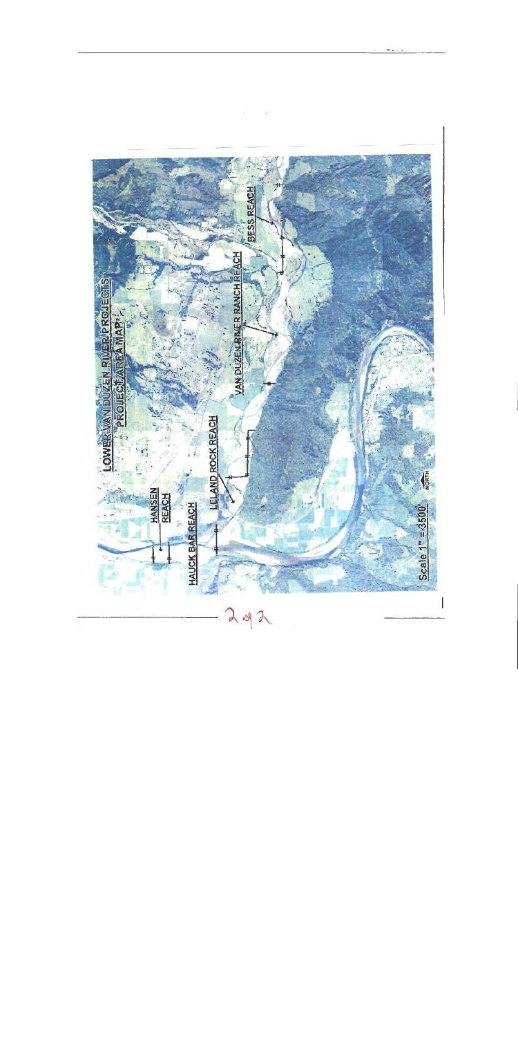LOWER VAN DUZEN RIVER PROJECTS
PROJECT AREA MAP

HANSEN REACH

HAUCK BAR REACH

LELAND ROCK REACH

VAN DUZEN RIVER RANCH REACH

BESS REACH

Scale 1" = 3500'

NORTH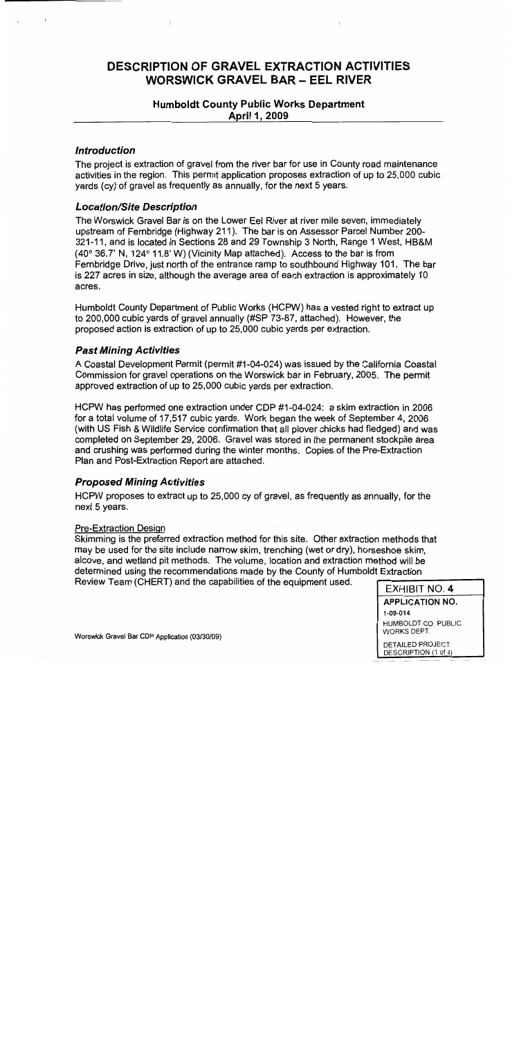# DESCRIPTION OF GRAVEL EXTRACTION ACTIVITIES
# WORSWICK GRAVEL BAR – EEL RIVER

## Humboldt County Public Works Department
## April 1, 2009

### *Introduction*

The project is extraction of gravel from the river bar for use in County road maintenance activities in the region. This permit application proposes extraction of up to 25,000 cubic yards (cy) of gravel as frequently as annually, for the next 5 years.

### *Location/Site Description*

The Worswick Gravel Bar is on the Lower Eel River at river mile seven, immediately upstream of Fernbridge (Highway 211). The bar is on Assessor Parcel Number 200-321-11, and is located in Sections 28 and 29 Township 3 North, Range 1 West, HB&M (40° 36.7' N, 124° 11.8' W) (Vicinity Map attached). Access to the bar is from Fernbridge Drive, just north of the entrance ramp to southbound Highway 101. The bar is 227 acres in size, although the average area of each extraction is approximately 10 acres.

Humboldt County Department of Public Works (HCPW) has a vested right to extract up to 200,000 cubic yards of gravel annually (#SP 73-87, attached). However, the proposed action is extraction of up to 25,000 cubic yards per extraction.

### *Past Mining Activities*

A Coastal Development Permit (permit #1-04-024) was issued by the California Coastal Commission for gravel operations on the Worswick bar in February, 2005. The permit approved extraction of up to 25,000 cubic yards per extraction.

HCPW has performed one extraction under CDP #1-04-024: a skim extraction in 2006 for a total volume of 17,517 cubic yards. Work began the week of September 4, 2006 (with US Fish & Wildlife Service confirmation that all plover chicks had fledged) and was completed on September 29, 2006. Gravel was stored in the permanent stockpile area and crushing was performed during the winter months. Copies of the Pre-Extraction Plan and Post-Extraction Report are attached.

### *Proposed Mining Activities*

HCPW proposes to extract up to 25,000 cy of gravel, as frequently as annually, for the next 5 years.

Pre-Extraction Design

Skimming is the preferred extraction method for this site. Other extraction methods that may be used for the site include narrow skim, trenching (wet or dry), horseshoe skim, alcove, and wetland pit methods. The volume, location and extraction method will be determined using the recommendations made by the County of Humboldt Extraction Review Team (CHERT) and the capabilities of the equipment used.

Worswick Gravel Bar CDP Application (03/30/09)

EXHIBIT NO. 4
APPLICATION NO.
1-09-014
HUMBOLDT CO. PUBLIC WORKS DEPT.
DETAILED PROJECT DESCRIPTION (1 of 4)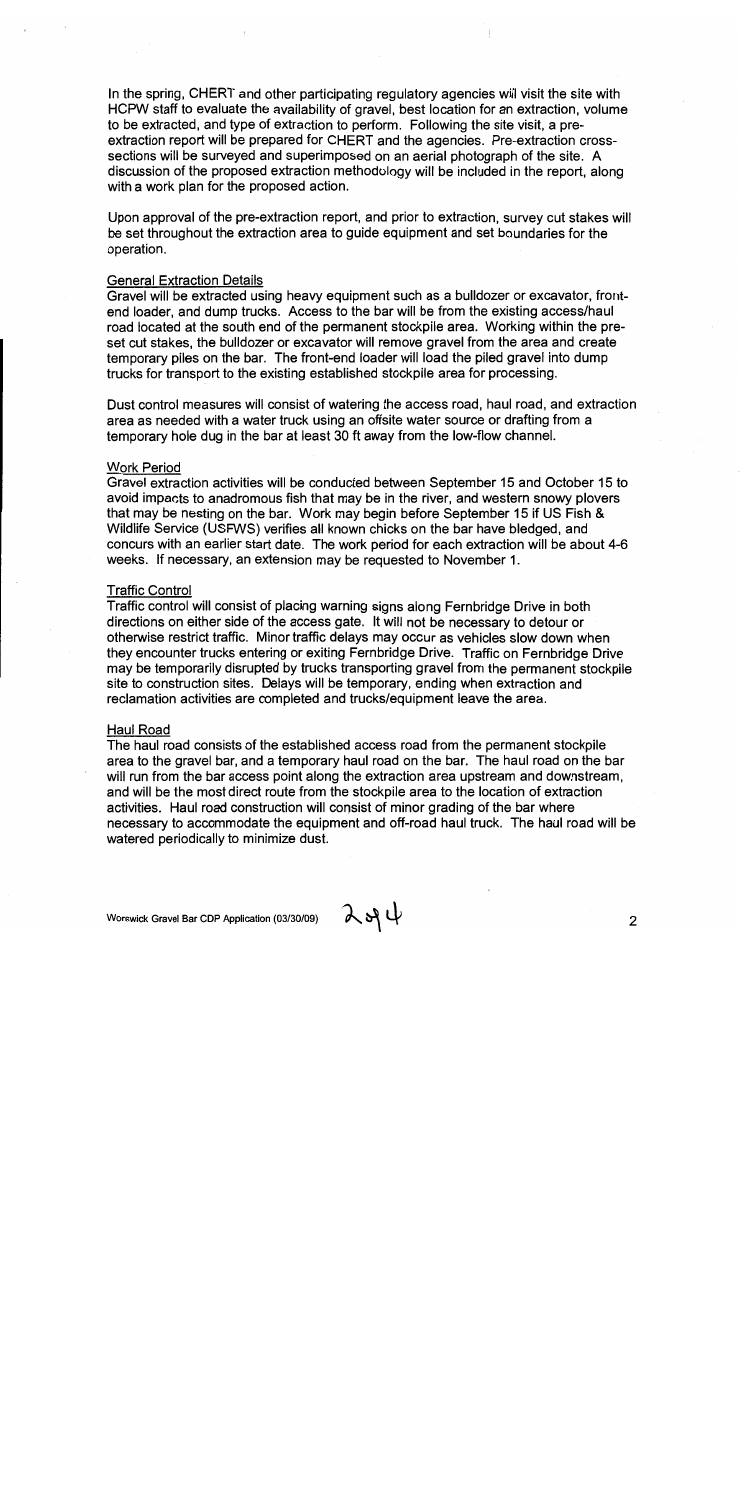In the spring, CHERT and other participating regulatory agencies will visit the site with HCPW staff to evaluate the availability of gravel, best location for an extraction, volume to be extracted, and type of extraction to perform. Following the site visit, a pre-extraction report will be prepared for CHERT and the agencies. Pre-extraction cross-sections will be surveyed and superimposed on an aerial photograph of the site. A discussion of the proposed extraction methodology will be included in the report, along with a work plan for the proposed action.

Upon approval of the pre-extraction report, and prior to extraction, survey cut stakes will be set throughout the extraction area to guide equipment and set boundaries for the operation.

General Extraction Details

Gravel will be extracted using heavy equipment such as a bulldozer or excavator, front-end loader, and dump trucks. Access to the bar will be from the existing access/haul road located at the south end of the permanent stockpile area. Working within the pre-set cut stakes, the bulldozer or excavator will remove gravel from the area and create temporary piles on the bar. The front-end loader will load the piled gravel into dump trucks for transport to the existing established stockpile area for processing.

Dust control measures will consist of watering the access road, haul road, and extraction area as needed with a water truck using an offsite water source or drafting from a temporary hole dug in the bar at least 30 ft away from the low-flow channel.

Work Period

Gravel extraction activities will be conducted between September 15 and October 15 to avoid impacts to anadromous fish that may be in the river, and western snowy plovers that may be nesting on the bar. Work may begin before September 15 if US Fish & Wildlife Service (USFWS) verifies all known chicks on the bar have bledged, and concurs with an earlier start date. The work period for each extraction will be about 4-6 weeks. If necessary, an extension may be requested to November 1.

Traffic Control

Traffic control will consist of placing warning signs along Fernbridge Drive in both directions on either side of the access gate. It will not be necessary to detour or otherwise restrict traffic. Minor traffic delays may occur as vehicles slow down when they encounter trucks entering or exiting Fernbridge Drive. Traffic on Fernbridge Drive may be temporarily disrupted by trucks transporting gravel from the permanent stockpile site to construction sites. Delays will be temporary, ending when extraction and reclamation activities are completed and trucks/equipment leave the area.

Haul Road

The haul road consists of the established access road from the permanent stockpile area to the gravel bar, and a temporary haul road on the bar. The haul road on the bar will run from the bar access point along the extraction area upstream and downstream, and will be the most direct route from the stockpile area to the location of extraction activities. Haul road construction will consist of minor grading of the bar where necessary to accommodate the equipment and off-road haul truck. The haul road will be watered periodically to minimize dust.

Worswick Gravel Bar CDP Application (03/30/09)

2 of 4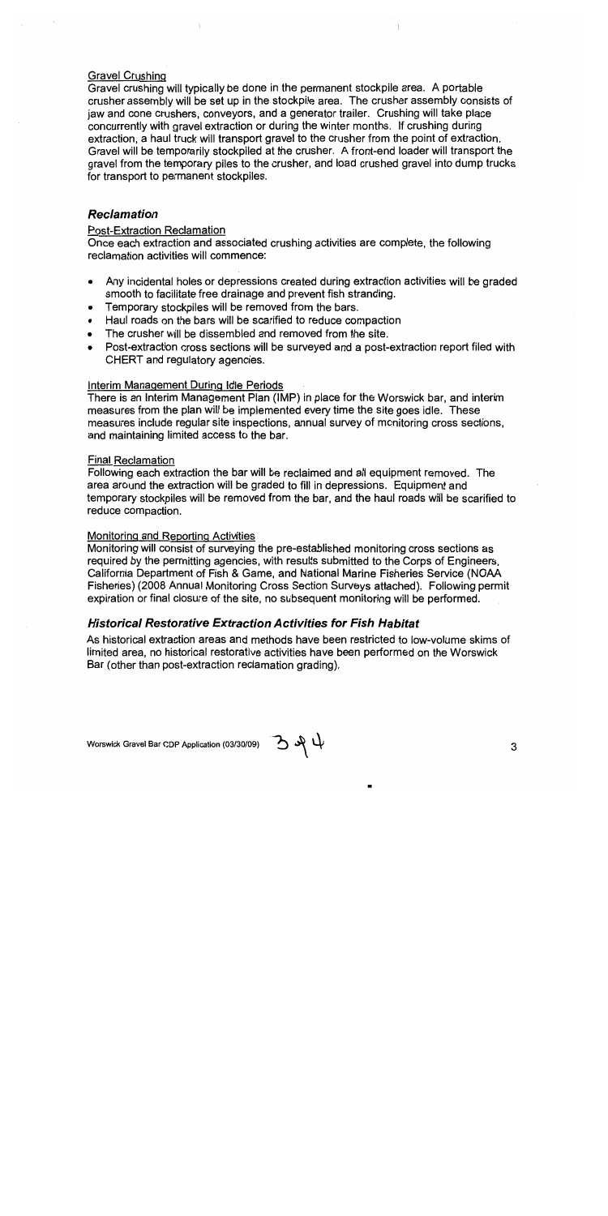Gravel Crushing

Gravel crushing will typically be done in the permanent stockpile area. A portable crusher assembly will be set up in the stockpile area. The crusher assembly consists of jaw and cone crushers, conveyors, and a generator trailer. Crushing will take place concurrently with gravel extraction or during the winter months. If crushing during extraction, a haul truck will transport gravel to the crusher from the point of extraction. Gravel will be temporarily stockpiled at the crusher. A front-end loader will transport the gravel from the temporary piles to the crusher, and load crushed gravel into dump trucks for transport to permanent stockpiles.

### *Reclamation*

Post-Extraction Reclamation

Once each extraction and associated crushing activities are complete, the following reclamation activities will commence:

- Any incidental holes or depressions created during extraction activities will be graded smooth to facilitate free drainage and prevent fish stranding.
- Temporary stockpiles will be removed from the bars.
- Haul roads on the bars will be scarified to reduce compaction
- The crusher will be dissembled and removed from the site.
- Post-extraction cross sections will be surveyed and a post-extraction report filed with CHERT and regulatory agencies.

Interim Management During Idle Periods

There is an Interim Management Plan (IMP) in place for the Worswick bar, and interim measures from the plan will be implemented every time the site goes idle. These measures include regular site inspections, annual survey of monitoring cross sections, and maintaining limited access to the bar.

Final Reclamation

Following each extraction the bar will be reclaimed and all equipment removed. The area around the extraction will be graded to fill in depressions. Equipment and temporary stockpiles will be removed from the bar, and the haul roads will be scarified to reduce compaction.

Monitoring and Reporting Activities

Monitoring will consist of surveying the pre-established monitoring cross sections as required by the permitting agencies, with results submitted to the Corps of Engineers, California Department of Fish & Game, and National Marine Fisheries Service (NOAA Fisheries) (2008 Annual Monitoring Cross Section Surveys attached). Following permit expiration or final closure of the site, no subsequent monitoring will be performed.

### *Historical Restorative Extraction Activities for Fish Habitat*

As historical extraction areas and methods have been restricted to low-volume skims of limited area, no historical restorative activities have been performed on the Worswick Bar (other than post-extraction reclamation grading).

Worswick Gravel Bar CDP Application (03/30/09) 3 of 4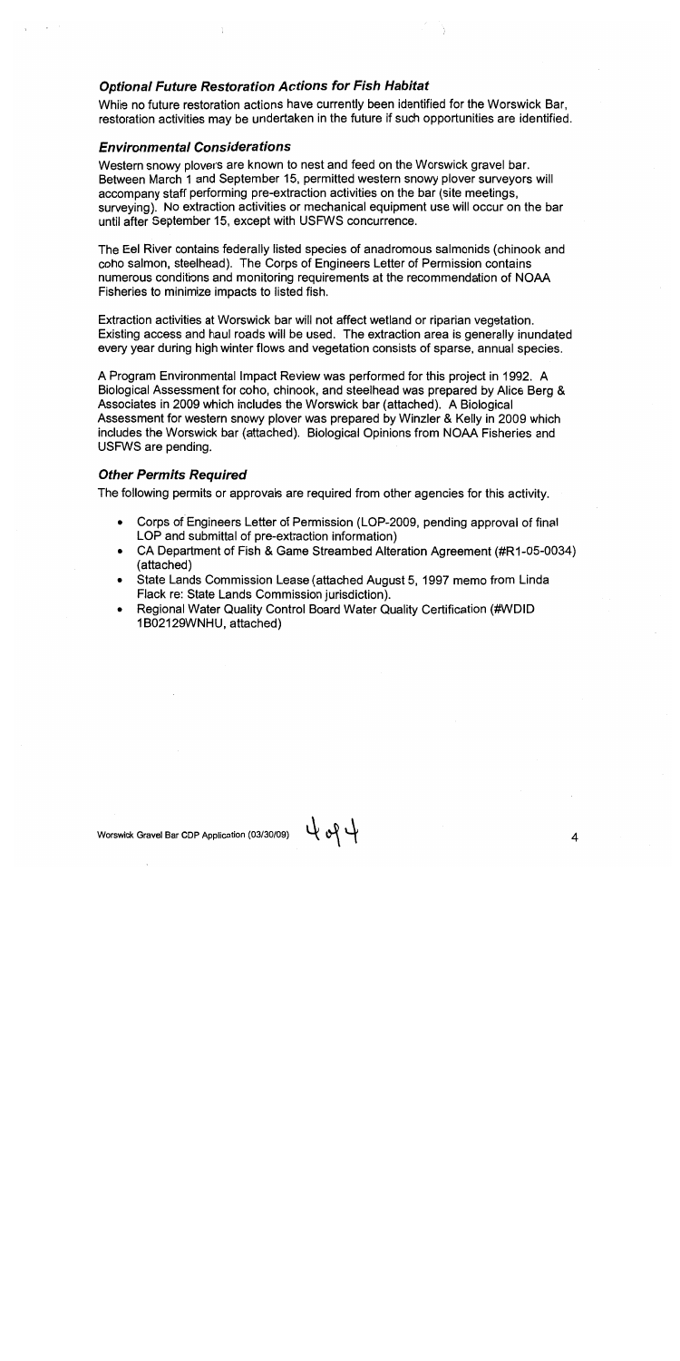### *Optional Future Restoration Actions for Fish Habitat*

While no future restoration actions have currently been identified for the Worswick Bar, restoration activities may be undertaken in the future if such opportunities are identified.

### *Environmental Considerations*

Western snowy plovers are known to nest and feed on the Worswick gravel bar. Between March 1 and September 15, permitted western snowy plover surveyors will accompany staff performing pre-extraction activities on the bar (site meetings, surveying). No extraction activities or mechanical equipment use will occur on the bar until after September 15, except with USFWS concurrence.

The Eel River contains federally listed species of anadromous salmonids (chinook and coho salmon, steelhead). The Corps of Engineers Letter of Permission contains numerous conditions and monitoring requirements at the recommendation of NOAA Fisheries to minimize impacts to listed fish.

Extraction activities at Worswick bar will not affect wetland or riparian vegetation. Existing access and haul roads will be used. The extraction area is generally inundated every year during high winter flows and vegetation consists of sparse, annual species.

A Program Environmental Impact Review was performed for this project in 1992. A Biological Assessment for coho, chinook, and steelhead was prepared by Alice Berg & Associates in 2009 which includes the Worswick bar (attached). A Biological Assessment for western snowy plover was prepared by Winzler & Kelly in 2009 which includes the Worswick bar (attached). Biological Opinions from NOAA Fisheries and USFWS are pending.

### *Other Permits Required*

The following permits or approvals are required from other agencies for this activity.

- Corps of Engineers Letter of Permission (LOP-2009, pending approval of final LOP and submittal of pre-extraction information)
- CA Department of Fish & Game Streambed Alteration Agreement (#R1-05-0034) (attached)
- State Lands Commission Lease (attached August 5, 1997 memo from Linda Flack re: State Lands Commission jurisdiction).
- Regional Water Quality Control Board Water Quality Certification (#WDID 1B02129WNHU, attached)

Worswick Gravel Bar CDP Application (03/30/09)